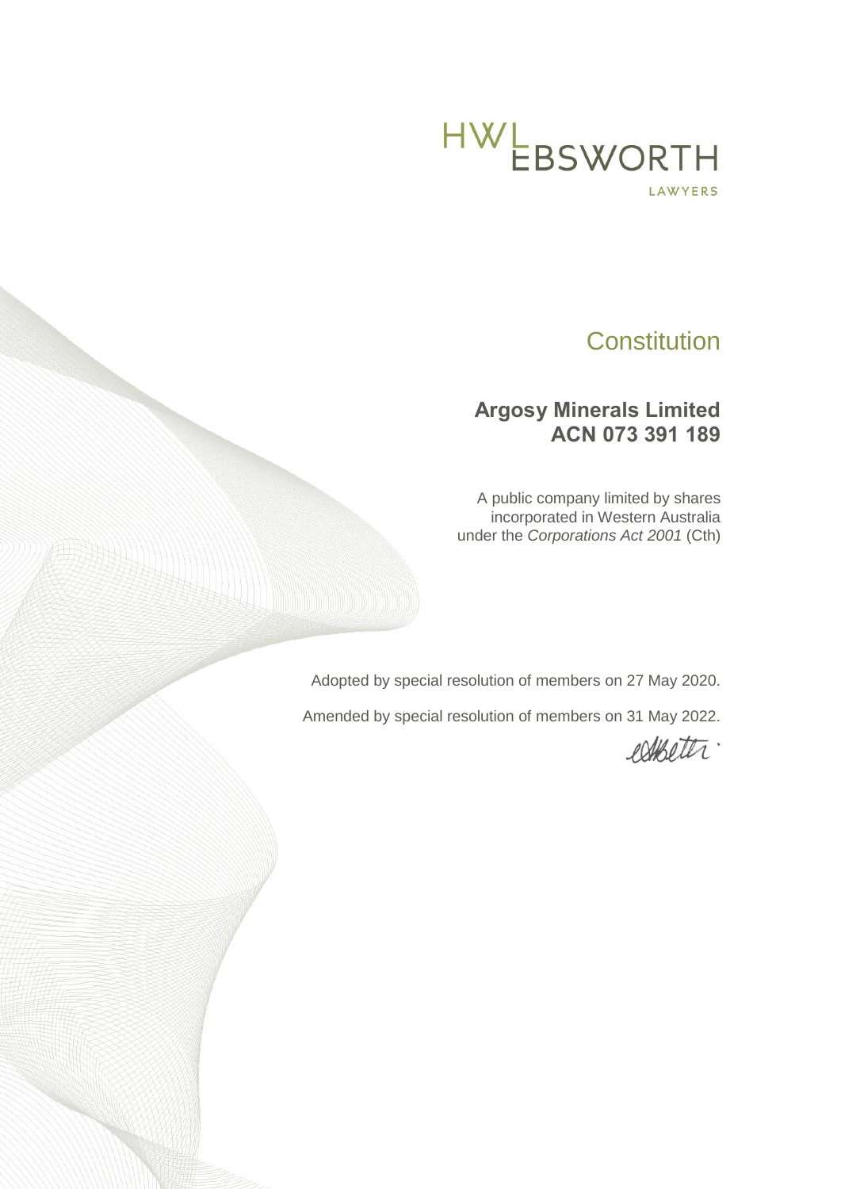HWL EBSWORTH

LAWYERS

# Constitution

## Argosy Minerals Limited
## ACN 073 391 189

A public company limited by shares
incorporated in Western Australia
under the *Corporations Act 2001* (Cth)

Adopted by special resolution of members on 27 May 2020.

Amended by special resolution of members on 31 May 2022.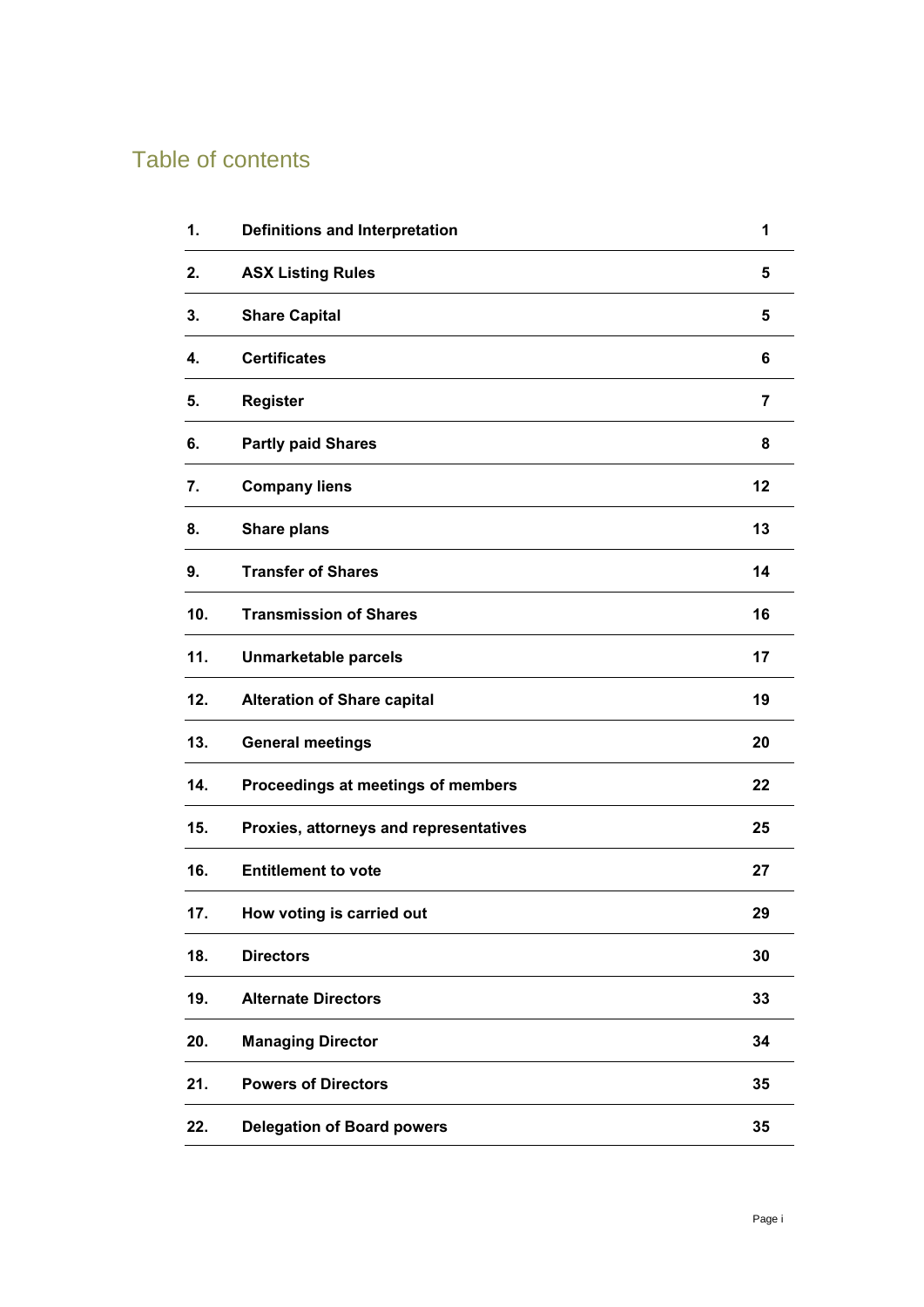# Table of contents

| | | |
|---|---|---|
| **1.** | **Definitions and Interpretation** | **1** |
| **2.** | **ASX Listing Rules** | **5** |
| **3.** | **Share Capital** | **5** |
| **4.** | **Certificates** | **6** |
| **5.** | **Register** | **7** |
| **6.** | **Partly paid Shares** | **8** |
| **7.** | **Company liens** | **12** |
| **8.** | **Share plans** | **13** |
| **9.** | **Transfer of Shares** | **14** |
| **10.** | **Transmission of Shares** | **16** |
| **11.** | **Unmarketable parcels** | **17** |
| **12.** | **Alteration of Share capital** | **19** |
| **13.** | **General meetings** | **20** |
| **14.** | **Proceedings at meetings of members** | **22** |
| **15.** | **Proxies, attorneys and representatives** | **25** |
| **16.** | **Entitlement to vote** | **27** |
| **17.** | **How voting is carried out** | **29** |
| **18.** | **Directors** | **30** |
| **19.** | **Alternate Directors** | **33** |
| **20.** | **Managing Director** | **34** |
| **21.** | **Powers of Directors** | **35** |
| **22.** | **Delegation of Board powers** | **35** |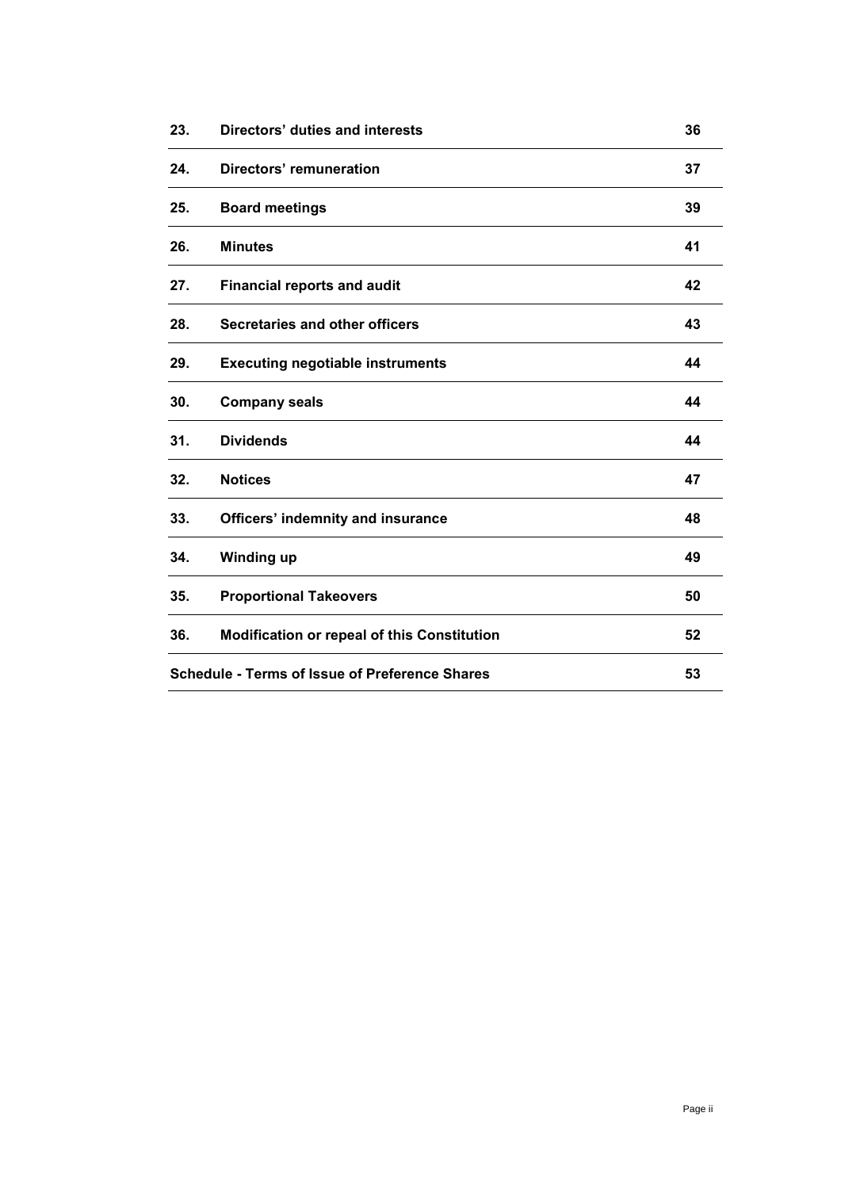| | | |
|---|---|---|
| **23.** | **Directors' duties and interests** | **36** |
| **24.** | **Directors' remuneration** | **37** |
| **25.** | **Board meetings** | **39** |
| **26.** | **Minutes** | **41** |
| **27.** | **Financial reports and audit** | **42** |
| **28.** | **Secretaries and other officers** | **43** |
| **29.** | **Executing negotiable instruments** | **44** |
| **30.** | **Company seals** | **44** |
| **31.** | **Dividends** | **44** |
| **32.** | **Notices** | **47** |
| **33.** | **Officers' indemnity and insurance** | **48** |
| **34.** | **Winding up** | **49** |
| **35.** | **Proportional Takeovers** | **50** |
| **36.** | **Modification or repeal of this Constitution** | **52** |
| **Schedule - Terms of Issue of Preference Shares** | | **53** |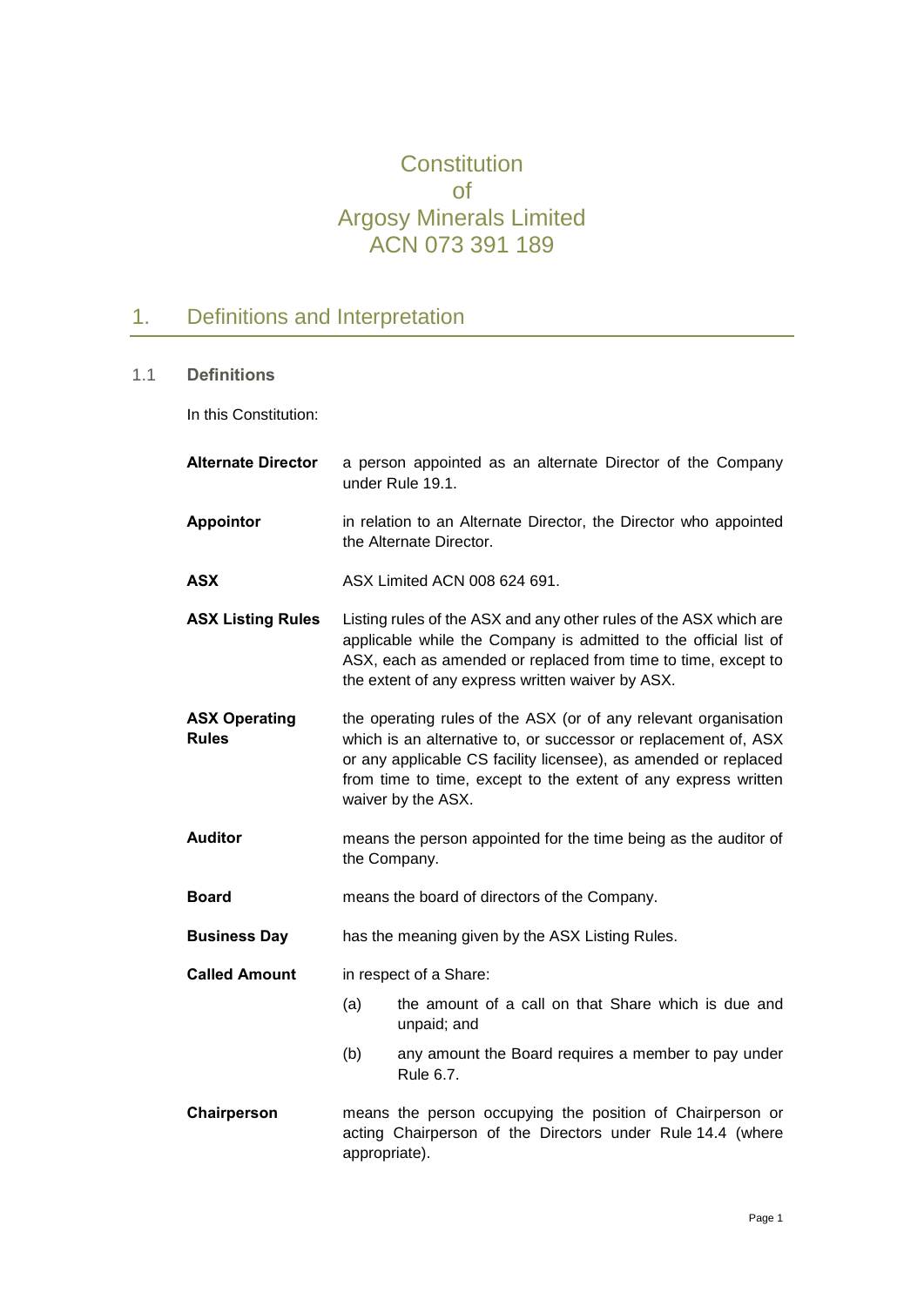# Constitution of Argosy Minerals Limited ACN 073 391 189

## 1. Definitions and Interpretation

### 1.1 Definitions

In this Constitution:

**Alternate Director** a person appointed as an alternate Director of the Company under Rule 19.1.

**Appointor** in relation to an Alternate Director, the Director who appointed the Alternate Director.

**ASX** ASX Limited ACN 008 624 691.

**ASX Listing Rules** Listing rules of the ASX and any other rules of the ASX which are applicable while the Company is admitted to the official list of ASX, each as amended or replaced from time to time, except to the extent of any express written waiver by ASX.

**ASX Operating Rules** the operating rules of the ASX (or of any relevant organisation which is an alternative to, or successor or replacement of, ASX or any applicable CS facility licensee), as amended or replaced from time to time, except to the extent of any express written waiver by the ASX.

**Auditor** means the person appointed for the time being as the auditor of the Company.

**Board** means the board of directors of the Company.

**Business Day** has the meaning given by the ASX Listing Rules.

**Called Amount** in respect of a Share:

(a) the amount of a call on that Share which is due and unpaid; and

(b) any amount the Board requires a member to pay under Rule 6.7.

**Chairperson** means the person occupying the position of Chairperson or acting Chairperson of the Directors under Rule 14.4 (where appropriate).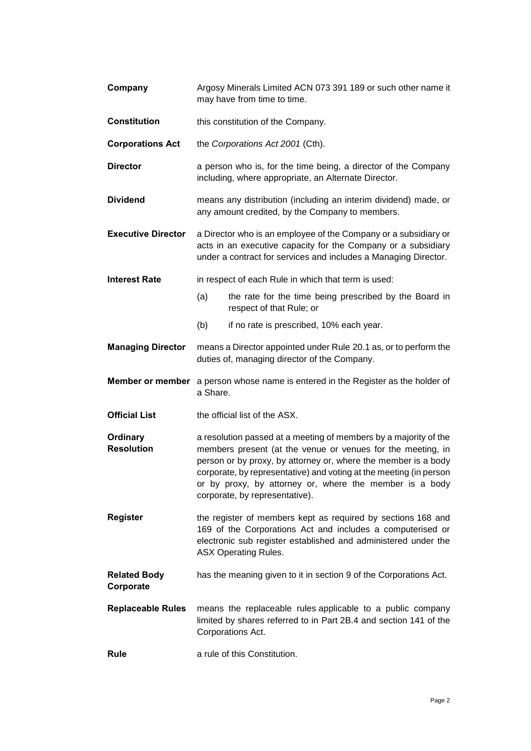| | |
|---|---|
| **Company** | Argosy Minerals Limited ACN 073 391 189 or such other name it may have from time to time. |
| **Constitution** | this constitution of the Company. |
| **Corporations Act** | the *Corporations Act 2001* (Cth). |
| **Director** | a person who is, for the time being, a director of the Company including, where appropriate, an Alternate Director. |
| **Dividend** | means any distribution (including an interim dividend) made, or any amount credited, by the Company to members. |
| **Executive Director** | a Director who is an employee of the Company or a subsidiary or acts in an executive capacity for the Company or a subsidiary under a contract for services and includes a Managing Director. |
| **Interest Rate** | in respect of each Rule in which that term is used:<br>(a) the rate for the time being prescribed by the Board in respect of that Rule; or<br>(b) if no rate is prescribed, 10% each year. |
| **Managing Director** | means a Director appointed under Rule 20.1 as, or to perform the duties of, managing director of the Company. |
| **Member or member** | a person whose name is entered in the Register as the holder of a Share. |
| **Official List** | the official list of the ASX. |
| **Ordinary Resolution** | a resolution passed at a meeting of members by a majority of the members present (at the venue or venues for the meeting, in person or by proxy, by attorney or, where the member is a body corporate, by representative) and voting at the meeting (in person or by proxy, by attorney or, where the member is a body corporate, by representative). |
| **Register** | the register of members kept as required by sections 168 and 169 of the Corporations Act and includes a computerised or electronic sub register established and administered under the ASX Operating Rules. |
| **Related Body Corporate** | has the meaning given to it in section 9 of the Corporations Act. |
| **Replaceable Rules** | means the replaceable rules applicable to a public company limited by shares referred to in Part 2B.4 and section 141 of the Corporations Act. |
| **Rule** | a rule of this Constitution. |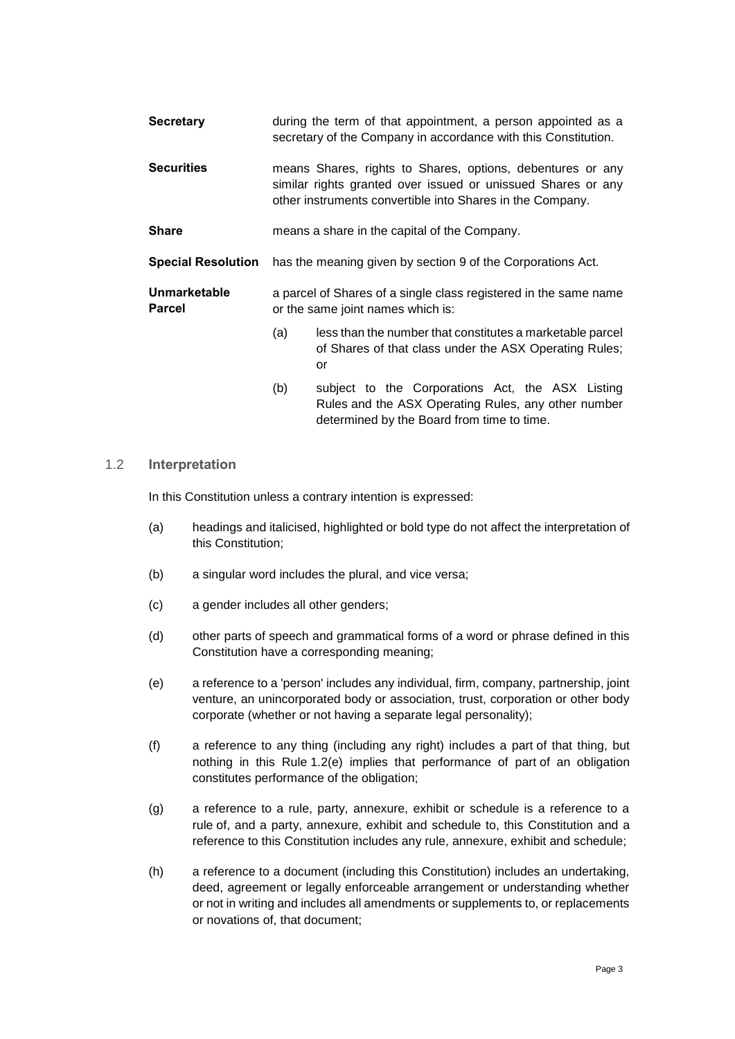| | |
|---|---|
| **Secretary** | during the term of that appointment, a person appointed as a secretary of the Company in accordance with this Constitution. |
| **Securities** | means Shares, rights to Shares, options, debentures or any similar rights granted over issued or unissued Shares or any other instruments convertible into Shares in the Company. |
| **Share** | means a share in the capital of the Company. |
| **Special Resolution** | has the meaning given by section 9 of the Corporations Act. |
| **Unmarketable Parcel** | a parcel of Shares of a single class registered in the same name or the same joint names which is: (a) less than the number that constitutes a marketable parcel of Shares of that class under the ASX Operating Rules; or (b) subject to the Corporations Act, the ASX Listing Rules and the ASX Operating Rules, any other number determined by the Board from time to time. |

## 1.2 Interpretation

In this Constitution unless a contrary intention is expressed:

(a) headings and italicised, highlighted or bold type do not affect the interpretation of this Constitution;

(b) a singular word includes the plural, and vice versa;

(c) a gender includes all other genders;

(d) other parts of speech and grammatical forms of a word or phrase defined in this Constitution have a corresponding meaning;

(e) a reference to a 'person' includes any individual, firm, company, partnership, joint venture, an unincorporated body or association, trust, corporation or other body corporate (whether or not having a separate legal personality);

(f) a reference to any thing (including any right) includes a part of that thing, but nothing in this Rule 1.2(e) implies that performance of part of an obligation constitutes performance of the obligation;

(g) a reference to a rule, party, annexure, exhibit or schedule is a reference to a rule of, and a party, annexure, exhibit and schedule to, this Constitution and a reference to this Constitution includes any rule, annexure, exhibit and schedule;

(h) a reference to a document (including this Constitution) includes an undertaking, deed, agreement or legally enforceable arrangement or understanding whether or not in writing and includes all amendments or supplements to, or replacements or novations of, that document;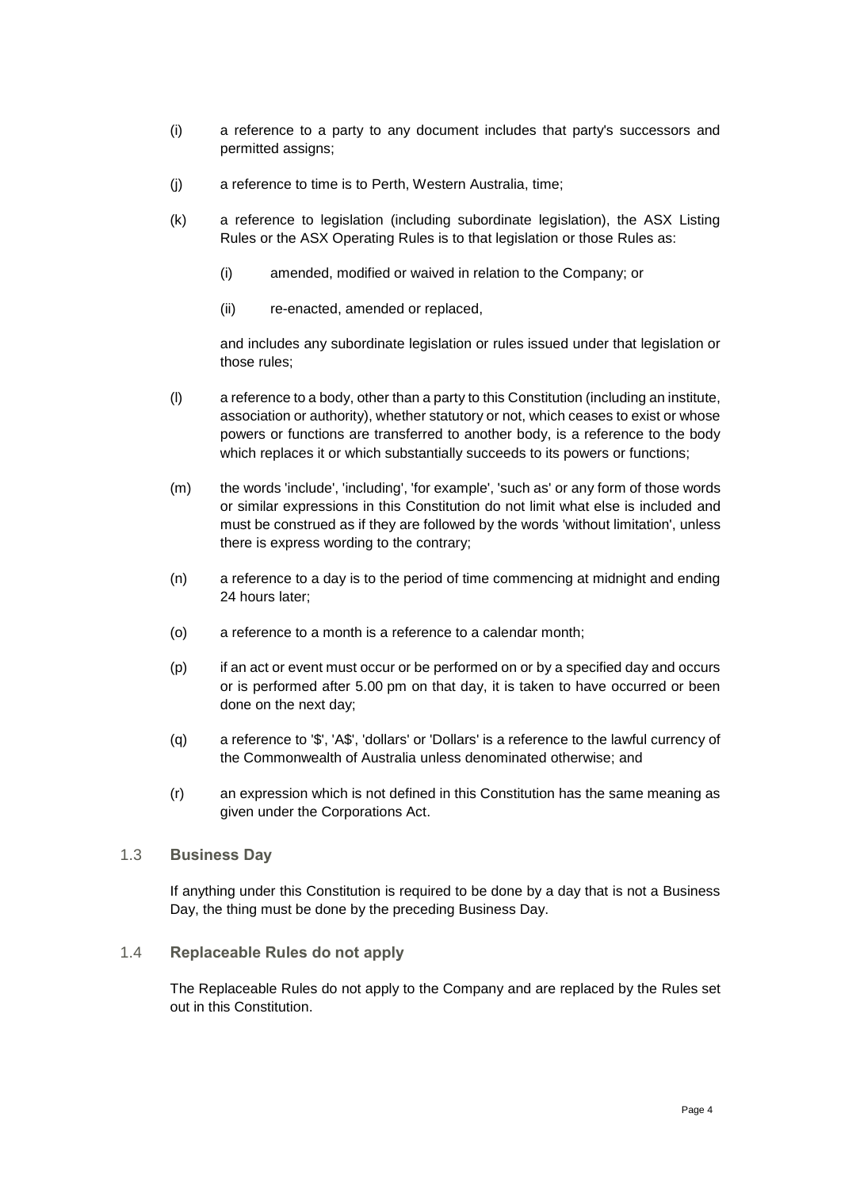(i) a reference to a party to any document includes that party's successors and permitted assigns;

(j) a reference to time is to Perth, Western Australia, time;

(k) a reference to legislation (including subordinate legislation), the ASX Listing Rules or the ASX Operating Rules is to that legislation or those Rules as:

  (i) amended, modified or waived in relation to the Company; or

  (ii) re-enacted, amended or replaced,

  and includes any subordinate legislation or rules issued under that legislation or those rules;

(l) a reference to a body, other than a party to this Constitution (including an institute, association or authority), whether statutory or not, which ceases to exist or whose powers or functions are transferred to another body, is a reference to the body which replaces it or which substantially succeeds to its powers or functions;

(m) the words 'include', 'including', 'for example', 'such as' or any form of those words or similar expressions in this Constitution do not limit what else is included and must be construed as if they are followed by the words 'without limitation', unless there is express wording to the contrary;

(n) a reference to a day is to the period of time commencing at midnight and ending 24 hours later;

(o) a reference to a month is a reference to a calendar month;

(p) if an act or event must occur or be performed on or by a specified day and occurs or is performed after 5.00 pm on that day, it is taken to have occurred or been done on the next day;

(q) a reference to '$', 'A$', 'dollars' or 'Dollars' is a reference to the lawful currency of the Commonwealth of Australia unless denominated otherwise; and

(r) an expression which is not defined in this Constitution has the same meaning as given under the Corporations Act.

### 1.3 Business Day

If anything under this Constitution is required to be done by a day that is not a Business Day, the thing must be done by the preceding Business Day.

### 1.4 Replaceable Rules do not apply

The Replaceable Rules do not apply to the Company and are replaced by the Rules set out in this Constitution.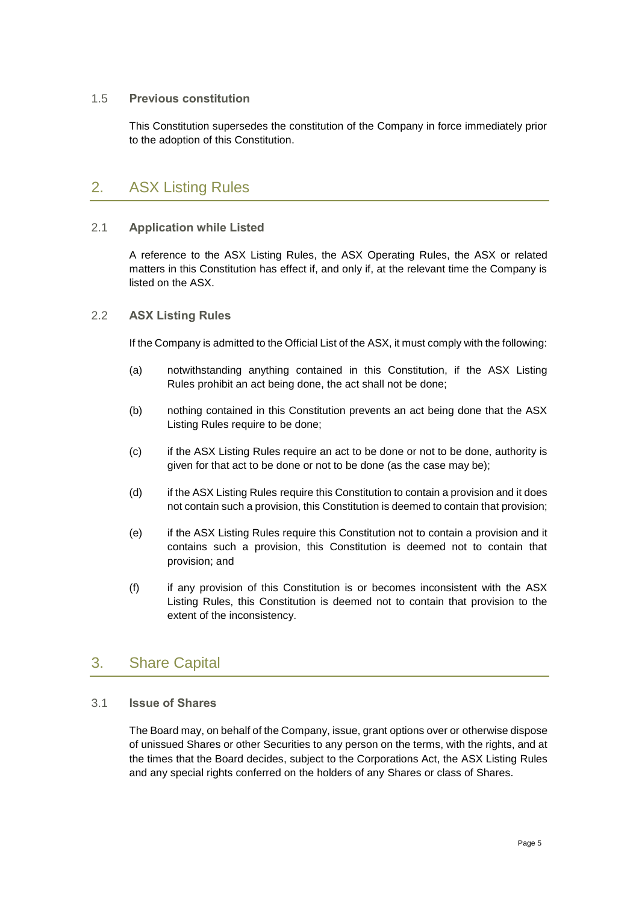### 1.5 Previous constitution

This Constitution supersedes the constitution of the Company in force immediately prior to the adoption of this Constitution.

## 2. ASX Listing Rules

### 2.1 Application while Listed

A reference to the ASX Listing Rules, the ASX Operating Rules, the ASX or related matters in this Constitution has effect if, and only if, at the relevant time the Company is listed on the ASX.

### 2.2 ASX Listing Rules

If the Company is admitted to the Official List of the ASX, it must comply with the following:

(a) notwithstanding anything contained in this Constitution, if the ASX Listing Rules prohibit an act being done, the act shall not be done;

(b) nothing contained in this Constitution prevents an act being done that the ASX Listing Rules require to be done;

(c) if the ASX Listing Rules require an act to be done or not to be done, authority is given for that act to be done or not to be done (as the case may be);

(d) if the ASX Listing Rules require this Constitution to contain a provision and it does not contain such a provision, this Constitution is deemed to contain that provision;

(e) if the ASX Listing Rules require this Constitution not to contain a provision and it contains such a provision, this Constitution is deemed not to contain that provision; and

(f) if any provision of this Constitution is or becomes inconsistent with the ASX Listing Rules, this Constitution is deemed not to contain that provision to the extent of the inconsistency.

## 3. Share Capital

### 3.1 Issue of Shares

The Board may, on behalf of the Company, issue, grant options over or otherwise dispose of unissued Shares or other Securities to any person on the terms, with the rights, and at the times that the Board decides, subject to the Corporations Act, the ASX Listing Rules and any special rights conferred on the holders of any Shares or class of Shares.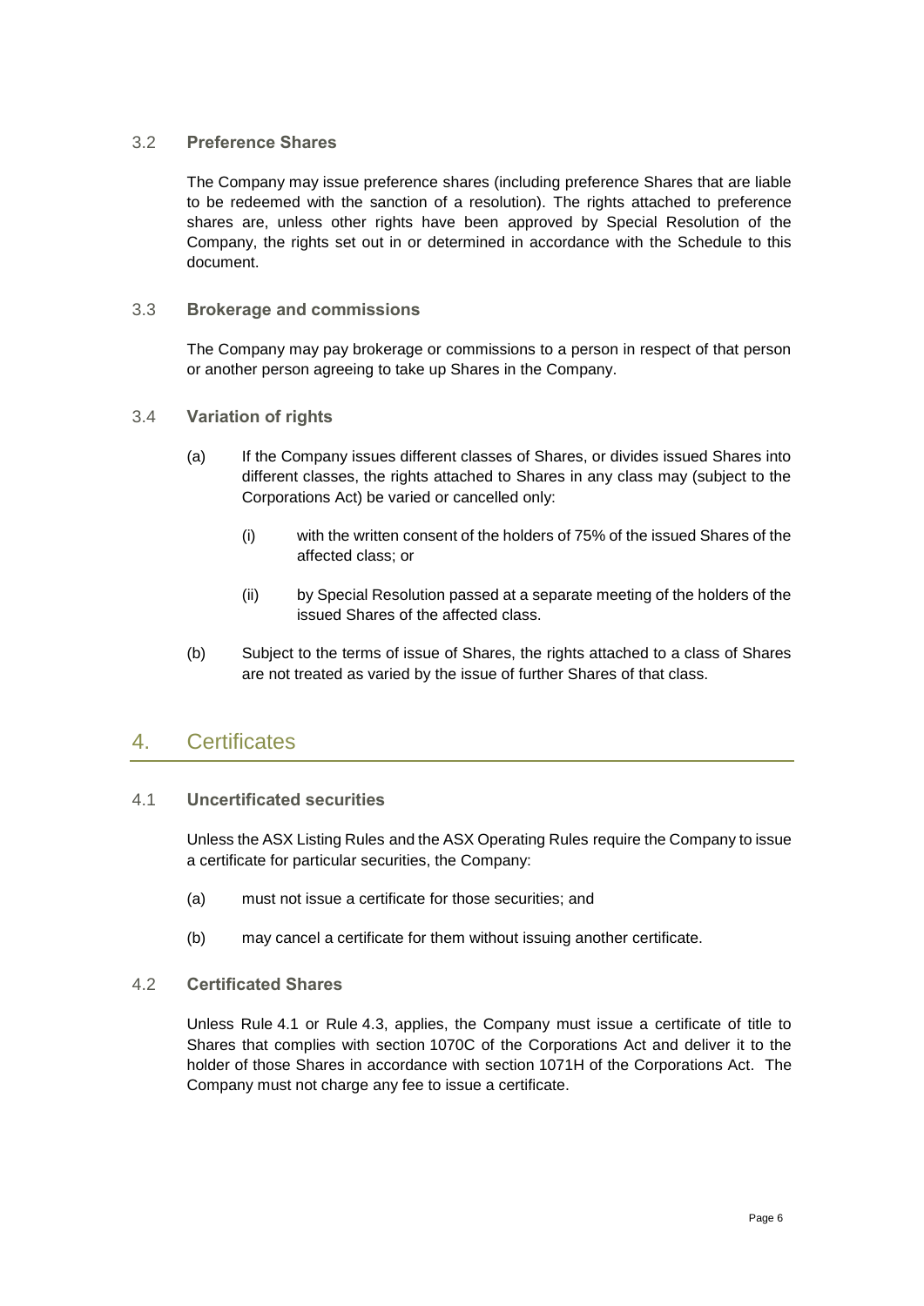### 3.2 Preference Shares

The Company may issue preference shares (including preference Shares that are liable to be redeemed with the sanction of a resolution). The rights attached to preference shares are, unless other rights have been approved by Special Resolution of the Company, the rights set out in or determined in accordance with the Schedule to this document.

### 3.3 Brokerage and commissions

The Company may pay brokerage or commissions to a person in respect of that person or another person agreeing to take up Shares in the Company.

### 3.4 Variation of rights

(a) If the Company issues different classes of Shares, or divides issued Shares into different classes, the rights attached to Shares in any class may (subject to the Corporations Act) be varied or cancelled only:

(i) with the written consent of the holders of 75% of the issued Shares of the affected class; or

(ii) by Special Resolution passed at a separate meeting of the holders of the issued Shares of the affected class.

(b) Subject to the terms of issue of Shares, the rights attached to a class of Shares are not treated as varied by the issue of further Shares of that class.

## 4. Certificates

### 4.1 Uncertificated securities

Unless the ASX Listing Rules and the ASX Operating Rules require the Company to issue a certificate for particular securities, the Company:

(a) must not issue a certificate for those securities; and

(b) may cancel a certificate for them without issuing another certificate.

### 4.2 Certificated Shares

Unless Rule 4.1 or Rule 4.3, applies, the Company must issue a certificate of title to Shares that complies with section 1070C of the Corporations Act and deliver it to the holder of those Shares in accordance with section 1071H of the Corporations Act. The Company must not charge any fee to issue a certificate.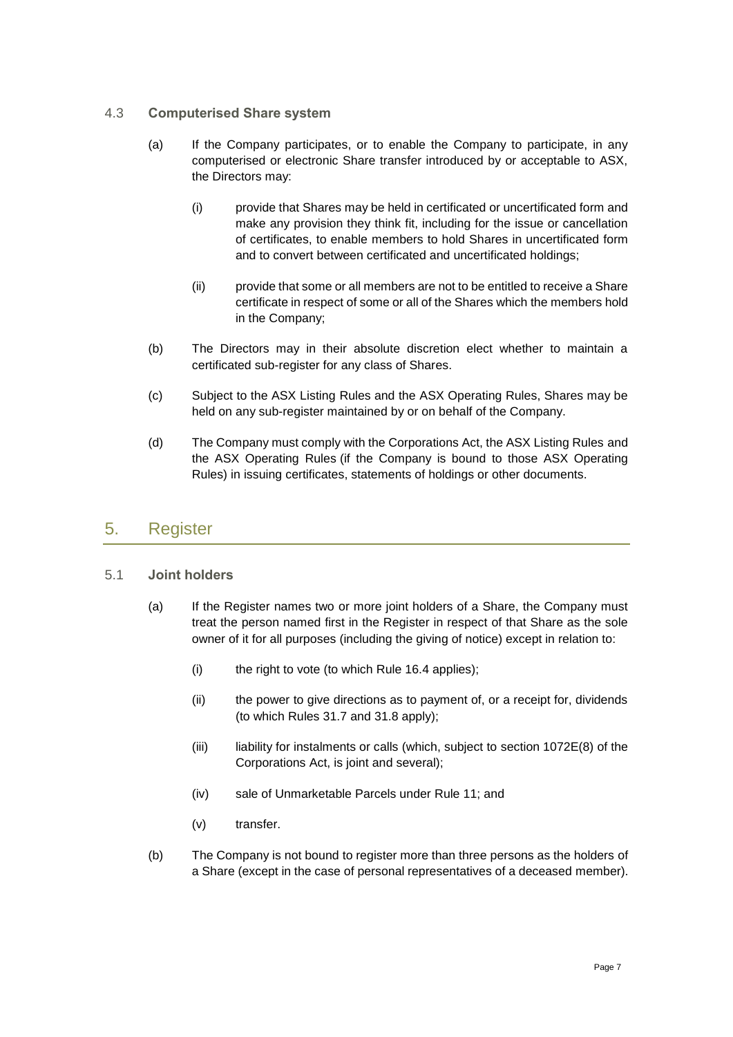### 4.3 Computerised Share system

(a) If the Company participates, or to enable the Company to participate, in any computerised or electronic Share transfer introduced by or acceptable to ASX, the Directors may:

(i) provide that Shares may be held in certificated or uncertificated form and make any provision they think fit, including for the issue or cancellation of certificates, to enable members to hold Shares in uncertificated form and to convert between certificated and uncertificated holdings;

(ii) provide that some or all members are not to be entitled to receive a Share certificate in respect of some or all of the Shares which the members hold in the Company;

(b) The Directors may in their absolute discretion elect whether to maintain a certificated sub-register for any class of Shares.

(c) Subject to the ASX Listing Rules and the ASX Operating Rules, Shares may be held on any sub-register maintained by or on behalf of the Company.

(d) The Company must comply with the Corporations Act, the ASX Listing Rules and the ASX Operating Rules (if the Company is bound to those ASX Operating Rules) in issuing certificates, statements of holdings or other documents.

## 5. Register

### 5.1 Joint holders

(a) If the Register names two or more joint holders of a Share, the Company must treat the person named first in the Register in respect of that Share as the sole owner of it for all purposes (including the giving of notice) except in relation to:

(i) the right to vote (to which Rule 16.4 applies);

(ii) the power to give directions as to payment of, or a receipt for, dividends (to which Rules 31.7 and 31.8 apply);

(iii) liability for instalments or calls (which, subject to section 1072E(8) of the Corporations Act, is joint and several);

(iv) sale of Unmarketable Parcels under Rule 11; and

(v) transfer.

(b) The Company is not bound to register more than three persons as the holders of a Share (except in the case of personal representatives of a deceased member).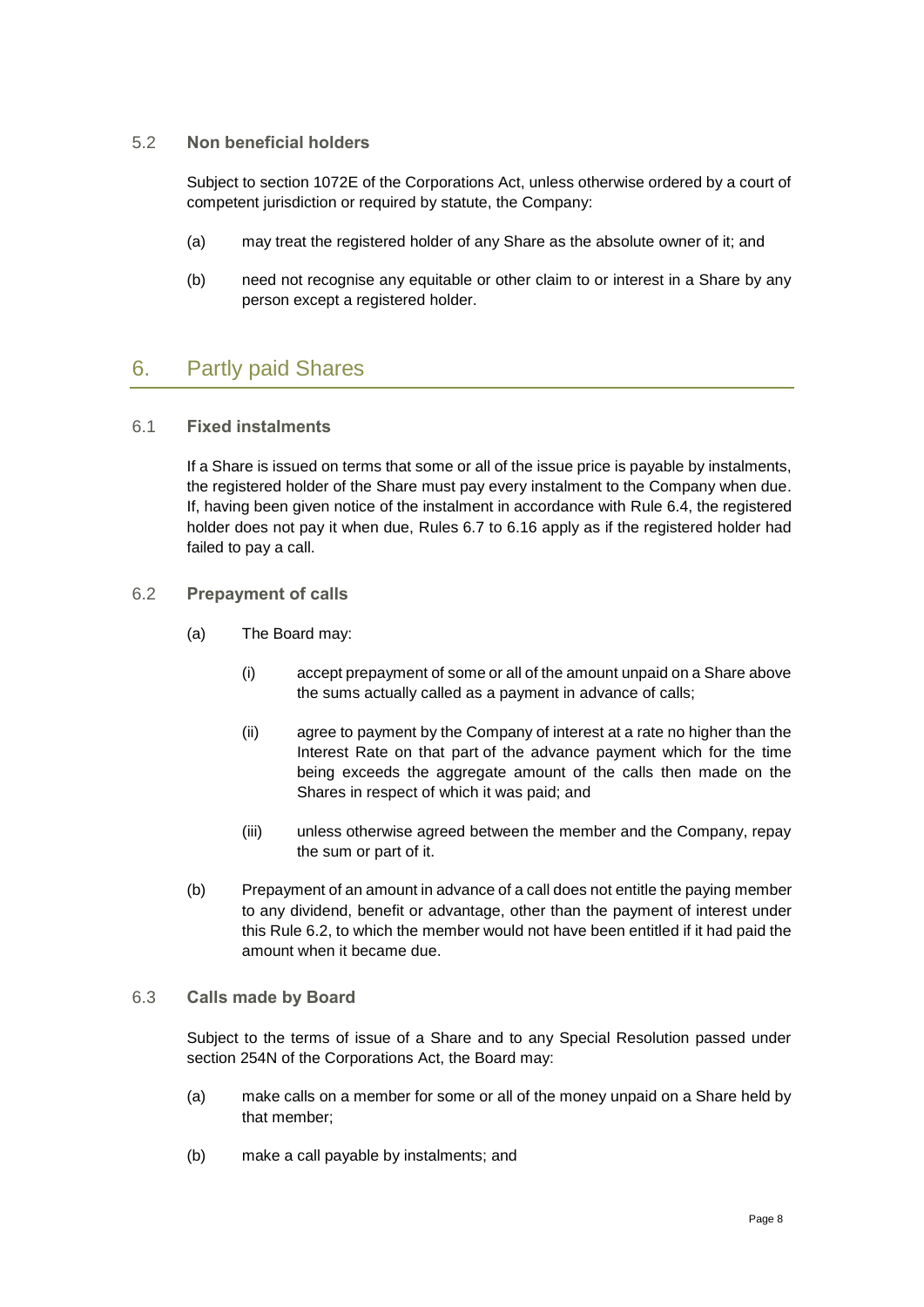### 5.2 Non beneficial holders

Subject to section 1072E of the Corporations Act, unless otherwise ordered by a court of competent jurisdiction or required by statute, the Company:

(a) may treat the registered holder of any Share as the absolute owner of it; and

(b) need not recognise any equitable or other claim to or interest in a Share by any person except a registered holder.

## 6. Partly paid Shares

### 6.1 Fixed instalments

If a Share is issued on terms that some or all of the issue price is payable by instalments, the registered holder of the Share must pay every instalment to the Company when due. If, having been given notice of the instalment in accordance with Rule 6.4, the registered holder does not pay it when due, Rules 6.7 to 6.16 apply as if the registered holder had failed to pay a call.

### 6.2 Prepayment of calls

(a) The Board may:

  (i) accept prepayment of some or all of the amount unpaid on a Share above the sums actually called as a payment in advance of calls;

  (ii) agree to payment by the Company of interest at a rate no higher than the Interest Rate on that part of the advance payment which for the time being exceeds the aggregate amount of the calls then made on the Shares in respect of which it was paid; and

  (iii) unless otherwise agreed between the member and the Company, repay the sum or part of it.

(b) Prepayment of an amount in advance of a call does not entitle the paying member to any dividend, benefit or advantage, other than the payment of interest under this Rule 6.2, to which the member would not have been entitled if it had paid the amount when it became due.

### 6.3 Calls made by Board

Subject to the terms of issue of a Share and to any Special Resolution passed under section 254N of the Corporations Act, the Board may:

(a) make calls on a member for some or all of the money unpaid on a Share held by that member;

(b) make a call payable by instalments; and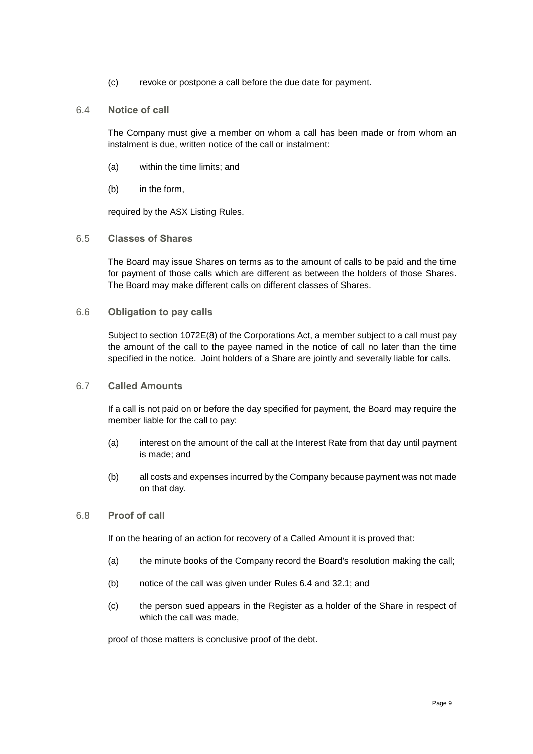(c) revoke or postpone a call before the due date for payment.

### 6.4 Notice of call

The Company must give a member on whom a call has been made or from whom an instalment is due, written notice of the call or instalment:

(a) within the time limits; and

(b) in the form,

required by the ASX Listing Rules.

### 6.5 Classes of Shares

The Board may issue Shares on terms as to the amount of calls to be paid and the time for payment of those calls which are different as between the holders of those Shares. The Board may make different calls on different classes of Shares.

### 6.6 Obligation to pay calls

Subject to section 1072E(8) of the Corporations Act, a member subject to a call must pay the amount of the call to the payee named in the notice of call no later than the time specified in the notice. Joint holders of a Share are jointly and severally liable for calls.

### 6.7 Called Amounts

If a call is not paid on or before the day specified for payment, the Board may require the member liable for the call to pay:

(a) interest on the amount of the call at the Interest Rate from that day until payment is made; and

(b) all costs and expenses incurred by the Company because payment was not made on that day.

### 6.8 Proof of call

If on the hearing of an action for recovery of a Called Amount it is proved that:

(a) the minute books of the Company record the Board's resolution making the call;

(b) notice of the call was given under Rules 6.4 and 32.1; and

(c) the person sued appears in the Register as a holder of the Share in respect of which the call was made,

proof of those matters is conclusive proof of the debt.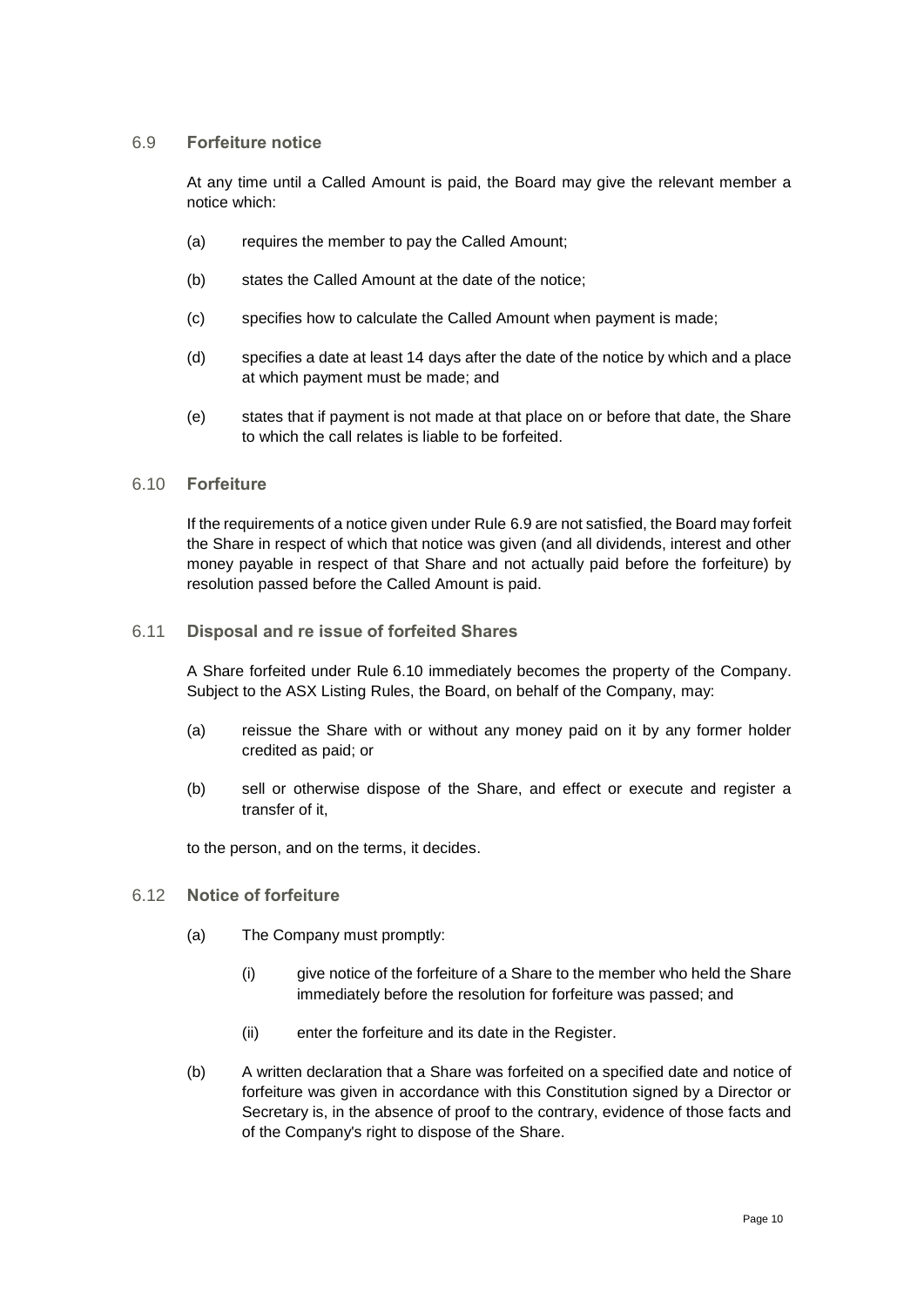### 6.9 Forfeiture notice

At any time until a Called Amount is paid, the Board may give the relevant member a notice which:

(a) requires the member to pay the Called Amount;

(b) states the Called Amount at the date of the notice;

(c) specifies how to calculate the Called Amount when payment is made;

(d) specifies a date at least 14 days after the date of the notice by which and a place at which payment must be made; and

(e) states that if payment is not made at that place on or before that date, the Share to which the call relates is liable to be forfeited.

### 6.10 Forfeiture

If the requirements of a notice given under Rule 6.9 are not satisfied, the Board may forfeit the Share in respect of which that notice was given (and all dividends, interest and other money payable in respect of that Share and not actually paid before the forfeiture) by resolution passed before the Called Amount is paid.

### 6.11 Disposal and re issue of forfeited Shares

A Share forfeited under Rule 6.10 immediately becomes the property of the Company. Subject to the ASX Listing Rules, the Board, on behalf of the Company, may:

(a) reissue the Share with or without any money paid on it by any former holder credited as paid; or

(b) sell or otherwise dispose of the Share, and effect or execute and register a transfer of it,

to the person, and on the terms, it decides.

### 6.12 Notice of forfeiture

(a) The Company must promptly:

(i) give notice of the forfeiture of a Share to the member who held the Share immediately before the resolution for forfeiture was passed; and

(ii) enter the forfeiture and its date in the Register.

(b) A written declaration that a Share was forfeited on a specified date and notice of forfeiture was given in accordance with this Constitution signed by a Director or Secretary is, in the absence of proof to the contrary, evidence of those facts and of the Company's right to dispose of the Share.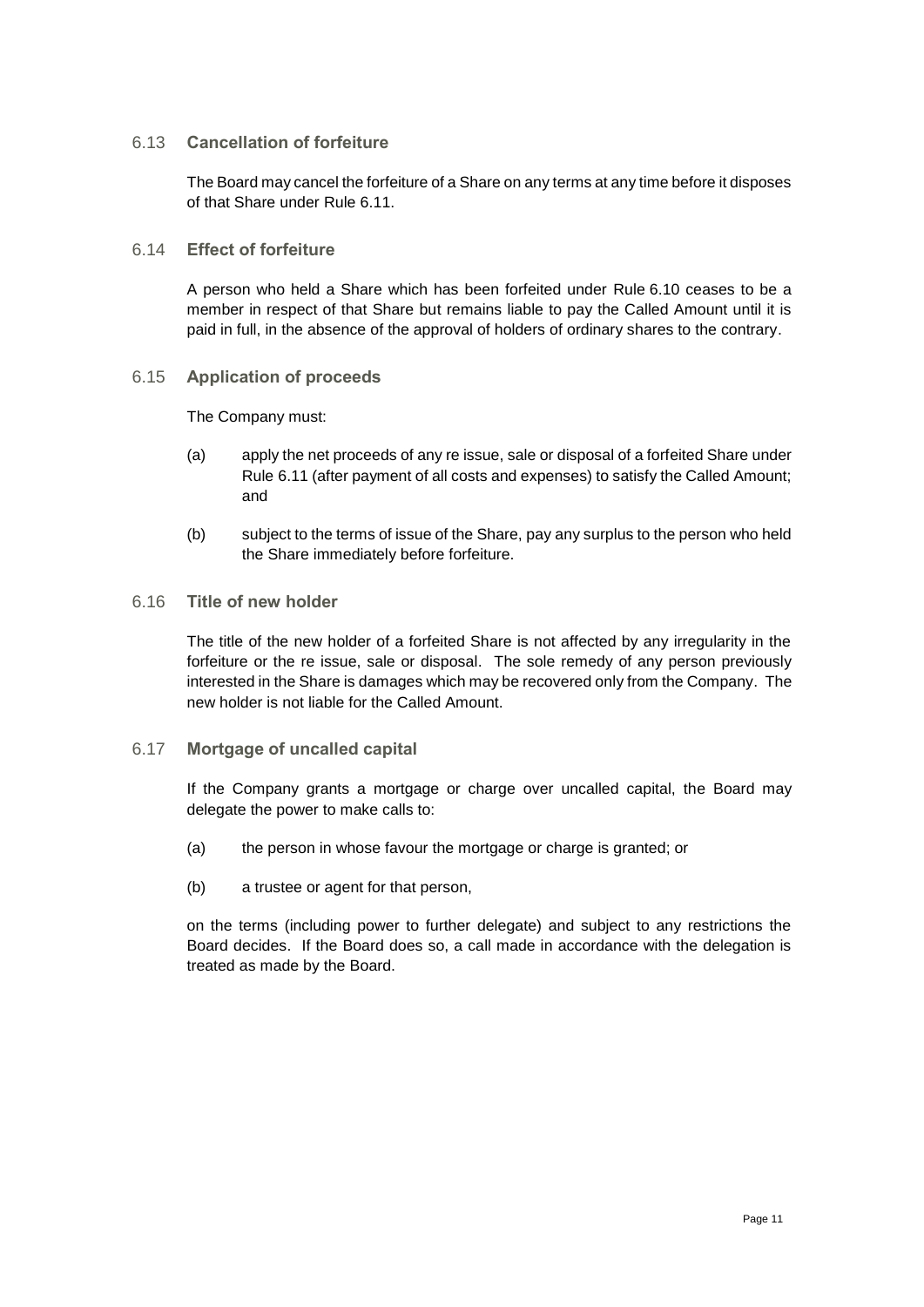### 6.13 Cancellation of forfeiture

The Board may cancel the forfeiture of a Share on any terms at any time before it disposes of that Share under Rule 6.11.

### 6.14 Effect of forfeiture

A person who held a Share which has been forfeited under Rule 6.10 ceases to be a member in respect of that Share but remains liable to pay the Called Amount until it is paid in full, in the absence of the approval of holders of ordinary shares to the contrary.

### 6.15 Application of proceeds

The Company must:

(a) apply the net proceeds of any re issue, sale or disposal of a forfeited Share under Rule 6.11 (after payment of all costs and expenses) to satisfy the Called Amount; and

(b) subject to the terms of issue of the Share, pay any surplus to the person who held the Share immediately before forfeiture.

### 6.16 Title of new holder

The title of the new holder of a forfeited Share is not affected by any irregularity in the forfeiture or the re issue, sale or disposal. The sole remedy of any person previously interested in the Share is damages which may be recovered only from the Company. The new holder is not liable for the Called Amount.

### 6.17 Mortgage of uncalled capital

If the Company grants a mortgage or charge over uncalled capital, the Board may delegate the power to make calls to:

(a) the person in whose favour the mortgage or charge is granted; or

(b) a trustee or agent for that person,

on the terms (including power to further delegate) and subject to any restrictions the Board decides. If the Board does so, a call made in accordance with the delegation is treated as made by the Board.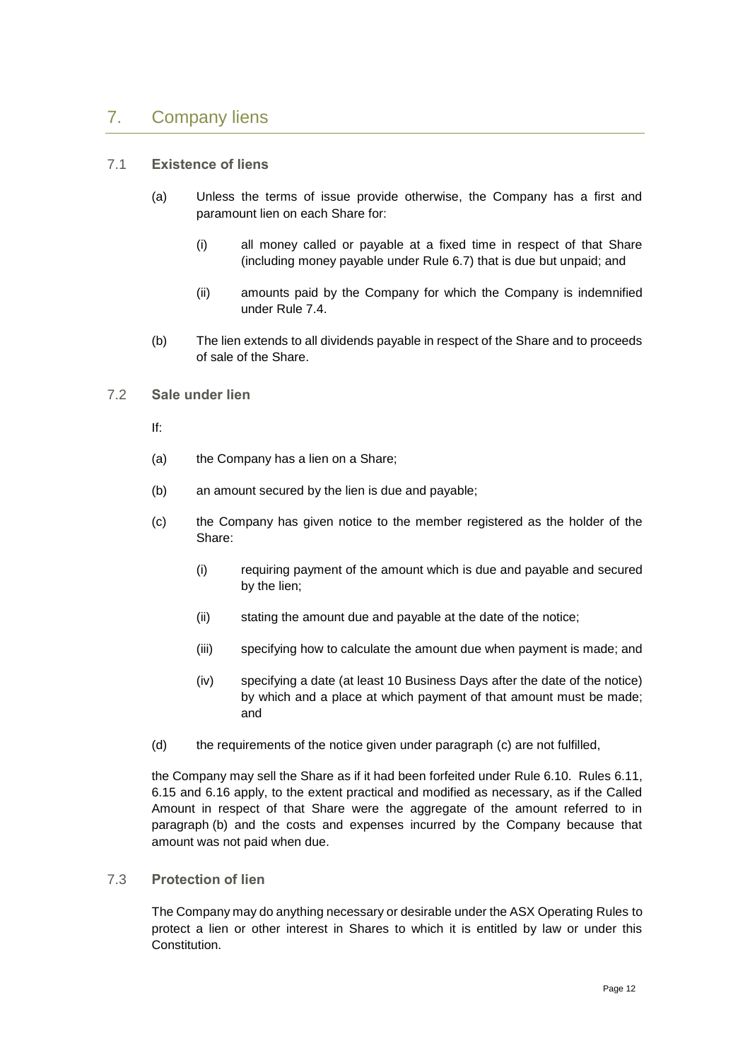# 7. Company liens

## 7.1 Existence of liens

(a) Unless the terms of issue provide otherwise, the Company has a first and paramount lien on each Share for:

  (i) all money called or payable at a fixed time in respect of that Share (including money payable under Rule 6.7) that is due but unpaid; and

  (ii) amounts paid by the Company for which the Company is indemnified under Rule 7.4.

(b) The lien extends to all dividends payable in respect of the Share and to proceeds of sale of the Share.

## 7.2 Sale under lien

If:

(a) the Company has a lien on a Share;

(b) an amount secured by the lien is due and payable;

(c) the Company has given notice to the member registered as the holder of the Share:

  (i) requiring payment of the amount which is due and payable and secured by the lien;

  (ii) stating the amount due and payable at the date of the notice;

  (iii) specifying how to calculate the amount due when payment is made; and

  (iv) specifying a date (at least 10 Business Days after the date of the notice) by which and a place at which payment of that amount must be made; and

(d) the requirements of the notice given under paragraph (c) are not fulfilled,

the Company may sell the Share as if it had been forfeited under Rule 6.10. Rules 6.11, 6.15 and 6.16 apply, to the extent practical and modified as necessary, as if the Called Amount in respect of that Share were the aggregate of the amount referred to in paragraph (b) and the costs and expenses incurred by the Company because that amount was not paid when due.

## 7.3 Protection of lien

The Company may do anything necessary or desirable under the ASX Operating Rules to protect a lien or other interest in Shares to which it is entitled by law or under this Constitution.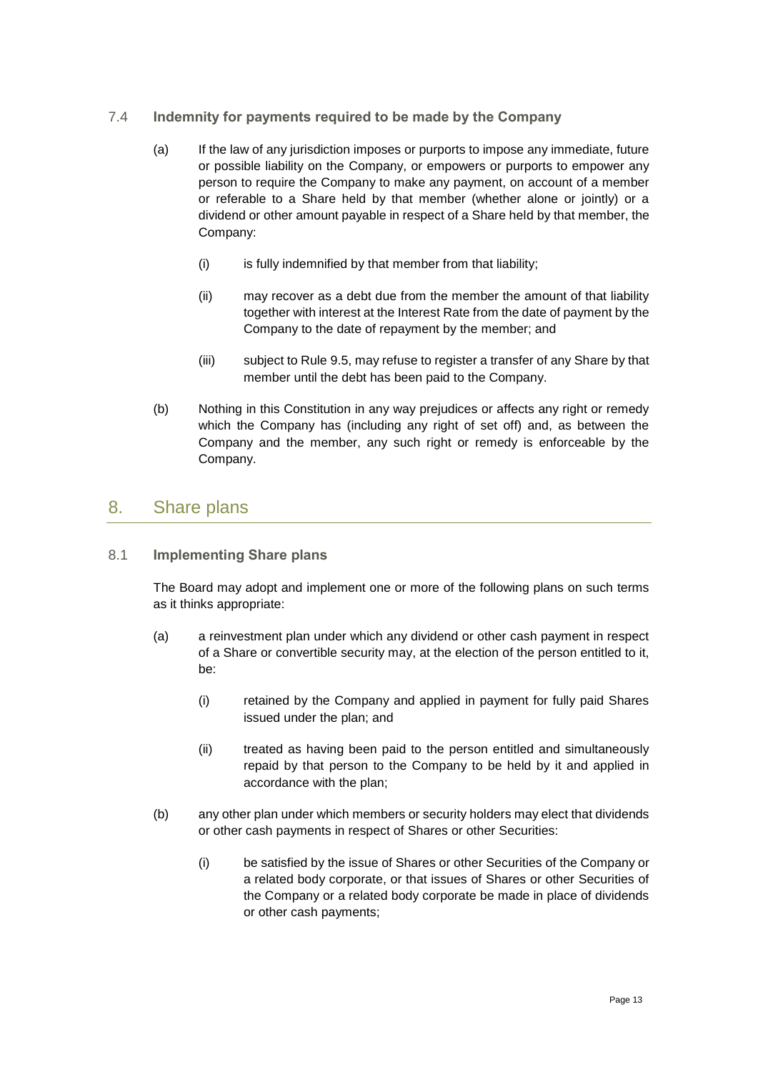### 7.4 Indemnity for payments required to be made by the Company

(a) If the law of any jurisdiction imposes or purports to impose any immediate, future or possible liability on the Company, or empowers or purports to empower any person to require the Company to make any payment, on account of a member or referable to a Share held by that member (whether alone or jointly) or a dividend or other amount payable in respect of a Share held by that member, the Company:

(i) is fully indemnified by that member from that liability;

(ii) may recover as a debt due from the member the amount of that liability together with interest at the Interest Rate from the date of payment by the Company to the date of repayment by the member; and

(iii) subject to Rule 9.5, may refuse to register a transfer of any Share by that member until the debt has been paid to the Company.

(b) Nothing in this Constitution in any way prejudices or affects any right or remedy which the Company has (including any right of set off) and, as between the Company and the member, any such right or remedy is enforceable by the Company.

## 8. Share plans

### 8.1 Implementing Share plans

The Board may adopt and implement one or more of the following plans on such terms as it thinks appropriate:

(a) a reinvestment plan under which any dividend or other cash payment in respect of a Share or convertible security may, at the election of the person entitled to it, be:

(i) retained by the Company and applied in payment for fully paid Shares issued under the plan; and

(ii) treated as having been paid to the person entitled and simultaneously repaid by that person to the Company to be held by it and applied in accordance with the plan;

(b) any other plan under which members or security holders may elect that dividends or other cash payments in respect of Shares or other Securities:

(i) be satisfied by the issue of Shares or other Securities of the Company or a related body corporate, or that issues of Shares or other Securities of the Company or a related body corporate be made in place of dividends or other cash payments;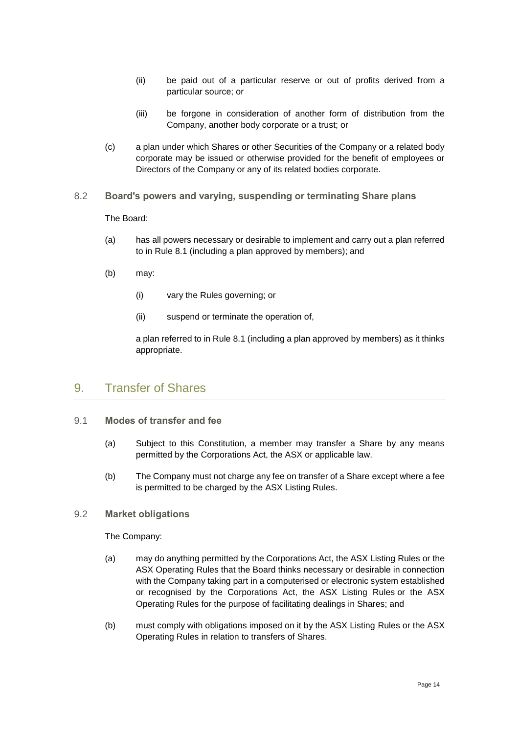(ii) be paid out of a particular reserve or out of profits derived from a particular source; or

(iii) be forgone in consideration of another form of distribution from the Company, another body corporate or a trust; or

(c) a plan under which Shares or other Securities of the Company or a related body corporate may be issued or otherwise provided for the benefit of employees or Directors of the Company or any of its related bodies corporate.

### 8.2 Board's powers and varying, suspending or terminating Share plans

The Board:

(a) has all powers necessary or desirable to implement and carry out a plan referred to in Rule 8.1 (including a plan approved by members); and

(b) may:

(i) vary the Rules governing; or

(ii) suspend or terminate the operation of,

a plan referred to in Rule 8.1 (including a plan approved by members) as it thinks appropriate.

## 9. Transfer of Shares

### 9.1 Modes of transfer and fee

(a) Subject to this Constitution, a member may transfer a Share by any means permitted by the Corporations Act, the ASX or applicable law.

(b) The Company must not charge any fee on transfer of a Share except where a fee is permitted to be charged by the ASX Listing Rules.

### 9.2 Market obligations

The Company:

(a) may do anything permitted by the Corporations Act, the ASX Listing Rules or the ASX Operating Rules that the Board thinks necessary or desirable in connection with the Company taking part in a computerised or electronic system established or recognised by the Corporations Act, the ASX Listing Rules or the ASX Operating Rules for the purpose of facilitating dealings in Shares; and

(b) must comply with obligations imposed on it by the ASX Listing Rules or the ASX Operating Rules in relation to transfers of Shares.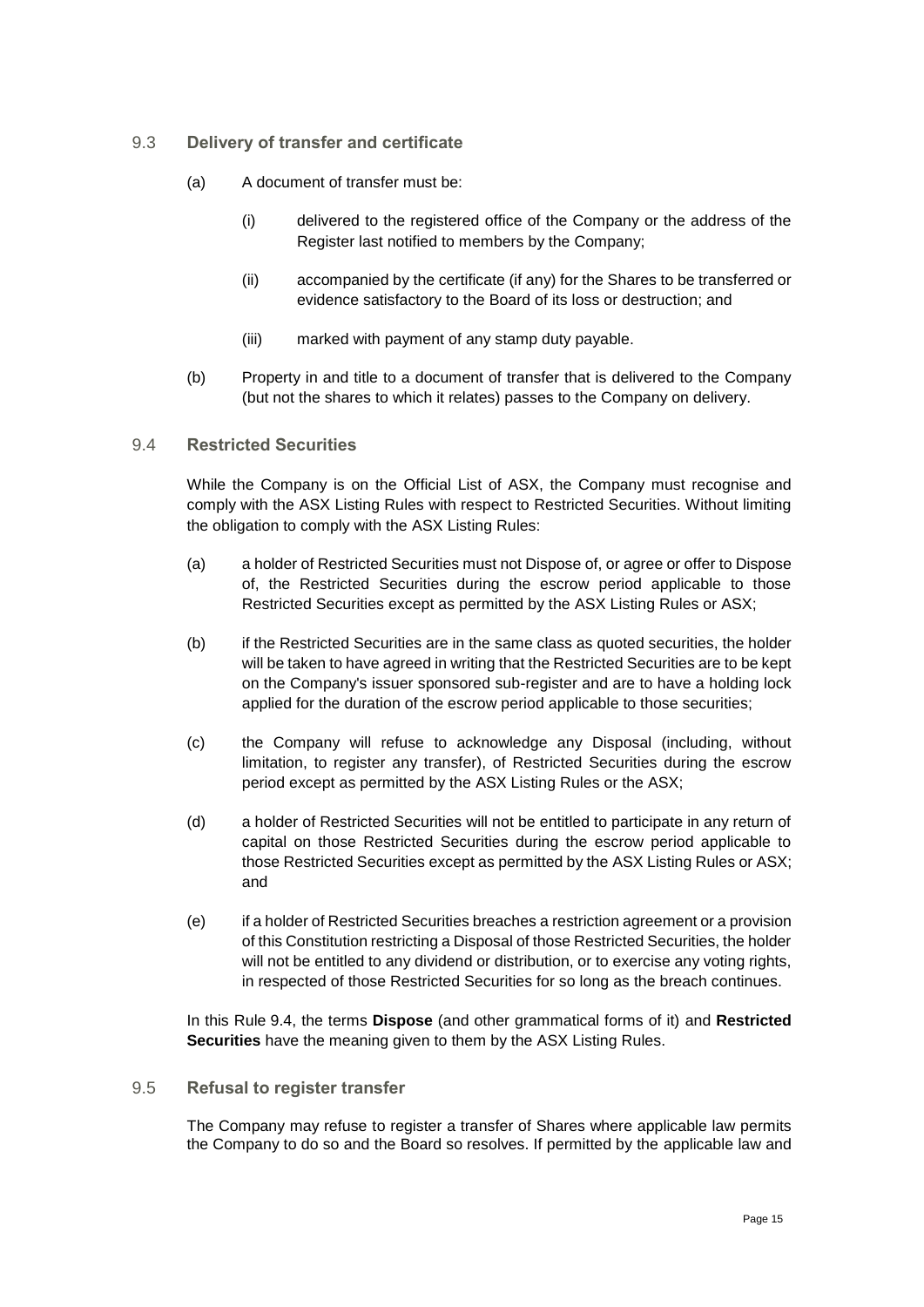### 9.3 **Delivery of transfer and certificate**

(a) A document of transfer must be:

(i) delivered to the registered office of the Company or the address of the Register last notified to members by the Company;

(ii) accompanied by the certificate (if any) for the Shares to be transferred or evidence satisfactory to the Board of its loss or destruction; and

(iii) marked with payment of any stamp duty payable.

(b) Property in and title to a document of transfer that is delivered to the Company (but not the shares to which it relates) passes to the Company on delivery.

### 9.4 **Restricted Securities**

While the Company is on the Official List of ASX, the Company must recognise and comply with the ASX Listing Rules with respect to Restricted Securities. Without limiting the obligation to comply with the ASX Listing Rules:

(a) a holder of Restricted Securities must not Dispose of, or agree or offer to Dispose of, the Restricted Securities during the escrow period applicable to those Restricted Securities except as permitted by the ASX Listing Rules or ASX;

(b) if the Restricted Securities are in the same class as quoted securities, the holder will be taken to have agreed in writing that the Restricted Securities are to be kept on the Company's issuer sponsored sub-register and are to have a holding lock applied for the duration of the escrow period applicable to those securities;

(c) the Company will refuse to acknowledge any Disposal (including, without limitation, to register any transfer), of Restricted Securities during the escrow period except as permitted by the ASX Listing Rules or the ASX;

(d) a holder of Restricted Securities will not be entitled to participate in any return of capital on those Restricted Securities during the escrow period applicable to those Restricted Securities except as permitted by the ASX Listing Rules or ASX; and

(e) if a holder of Restricted Securities breaches a restriction agreement or a provision of this Constitution restricting a Disposal of those Restricted Securities, the holder will not be entitled to any dividend or distribution, or to exercise any voting rights, in respected of those Restricted Securities for so long as the breach continues.

In this Rule 9.4, the terms **Dispose** (and other grammatical forms of it) and **Restricted Securities** have the meaning given to them by the ASX Listing Rules.

### 9.5 **Refusal to register transfer**

The Company may refuse to register a transfer of Shares where applicable law permits the Company to do so and the Board so resolves. If permitted by the applicable law and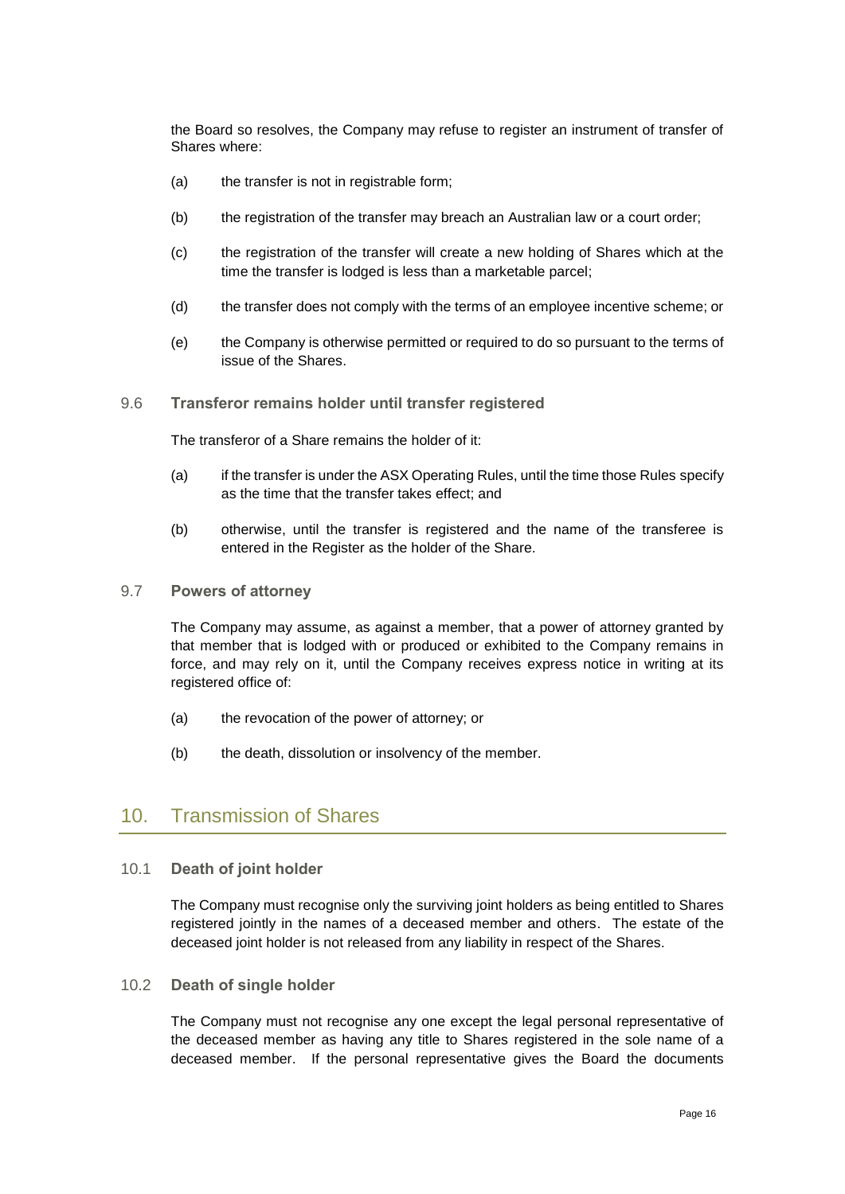the Board so resolves, the Company may refuse to register an instrument of transfer of Shares where:

(a) the transfer is not in registrable form;

(b) the registration of the transfer may breach an Australian law or a court order;

(c) the registration of the transfer will create a new holding of Shares which at the time the transfer is lodged is less than a marketable parcel;

(d) the transfer does not comply with the terms of an employee incentive scheme; or

(e) the Company is otherwise permitted or required to do so pursuant to the terms of issue of the Shares.

### 9.6 Transferor remains holder until transfer registered

The transferor of a Share remains the holder of it:

(a) if the transfer is under the ASX Operating Rules, until the time those Rules specify as the time that the transfer takes effect; and

(b) otherwise, until the transfer is registered and the name of the transferee is entered in the Register as the holder of the Share.

### 9.7 Powers of attorney

The Company may assume, as against a member, that a power of attorney granted by that member that is lodged with or produced or exhibited to the Company remains in force, and may rely on it, until the Company receives express notice in writing at its registered office of:

(a) the revocation of the power of attorney; or

(b) the death, dissolution or insolvency of the member.

## 10. Transmission of Shares

### 10.1 Death of joint holder

The Company must recognise only the surviving joint holders as being entitled to Shares registered jointly in the names of a deceased member and others. The estate of the deceased joint holder is not released from any liability in respect of the Shares.

### 10.2 Death of single holder

The Company must not recognise any one except the legal personal representative of the deceased member as having any title to Shares registered in the sole name of a deceased member. If the personal representative gives the Board the documents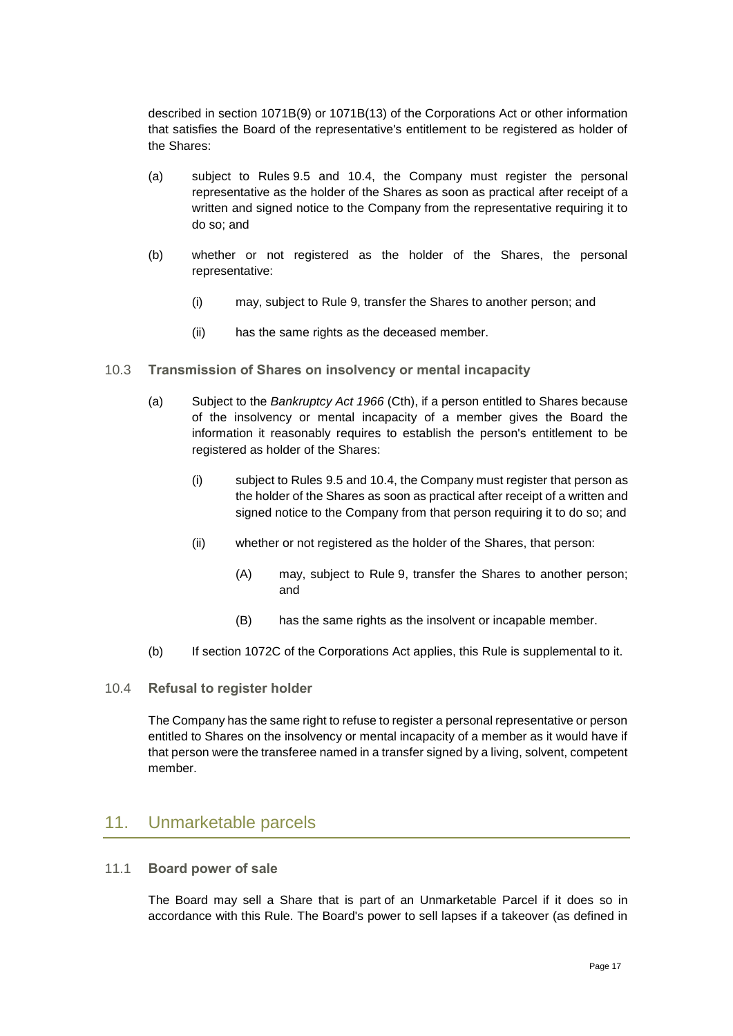described in section 1071B(9) or 1071B(13) of the Corporations Act or other information that satisfies the Board of the representative's entitlement to be registered as holder of the Shares:

(a) subject to Rules 9.5 and 10.4, the Company must register the personal representative as the holder of the Shares as soon as practical after receipt of a written and signed notice to the Company from the representative requiring it to do so; and

(b) whether or not registered as the holder of the Shares, the personal representative:

(i) may, subject to Rule 9, transfer the Shares to another person; and

(ii) has the same rights as the deceased member.

### 10.3 Transmission of Shares on insolvency or mental incapacity

(a) Subject to the *Bankruptcy Act 1966* (Cth), if a person entitled to Shares because of the insolvency or mental incapacity of a member gives the Board the information it reasonably requires to establish the person's entitlement to be registered as holder of the Shares:

(i) subject to Rules 9.5 and 10.4, the Company must register that person as the holder of the Shares as soon as practical after receipt of a written and signed notice to the Company from that person requiring it to do so; and

(ii) whether or not registered as the holder of the Shares, that person:

(A) may, subject to Rule 9, transfer the Shares to another person; and

(B) has the same rights as the insolvent or incapable member.

(b) If section 1072C of the Corporations Act applies, this Rule is supplemental to it.

### 10.4 Refusal to register holder

The Company has the same right to refuse to register a personal representative or person entitled to Shares on the insolvency or mental incapacity of a member as it would have if that person were the transferee named in a transfer signed by a living, solvent, competent member.

## 11. Unmarketable parcels

### 11.1 Board power of sale

The Board may sell a Share that is part of an Unmarketable Parcel if it does so in accordance with this Rule. The Board's power to sell lapses if a takeover (as defined in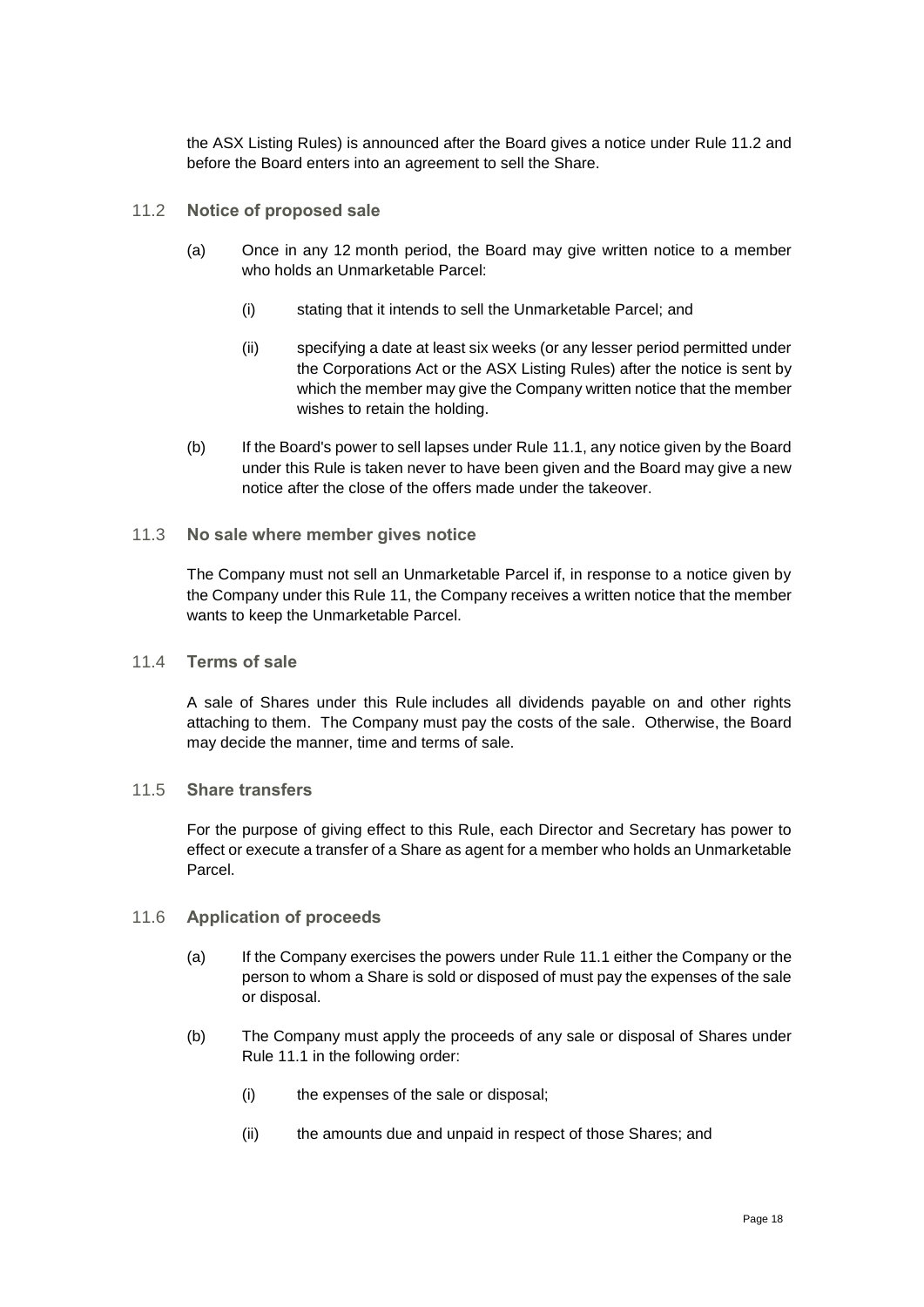the ASX Listing Rules) is announced after the Board gives a notice under Rule 11.2 and before the Board enters into an agreement to sell the Share.

### 11.2 Notice of proposed sale

(a) Once in any 12 month period, the Board may give written notice to a member who holds an Unmarketable Parcel:

(i) stating that it intends to sell the Unmarketable Parcel; and

(ii) specifying a date at least six weeks (or any lesser period permitted under the Corporations Act or the ASX Listing Rules) after the notice is sent by which the member may give the Company written notice that the member wishes to retain the holding.

(b) If the Board's power to sell lapses under Rule 11.1, any notice given by the Board under this Rule is taken never to have been given and the Board may give a new notice after the close of the offers made under the takeover.

### 11.3 No sale where member gives notice

The Company must not sell an Unmarketable Parcel if, in response to a notice given by the Company under this Rule 11, the Company receives a written notice that the member wants to keep the Unmarketable Parcel.

### 11.4 Terms of sale

A sale of Shares under this Rule includes all dividends payable on and other rights attaching to them. The Company must pay the costs of the sale. Otherwise, the Board may decide the manner, time and terms of sale.

### 11.5 Share transfers

For the purpose of giving effect to this Rule, each Director and Secretary has power to effect or execute a transfer of a Share as agent for a member who holds an Unmarketable Parcel.

### 11.6 Application of proceeds

(a) If the Company exercises the powers under Rule 11.1 either the Company or the person to whom a Share is sold or disposed of must pay the expenses of the sale or disposal.

(b) The Company must apply the proceeds of any sale or disposal of Shares under Rule 11.1 in the following order:

(i) the expenses of the sale or disposal;

(ii) the amounts due and unpaid in respect of those Shares; and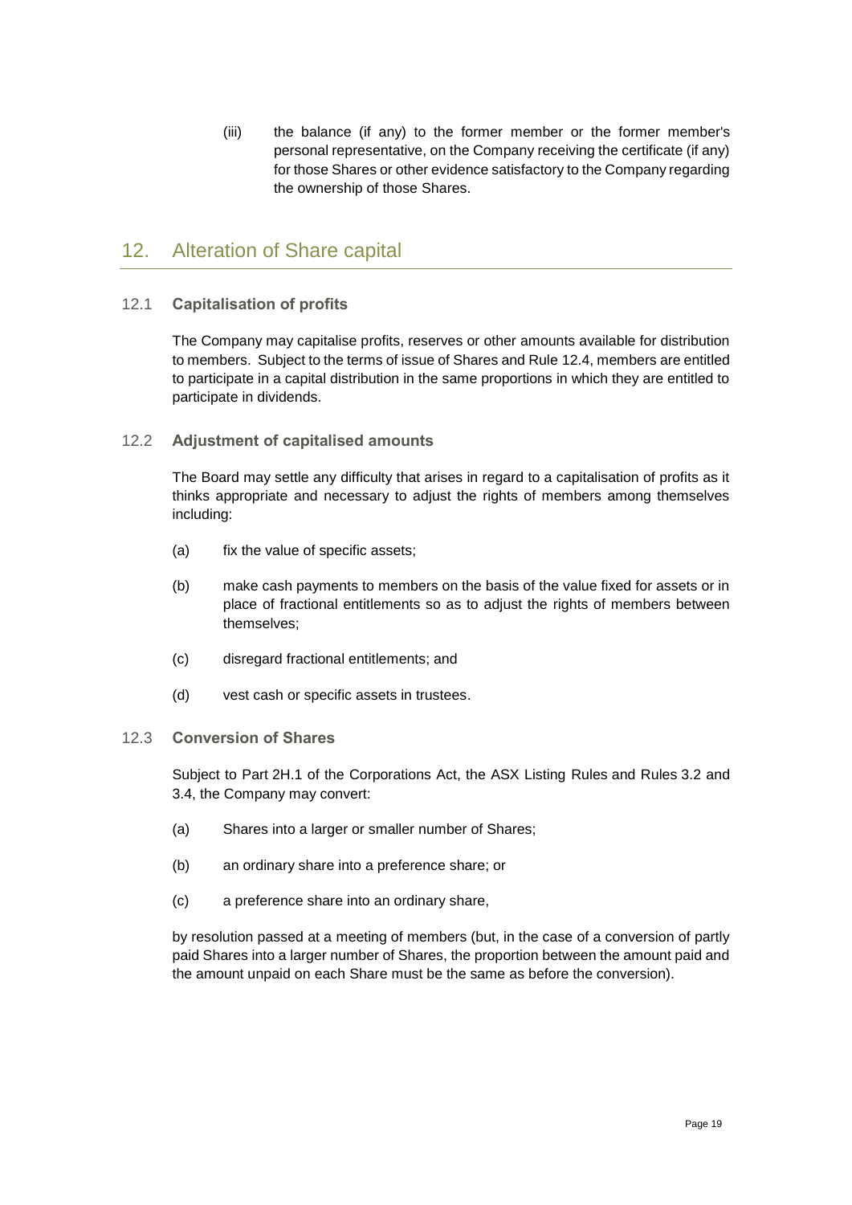(iii) the balance (if any) to the former member or the former member's personal representative, on the Company receiving the certificate (if any) for those Shares or other evidence satisfactory to the Company regarding the ownership of those Shares.

## 12. Alteration of Share capital

### 12.1 Capitalisation of profits

The Company may capitalise profits, reserves or other amounts available for distribution to members. Subject to the terms of issue of Shares and Rule 12.4, members are entitled to participate in a capital distribution in the same proportions in which they are entitled to participate in dividends.

### 12.2 Adjustment of capitalised amounts

The Board may settle any difficulty that arises in regard to a capitalisation of profits as it thinks appropriate and necessary to adjust the rights of members among themselves including:

(a) fix the value of specific assets;

(b) make cash payments to members on the basis of the value fixed for assets or in place of fractional entitlements so as to adjust the rights of members between themselves;

(c) disregard fractional entitlements; and

(d) vest cash or specific assets in trustees.

### 12.3 Conversion of Shares

Subject to Part 2H.1 of the Corporations Act, the ASX Listing Rules and Rules 3.2 and 3.4, the Company may convert:

(a) Shares into a larger or smaller number of Shares;

(b) an ordinary share into a preference share; or

(c) a preference share into an ordinary share,

by resolution passed at a meeting of members (but, in the case of a conversion of partly paid Shares into a larger number of Shares, the proportion between the amount paid and the amount unpaid on each Share must be the same as before the conversion).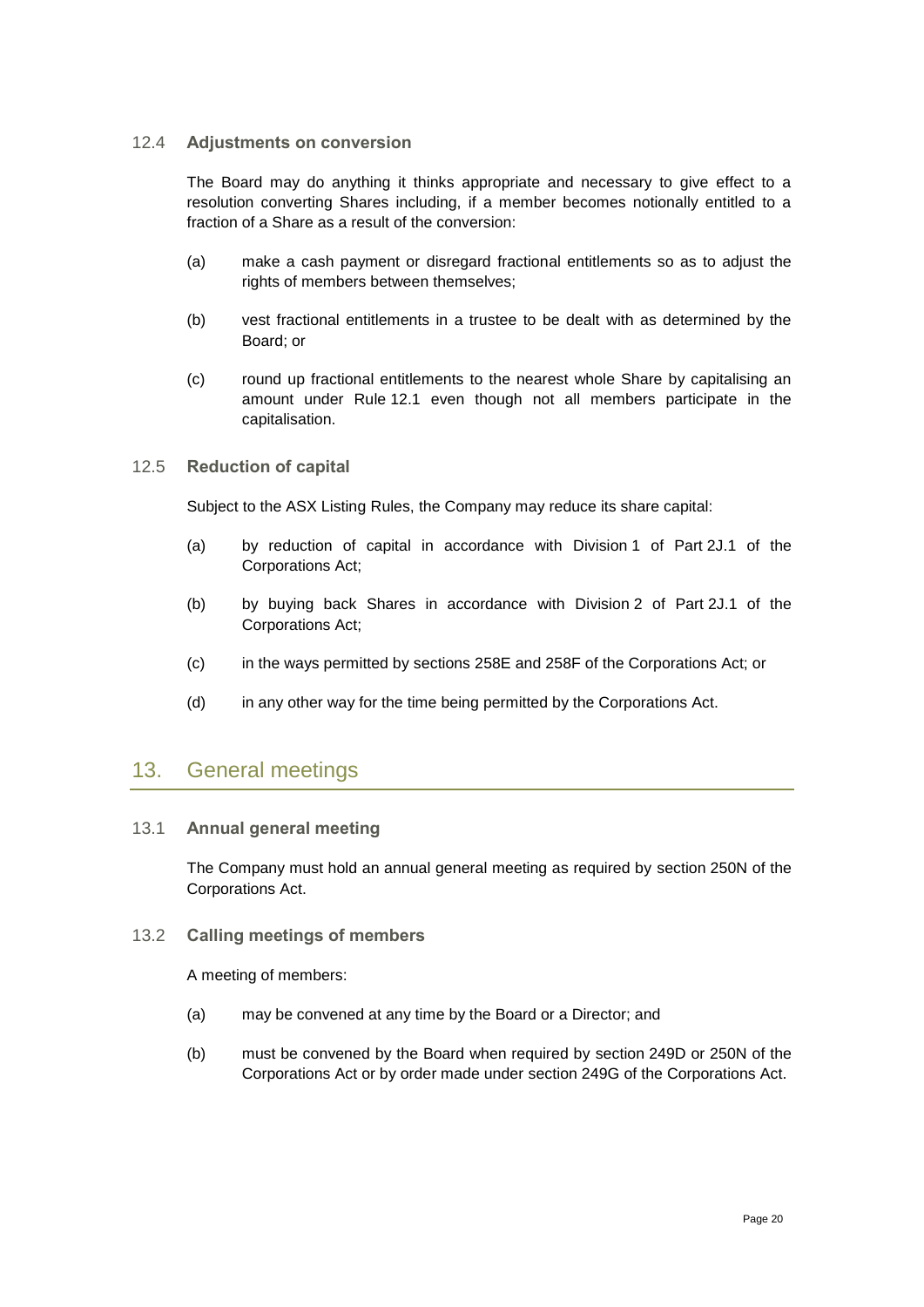### 12.4 Adjustments on conversion

The Board may do anything it thinks appropriate and necessary to give effect to a resolution converting Shares including, if a member becomes notionally entitled to a fraction of a Share as a result of the conversion:

(a) make a cash payment or disregard fractional entitlements so as to adjust the rights of members between themselves;

(b) vest fractional entitlements in a trustee to be dealt with as determined by the Board; or

(c) round up fractional entitlements to the nearest whole Share by capitalising an amount under Rule 12.1 even though not all members participate in the capitalisation.

### 12.5 Reduction of capital

Subject to the ASX Listing Rules, the Company may reduce its share capital:

(a) by reduction of capital in accordance with Division 1 of Part 2J.1 of the Corporations Act;

(b) by buying back Shares in accordance with Division 2 of Part 2J.1 of the Corporations Act;

(c) in the ways permitted by sections 258E and 258F of the Corporations Act; or

(d) in any other way for the time being permitted by the Corporations Act.

## 13. General meetings

### 13.1 Annual general meeting

The Company must hold an annual general meeting as required by section 250N of the Corporations Act.

### 13.2 Calling meetings of members

A meeting of members:

(a) may be convened at any time by the Board or a Director; and

(b) must be convened by the Board when required by section 249D or 250N of the Corporations Act or by order made under section 249G of the Corporations Act.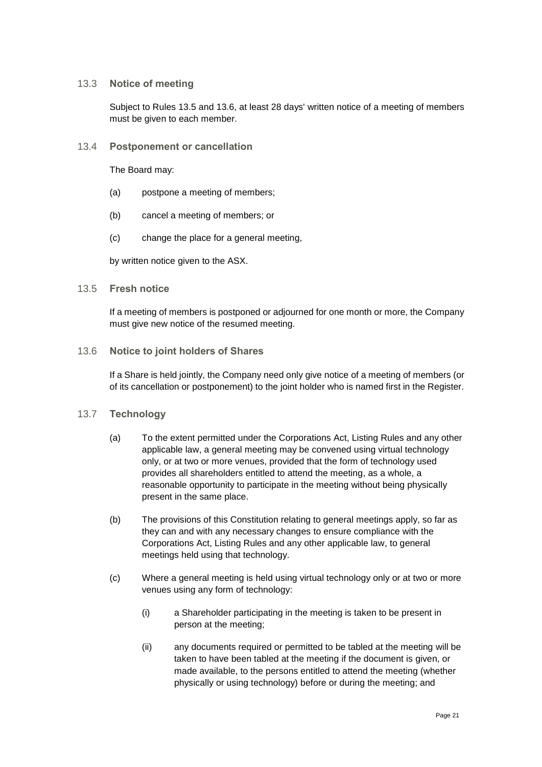### 13.3 Notice of meeting

Subject to Rules 13.5 and 13.6, at least 28 days' written notice of a meeting of members must be given to each member.

### 13.4 Postponement or cancellation

The Board may:

(a) postpone a meeting of members;

(b) cancel a meeting of members; or

(c) change the place for a general meeting,

by written notice given to the ASX.

### 13.5 Fresh notice

If a meeting of members is postponed or adjourned for one month or more, the Company must give new notice of the resumed meeting.

### 13.6 Notice to joint holders of Shares

If a Share is held jointly, the Company need only give notice of a meeting of members (or of its cancellation or postponement) to the joint holder who is named first in the Register.

### 13.7 Technology

(a) To the extent permitted under the Corporations Act, Listing Rules and any other applicable law, a general meeting may be convened using virtual technology only, or at two or more venues, provided that the form of technology used provides all shareholders entitled to attend the meeting, as a whole, a reasonable opportunity to participate in the meeting without being physically present in the same place.

(b) The provisions of this Constitution relating to general meetings apply, so far as they can and with any necessary changes to ensure compliance with the Corporations Act, Listing Rules and any other applicable law, to general meetings held using that technology.

(c) Where a general meeting is held using virtual technology only or at two or more venues using any form of technology:

(i) a Shareholder participating in the meeting is taken to be present in person at the meeting;

(ii) any documents required or permitted to be tabled at the meeting will be taken to have been tabled at the meeting if the document is given, or made available, to the persons entitled to attend the meeting (whether physically or using technology) before or during the meeting; and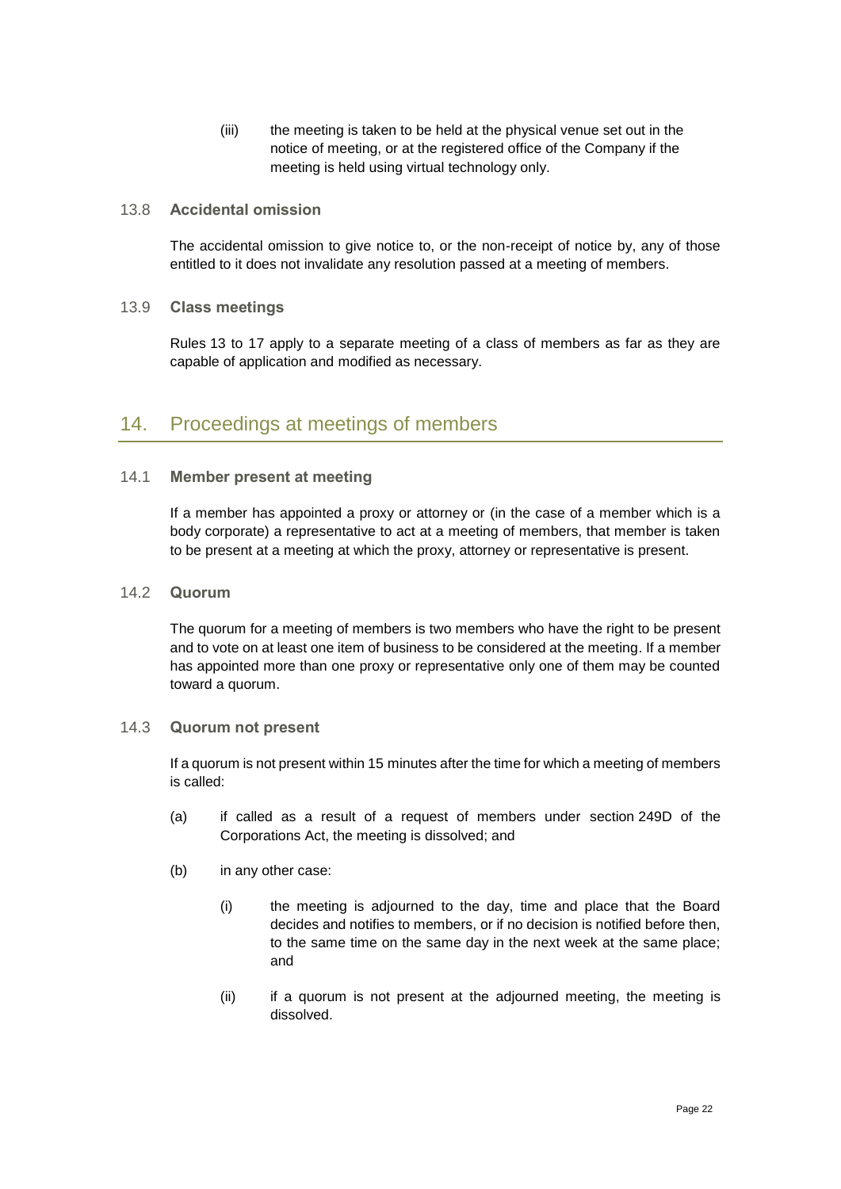(iii) the meeting is taken to be held at the physical venue set out in the notice of meeting, or at the registered office of the Company if the meeting is held using virtual technology only.

### 13.8 Accidental omission

The accidental omission to give notice to, or the non-receipt of notice by, any of those entitled to it does not invalidate any resolution passed at a meeting of members.

### 13.9 Class meetings

Rules 13 to 17 apply to a separate meeting of a class of members as far as they are capable of application and modified as necessary.

## 14. Proceedings at meetings of members

### 14.1 Member present at meeting

If a member has appointed a proxy or attorney or (in the case of a member which is a body corporate) a representative to act at a meeting of members, that member is taken to be present at a meeting at which the proxy, attorney or representative is present.

### 14.2 Quorum

The quorum for a meeting of members is two members who have the right to be present and to vote on at least one item of business to be considered at the meeting. If a member has appointed more than one proxy or representative only one of them may be counted toward a quorum.

### 14.3 Quorum not present

If a quorum is not present within 15 minutes after the time for which a meeting of members is called:

(a) if called as a result of a request of members under section 249D of the Corporations Act, the meeting is dissolved; and

(b) in any other case:

(i) the meeting is adjourned to the day, time and place that the Board decides and notifies to members, or if no decision is notified before then, to the same time on the same day in the next week at the same place; and

(ii) if a quorum is not present at the adjourned meeting, the meeting is dissolved.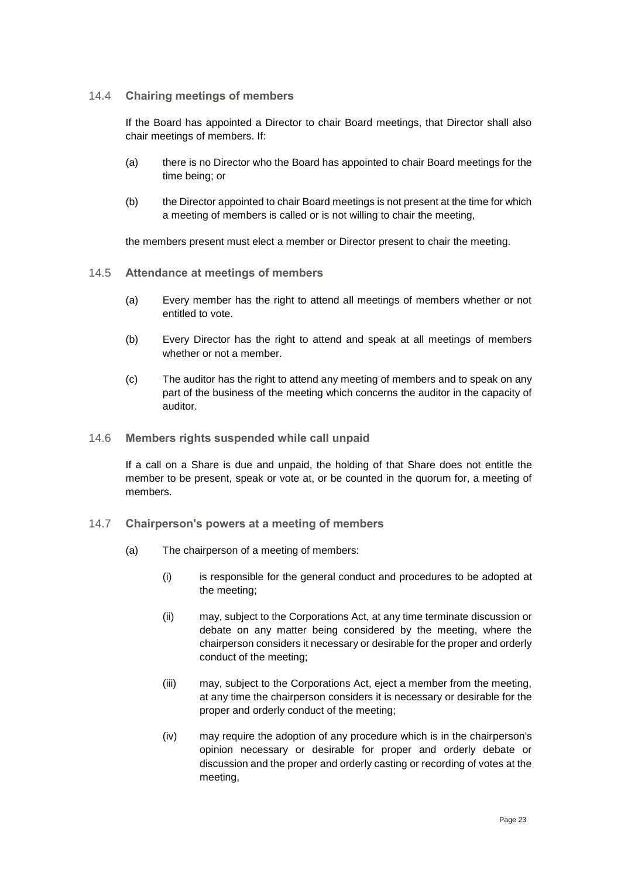### 14.4 Chairing meetings of members

If the Board has appointed a Director to chair Board meetings, that Director shall also chair meetings of members. If:

(a) there is no Director who the Board has appointed to chair Board meetings for the time being; or

(b) the Director appointed to chair Board meetings is not present at the time for which a meeting of members is called or is not willing to chair the meeting,

the members present must elect a member or Director present to chair the meeting.

### 14.5 Attendance at meetings of members

(a) Every member has the right to attend all meetings of members whether or not entitled to vote.

(b) Every Director has the right to attend and speak at all meetings of members whether or not a member.

(c) The auditor has the right to attend any meeting of members and to speak on any part of the business of the meeting which concerns the auditor in the capacity of auditor.

### 14.6 Members rights suspended while call unpaid

If a call on a Share is due and unpaid, the holding of that Share does not entitle the member to be present, speak or vote at, or be counted in the quorum for, a meeting of members.

### 14.7 Chairperson's powers at a meeting of members

(a) The chairperson of a meeting of members:

(i) is responsible for the general conduct and procedures to be adopted at the meeting;

(ii) may, subject to the Corporations Act, at any time terminate discussion or debate on any matter being considered by the meeting, where the chairperson considers it necessary or desirable for the proper and orderly conduct of the meeting;

(iii) may, subject to the Corporations Act, eject a member from the meeting, at any time the chairperson considers it is necessary or desirable for the proper and orderly conduct of the meeting;

(iv) may require the adoption of any procedure which is in the chairperson's opinion necessary or desirable for proper and orderly debate or discussion and the proper and orderly casting or recording of votes at the meeting,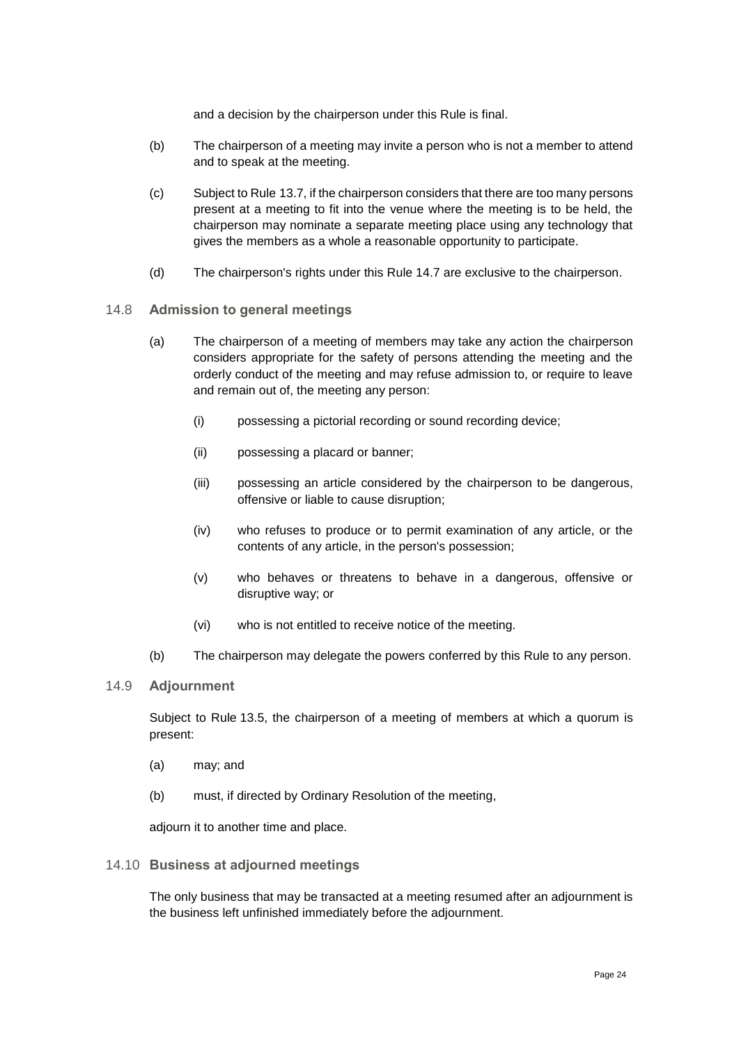and a decision by the chairperson under this Rule is final.

(b) The chairperson of a meeting may invite a person who is not a member to attend and to speak at the meeting.

(c) Subject to Rule 13.7, if the chairperson considers that there are too many persons present at a meeting to fit into the venue where the meeting is to be held, the chairperson may nominate a separate meeting place using any technology that gives the members as a whole a reasonable opportunity to participate.

(d) The chairperson's rights under this Rule 14.7 are exclusive to the chairperson.

### 14.8 Admission to general meetings

(a) The chairperson of a meeting of members may take any action the chairperson considers appropriate for the safety of persons attending the meeting and the orderly conduct of the meeting and may refuse admission to, or require to leave and remain out of, the meeting any person:

  (i) possessing a pictorial recording or sound recording device;

  (ii) possessing a placard or banner;

  (iii) possessing an article considered by the chairperson to be dangerous, offensive or liable to cause disruption;

  (iv) who refuses to produce or to permit examination of any article, or the contents of any article, in the person's possession;

  (v) who behaves or threatens to behave in a dangerous, offensive or disruptive way; or

  (vi) who is not entitled to receive notice of the meeting.

(b) The chairperson may delegate the powers conferred by this Rule to any person.

### 14.9 Adjournment

Subject to Rule 13.5, the chairperson of a meeting of members at which a quorum is present:

(a) may; and

(b) must, if directed by Ordinary Resolution of the meeting,

adjourn it to another time and place.

### 14.10 Business at adjourned meetings

The only business that may be transacted at a meeting resumed after an adjournment is the business left unfinished immediately before the adjournment.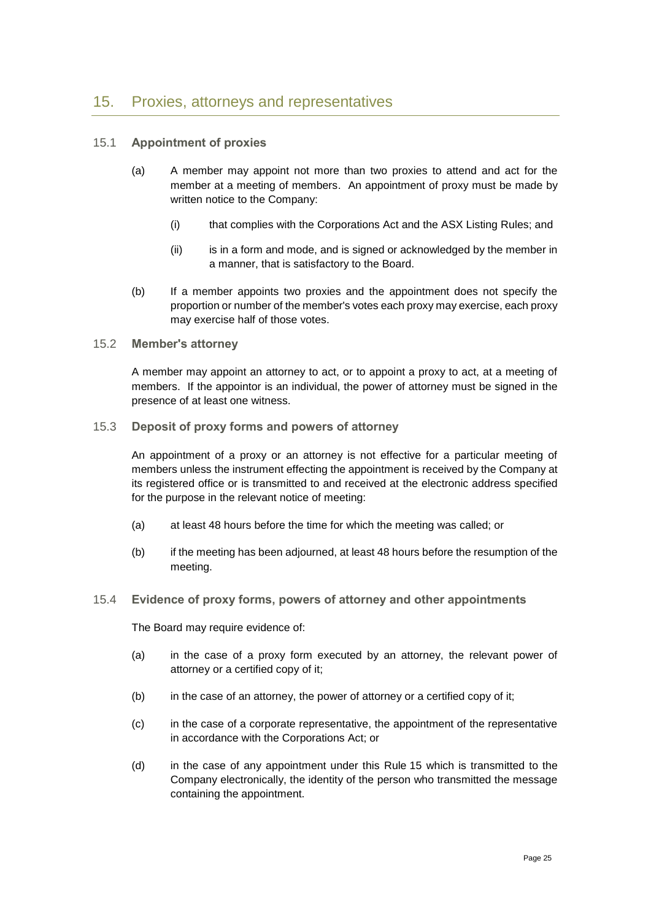## 15. Proxies, attorneys and representatives

### 15.1 Appointment of proxies

(a) A member may appoint not more than two proxies to attend and act for the member at a meeting of members. An appointment of proxy must be made by written notice to the Company:

(i) that complies with the Corporations Act and the ASX Listing Rules; and

(ii) is in a form and mode, and is signed or acknowledged by the member in a manner, that is satisfactory to the Board.

(b) If a member appoints two proxies and the appointment does not specify the proportion or number of the member's votes each proxy may exercise, each proxy may exercise half of those votes.

### 15.2 Member's attorney

A member may appoint an attorney to act, or to appoint a proxy to act, at a meeting of members. If the appointor is an individual, the power of attorney must be signed in the presence of at least one witness.

### 15.3 Deposit of proxy forms and powers of attorney

An appointment of a proxy or an attorney is not effective for a particular meeting of members unless the instrument effecting the appointment is received by the Company at its registered office or is transmitted to and received at the electronic address specified for the purpose in the relevant notice of meeting:

(a) at least 48 hours before the time for which the meeting was called; or

(b) if the meeting has been adjourned, at least 48 hours before the resumption of the meeting.

### 15.4 Evidence of proxy forms, powers of attorney and other appointments

The Board may require evidence of:

(a) in the case of a proxy form executed by an attorney, the relevant power of attorney or a certified copy of it;

(b) in the case of an attorney, the power of attorney or a certified copy of it;

(c) in the case of a corporate representative, the appointment of the representative in accordance with the Corporations Act; or

(d) in the case of any appointment under this Rule 15 which is transmitted to the Company electronically, the identity of the person who transmitted the message containing the appointment.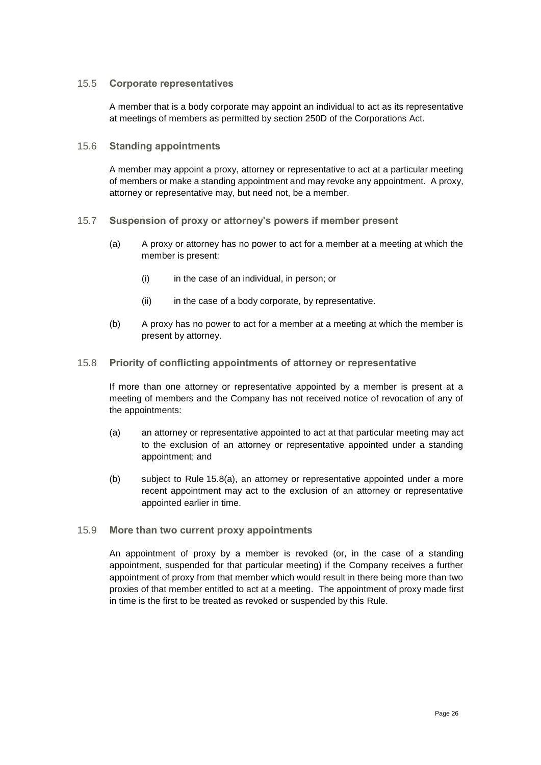### 15.5 Corporate representatives

A member that is a body corporate may appoint an individual to act as its representative at meetings of members as permitted by section 250D of the Corporations Act.

### 15.6 Standing appointments

A member may appoint a proxy, attorney or representative to act at a particular meeting of members or make a standing appointment and may revoke any appointment. A proxy, attorney or representative may, but need not, be a member.

### 15.7 Suspension of proxy or attorney's powers if member present

(a) A proxy or attorney has no power to act for a member at a meeting at which the member is present:

  (i) in the case of an individual, in person; or

  (ii) in the case of a body corporate, by representative.

(b) A proxy has no power to act for a member at a meeting at which the member is present by attorney.

### 15.8 Priority of conflicting appointments of attorney or representative

If more than one attorney or representative appointed by a member is present at a meeting of members and the Company has not received notice of revocation of any of the appointments:

(a) an attorney or representative appointed to act at that particular meeting may act to the exclusion of an attorney or representative appointed under a standing appointment; and

(b) subject to Rule 15.8(a), an attorney or representative appointed under a more recent appointment may act to the exclusion of an attorney or representative appointed earlier in time.

### 15.9 More than two current proxy appointments

An appointment of proxy by a member is revoked (or, in the case of a standing appointment, suspended for that particular meeting) if the Company receives a further appointment of proxy from that member which would result in there being more than two proxies of that member entitled to act at a meeting. The appointment of proxy made first in time is the first to be treated as revoked or suspended by this Rule.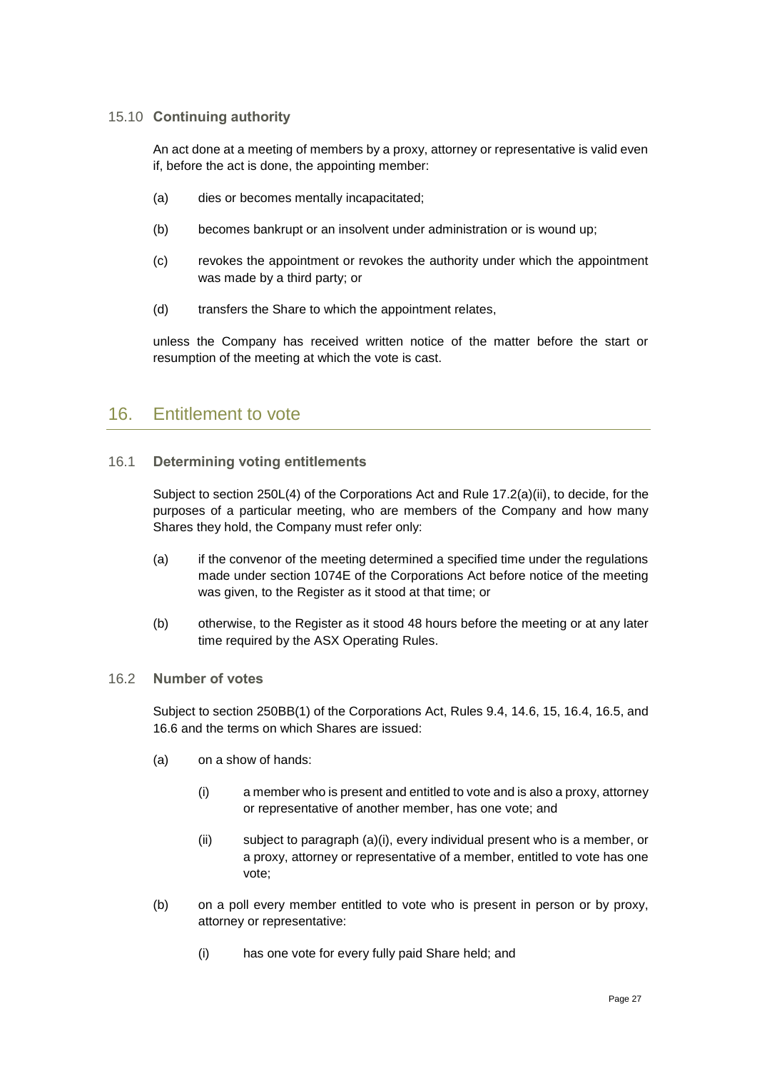### 15.10 **Continuing authority**

An act done at a meeting of members by a proxy, attorney or representative is valid even if, before the act is done, the appointing member:

(a) dies or becomes mentally incapacitated;

(b) becomes bankrupt or an insolvent under administration or is wound up;

(c) revokes the appointment or revokes the authority under which the appointment was made by a third party; or

(d) transfers the Share to which the appointment relates,

unless the Company has received written notice of the matter before the start or resumption of the meeting at which the vote is cast.

## 16. Entitlement to vote

### 16.1 **Determining voting entitlements**

Subject to section 250L(4) of the Corporations Act and Rule 17.2(a)(ii), to decide, for the purposes of a particular meeting, who are members of the Company and how many Shares they hold, the Company must refer only:

(a) if the convenor of the meeting determined a specified time under the regulations made under section 1074E of the Corporations Act before notice of the meeting was given, to the Register as it stood at that time; or

(b) otherwise, to the Register as it stood 48 hours before the meeting or at any later time required by the ASX Operating Rules.

### 16.2 **Number of votes**

Subject to section 250BB(1) of the Corporations Act, Rules 9.4, 14.6, 15, 16.4, 16.5, and 16.6 and the terms on which Shares are issued:

(a) on a show of hands:

   (i) a member who is present and entitled to vote and is also a proxy, attorney or representative of another member, has one vote; and

   (ii) subject to paragraph (a)(i), every individual present who is a member, or a proxy, attorney or representative of a member, entitled to vote has one vote;

(b) on a poll every member entitled to vote who is present in person or by proxy, attorney or representative:

   (i) has one vote for every fully paid Share held; and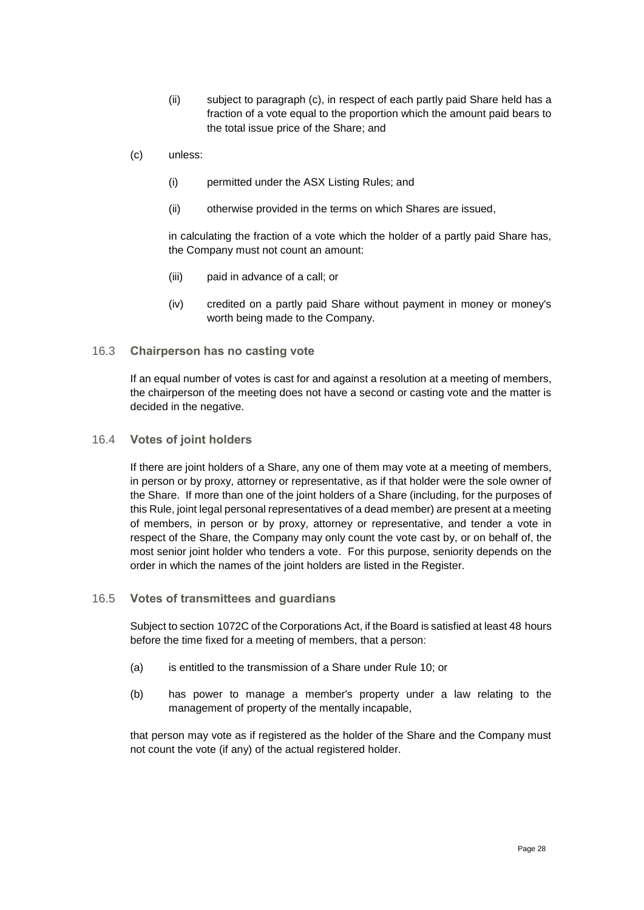(ii) subject to paragraph (c), in respect of each partly paid Share held has a fraction of a vote equal to the proportion which the amount paid bears to the total issue price of the Share; and

(c) unless:

(i) permitted under the ASX Listing Rules; and

(ii) otherwise provided in the terms on which Shares are issued,

in calculating the fraction of a vote which the holder of a partly paid Share has, the Company must not count an amount:

(iii) paid in advance of a call; or

(iv) credited on a partly paid Share without payment in money or money's worth being made to the Company.

### 16.3 Chairperson has no casting vote

If an equal number of votes is cast for and against a resolution at a meeting of members, the chairperson of the meeting does not have a second or casting vote and the matter is decided in the negative.

### 16.4 Votes of joint holders

If there are joint holders of a Share, any one of them may vote at a meeting of members, in person or by proxy, attorney or representative, as if that holder were the sole owner of the Share. If more than one of the joint holders of a Share (including, for the purposes of this Rule, joint legal personal representatives of a dead member) are present at a meeting of members, in person or by proxy, attorney or representative, and tender a vote in respect of the Share, the Company may only count the vote cast by, or on behalf of, the most senior joint holder who tenders a vote. For this purpose, seniority depends on the order in which the names of the joint holders are listed in the Register.

### 16.5 Votes of transmittees and guardians

Subject to section 1072C of the Corporations Act, if the Board is satisfied at least 48 hours before the time fixed for a meeting of members, that a person:

(a) is entitled to the transmission of a Share under Rule 10; or

(b) has power to manage a member's property under a law relating to the management of property of the mentally incapable,

that person may vote as if registered as the holder of the Share and the Company must not count the vote (if any) of the actual registered holder.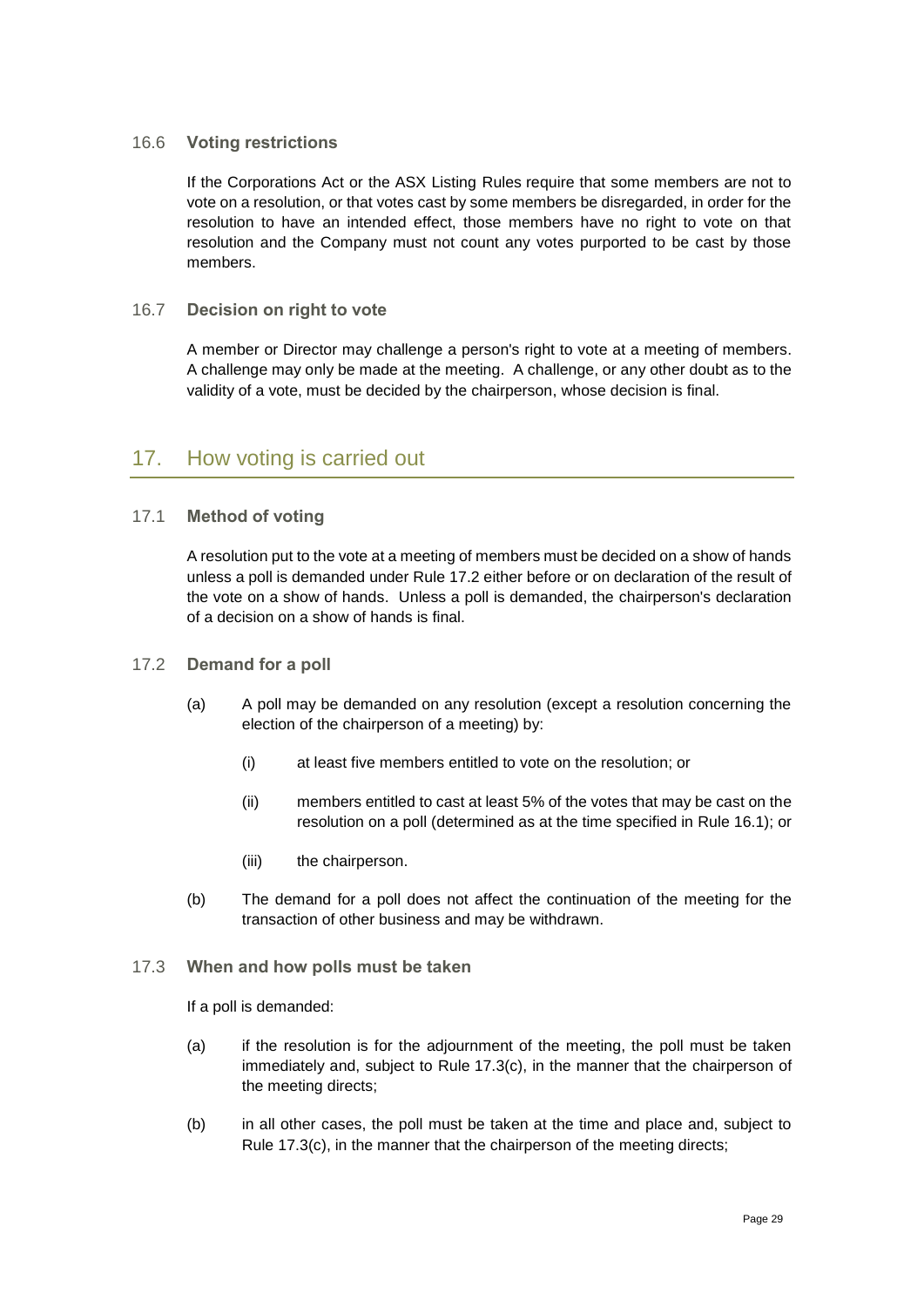### 16.6 Voting restrictions

If the Corporations Act or the ASX Listing Rules require that some members are not to vote on a resolution, or that votes cast by some members be disregarded, in order for the resolution to have an intended effect, those members have no right to vote on that resolution and the Company must not count any votes purported to be cast by those members.

### 16.7 Decision on right to vote

A member or Director may challenge a person's right to vote at a meeting of members. A challenge may only be made at the meeting. A challenge, or any other doubt as to the validity of a vote, must be decided by the chairperson, whose decision is final.

## 17. How voting is carried out

### 17.1 Method of voting

A resolution put to the vote at a meeting of members must be decided on a show of hands unless a poll is demanded under Rule 17.2 either before or on declaration of the result of the vote on a show of hands. Unless a poll is demanded, the chairperson's declaration of a decision on a show of hands is final.

### 17.2 Demand for a poll

(a) A poll may be demanded on any resolution (except a resolution concerning the election of the chairperson of a meeting) by:

   (i) at least five members entitled to vote on the resolution; or

   (ii) members entitled to cast at least 5% of the votes that may be cast on the resolution on a poll (determined as at the time specified in Rule 16.1); or

   (iii) the chairperson.

(b) The demand for a poll does not affect the continuation of the meeting for the transaction of other business and may be withdrawn.

### 17.3 When and how polls must be taken

If a poll is demanded:

(a) if the resolution is for the adjournment of the meeting, the poll must be taken immediately and, subject to Rule 17.3(c), in the manner that the chairperson of the meeting directs;

(b) in all other cases, the poll must be taken at the time and place and, subject to Rule 17.3(c), in the manner that the chairperson of the meeting directs;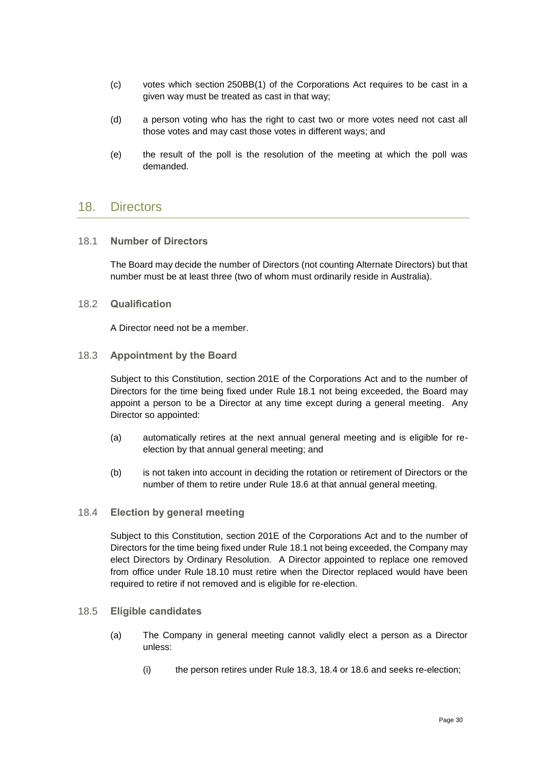(c) votes which section 250BB(1) of the Corporations Act requires to be cast in a given way must be treated as cast in that way;

(d) a person voting who has the right to cast two or more votes need not cast all those votes and may cast those votes in different ways; and

(e) the result of the poll is the resolution of the meeting at which the poll was demanded.

## 18. Directors

### 18.1 Number of Directors

The Board may decide the number of Directors (not counting Alternate Directors) but that number must be at least three (two of whom must ordinarily reside in Australia).

### 18.2 Qualification

A Director need not be a member.

### 18.3 Appointment by the Board

Subject to this Constitution, section 201E of the Corporations Act and to the number of Directors for the time being fixed under Rule 18.1 not being exceeded, the Board may appoint a person to be a Director at any time except during a general meeting. Any Director so appointed:

(a) automatically retires at the next annual general meeting and is eligible for re-election by that annual general meeting; and

(b) is not taken into account in deciding the rotation or retirement of Directors or the number of them to retire under Rule 18.6 at that annual general meeting.

### 18.4 Election by general meeting

Subject to this Constitution, section 201E of the Corporations Act and to the number of Directors for the time being fixed under Rule 18.1 not being exceeded, the Company may elect Directors by Ordinary Resolution. A Director appointed to replace one removed from office under Rule 18.10 must retire when the Director replaced would have been required to retire if not removed and is eligible for re-election.

### 18.5 Eligible candidates

(a) The Company in general meeting cannot validly elect a person as a Director unless:

(i) the person retires under Rule 18.3, 18.4 or 18.6 and seeks re-election;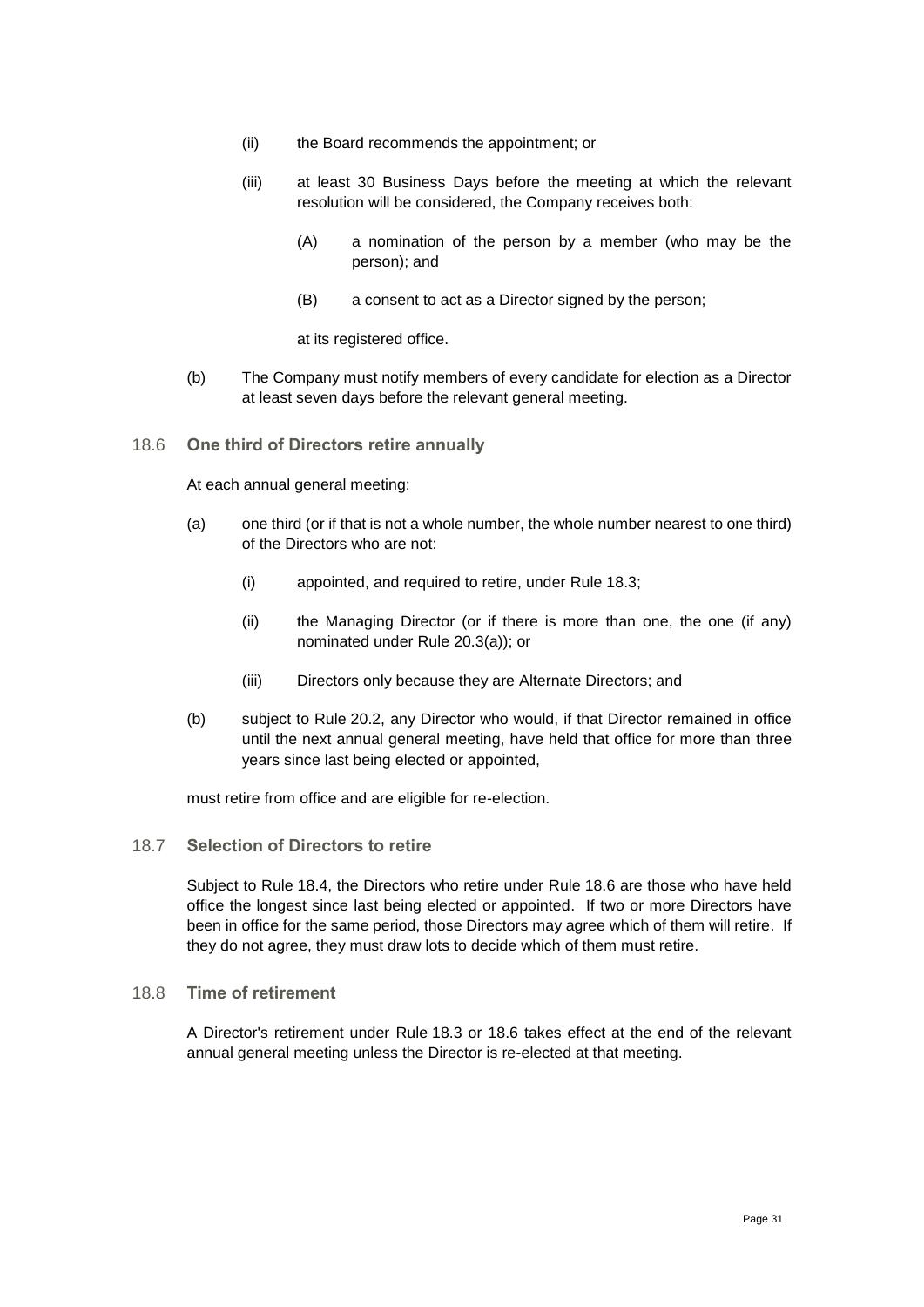- (ii) the Board recommends the appointment; or
- (iii) at least 30 Business Days before the meeting at which the relevant resolution will be considered, the Company receives both:
  - (A) a nomination of the person by a member (who may be the person); and
  - (B) a consent to act as a Director signed by the person;

  at its registered office.

(b) The Company must notify members of every candidate for election as a Director at least seven days before the relevant general meeting.

### 18.6 One third of Directors retire annually

At each annual general meeting:

(a) one third (or if that is not a whole number, the whole number nearest to one third) of the Directors who are not:

- (i) appointed, and required to retire, under Rule 18.3;
- (ii) the Managing Director (or if there is more than one, the one (if any) nominated under Rule 20.3(a)); or
- (iii) Directors only because they are Alternate Directors; and

(b) subject to Rule 20.2, any Director who would, if that Director remained in office until the next annual general meeting, have held that office for more than three years since last being elected or appointed,

must retire from office and are eligible for re-election.

### 18.7 Selection of Directors to retire

Subject to Rule 18.4, the Directors who retire under Rule 18.6 are those who have held office the longest since last being elected or appointed. If two or more Directors have been in office for the same period, those Directors may agree which of them will retire. If they do not agree, they must draw lots to decide which of them must retire.

### 18.8 Time of retirement

A Director's retirement under Rule 18.3 or 18.6 takes effect at the end of the relevant annual general meeting unless the Director is re-elected at that meeting.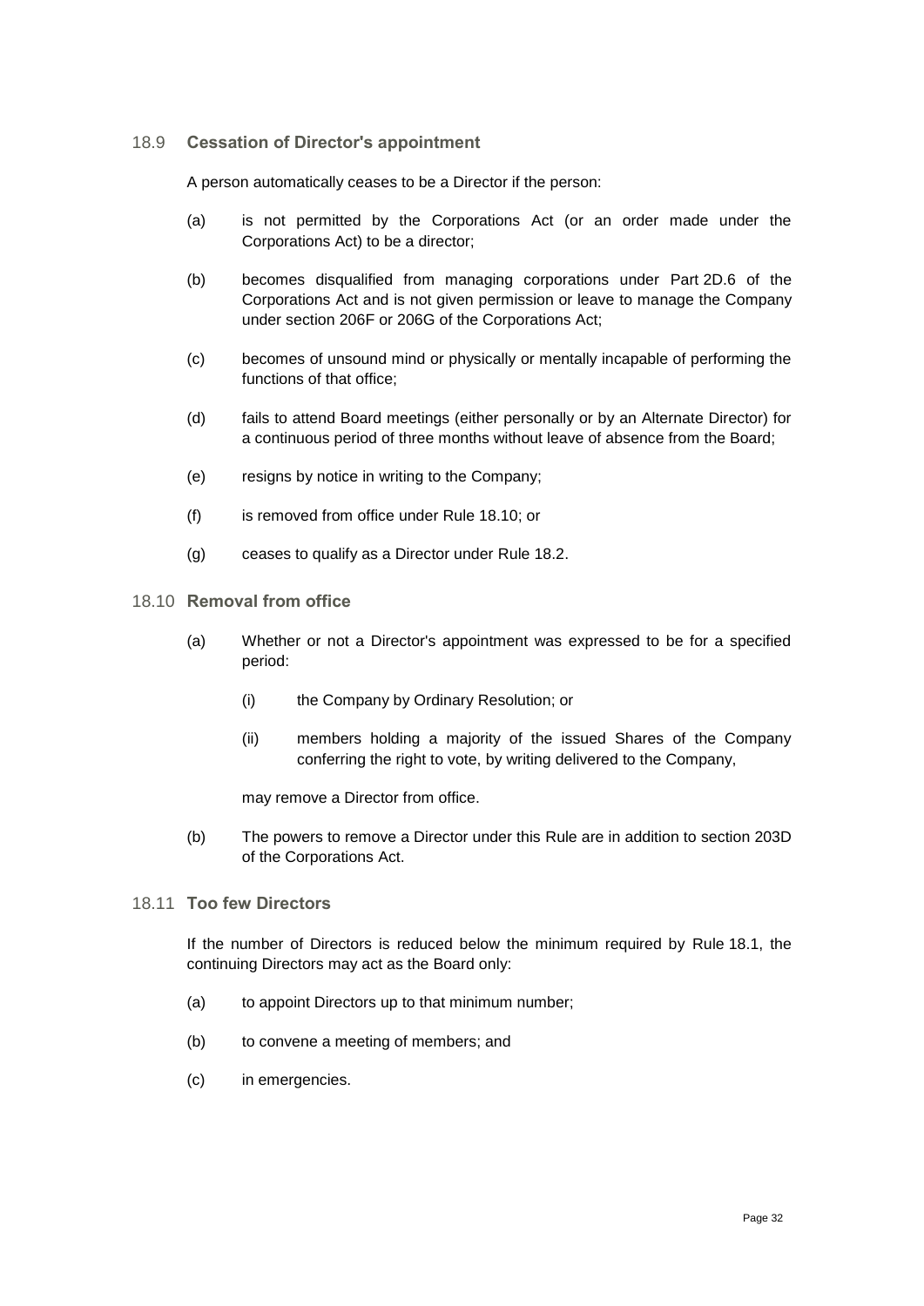### 18.9 Cessation of Director's appointment

A person automatically ceases to be a Director if the person:

(a) is not permitted by the Corporations Act (or an order made under the Corporations Act) to be a director;

(b) becomes disqualified from managing corporations under Part 2D.6 of the Corporations Act and is not given permission or leave to manage the Company under section 206F or 206G of the Corporations Act;

(c) becomes of unsound mind or physically or mentally incapable of performing the functions of that office;

(d) fails to attend Board meetings (either personally or by an Alternate Director) for a continuous period of three months without leave of absence from the Board;

(e) resigns by notice in writing to the Company;

(f) is removed from office under Rule 18.10; or

(g) ceases to qualify as a Director under Rule 18.2.

### 18.10 Removal from office

(a) Whether or not a Director's appointment was expressed to be for a specified period:

  (i) the Company by Ordinary Resolution; or

  (ii) members holding a majority of the issued Shares of the Company conferring the right to vote, by writing delivered to the Company,

  may remove a Director from office.

(b) The powers to remove a Director under this Rule are in addition to section 203D of the Corporations Act.

### 18.11 Too few Directors

If the number of Directors is reduced below the minimum required by Rule 18.1, the continuing Directors may act as the Board only:

(a) to appoint Directors up to that minimum number;

(b) to convene a meeting of members; and

(c) in emergencies.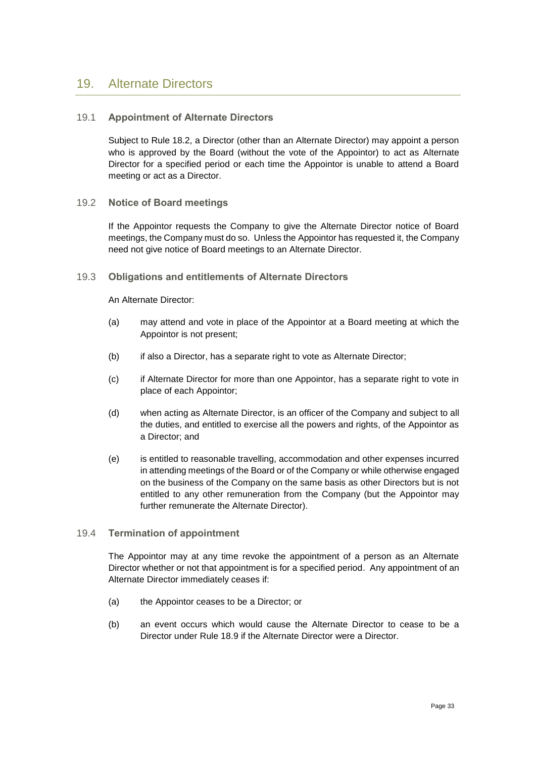## 19. Alternate Directors

### 19.1 **Appointment of Alternate Directors**

Subject to Rule 18.2, a Director (other than an Alternate Director) may appoint a person who is approved by the Board (without the vote of the Appointor) to act as Alternate Director for a specified period or each time the Appointor is unable to attend a Board meeting or act as a Director.

### 19.2 **Notice of Board meetings**

If the Appointor requests the Company to give the Alternate Director notice of Board meetings, the Company must do so. Unless the Appointor has requested it, the Company need not give notice of Board meetings to an Alternate Director.

### 19.3 **Obligations and entitlements of Alternate Directors**

An Alternate Director:

(a) may attend and vote in place of the Appointor at a Board meeting at which the Appointor is not present;

(b) if also a Director, has a separate right to vote as Alternate Director;

(c) if Alternate Director for more than one Appointor, has a separate right to vote in place of each Appointor;

(d) when acting as Alternate Director, is an officer of the Company and subject to all the duties, and entitled to exercise all the powers and rights, of the Appointor as a Director; and

(e) is entitled to reasonable travelling, accommodation and other expenses incurred in attending meetings of the Board or of the Company or while otherwise engaged on the business of the Company on the same basis as other Directors but is not entitled to any other remuneration from the Company (but the Appointor may further remunerate the Alternate Director).

### 19.4 **Termination of appointment**

The Appointor may at any time revoke the appointment of a person as an Alternate Director whether or not that appointment is for a specified period. Any appointment of an Alternate Director immediately ceases if:

(a) the Appointor ceases to be a Director; or

(b) an event occurs which would cause the Alternate Director to cease to be a Director under Rule 18.9 if the Alternate Director were a Director.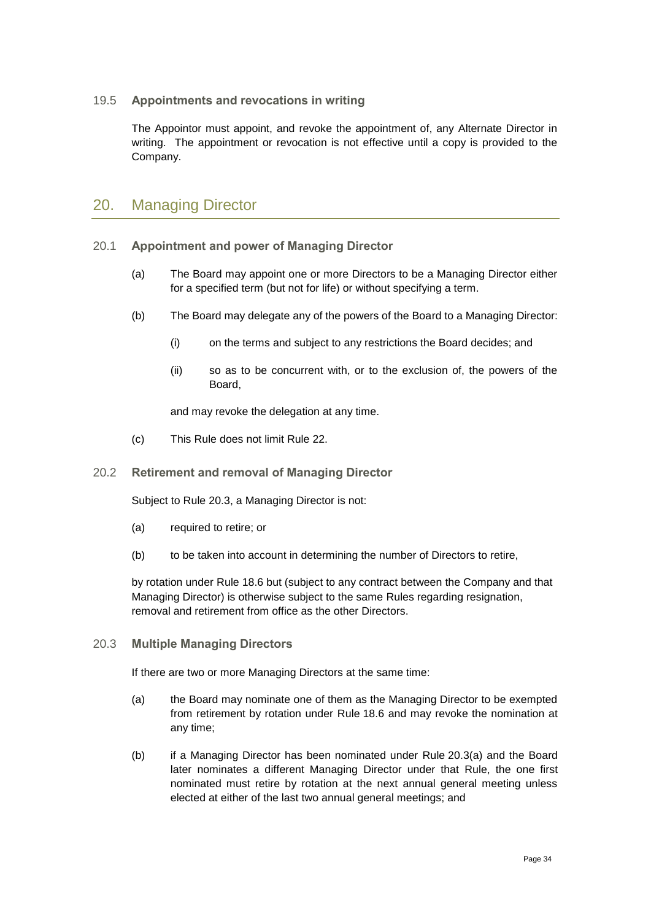### 19.5 Appointments and revocations in writing

The Appointor must appoint, and revoke the appointment of, any Alternate Director in writing. The appointment or revocation is not effective until a copy is provided to the Company.

## 20. Managing Director

### 20.1 Appointment and power of Managing Director

(a) The Board may appoint one or more Directors to be a Managing Director either for a specified term (but not for life) or without specifying a term.

(b) The Board may delegate any of the powers of the Board to a Managing Director:

(i) on the terms and subject to any restrictions the Board decides; and

(ii) so as to be concurrent with, or to the exclusion of, the powers of the Board,

and may revoke the delegation at any time.

(c) This Rule does not limit Rule 22.

### 20.2 Retirement and removal of Managing Director

Subject to Rule 20.3, a Managing Director is not:

(a) required to retire; or

(b) to be taken into account in determining the number of Directors to retire,

by rotation under Rule 18.6 but (subject to any contract between the Company and that Managing Director) is otherwise subject to the same Rules regarding resignation, removal and retirement from office as the other Directors.

### 20.3 Multiple Managing Directors

If there are two or more Managing Directors at the same time:

(a) the Board may nominate one of them as the Managing Director to be exempted from retirement by rotation under Rule 18.6 and may revoke the nomination at any time;

(b) if a Managing Director has been nominated under Rule 20.3(a) and the Board later nominates a different Managing Director under that Rule, the one first nominated must retire by rotation at the next annual general meeting unless elected at either of the last two annual general meetings; and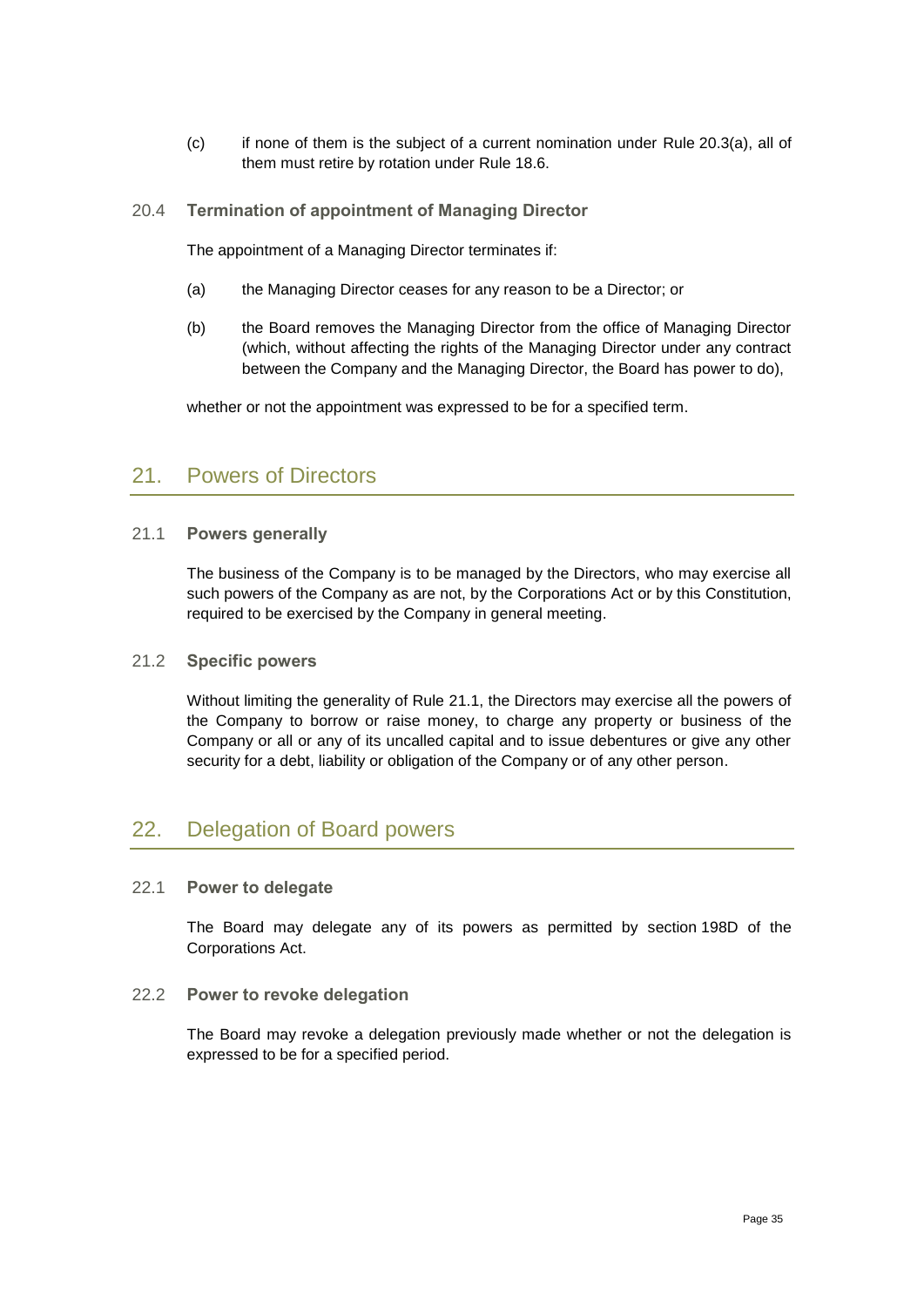(c) if none of them is the subject of a current nomination under Rule 20.3(a), all of them must retire by rotation under Rule 18.6.

### 20.4 Termination of appointment of Managing Director

The appointment of a Managing Director terminates if:

(a) the Managing Director ceases for any reason to be a Director; or

(b) the Board removes the Managing Director from the office of Managing Director (which, without affecting the rights of the Managing Director under any contract between the Company and the Managing Director, the Board has power to do),

whether or not the appointment was expressed to be for a specified term.

## 21. Powers of Directors

### 21.1 Powers generally

The business of the Company is to be managed by the Directors, who may exercise all such powers of the Company as are not, by the Corporations Act or by this Constitution, required to be exercised by the Company in general meeting.

### 21.2 Specific powers

Without limiting the generality of Rule 21.1, the Directors may exercise all the powers of the Company to borrow or raise money, to charge any property or business of the Company or all or any of its uncalled capital and to issue debentures or give any other security for a debt, liability or obligation of the Company or of any other person.

## 22. Delegation of Board powers

### 22.1 Power to delegate

The Board may delegate any of its powers as permitted by section 198D of the Corporations Act.

### 22.2 Power to revoke delegation

The Board may revoke a delegation previously made whether or not the delegation is expressed to be for a specified period.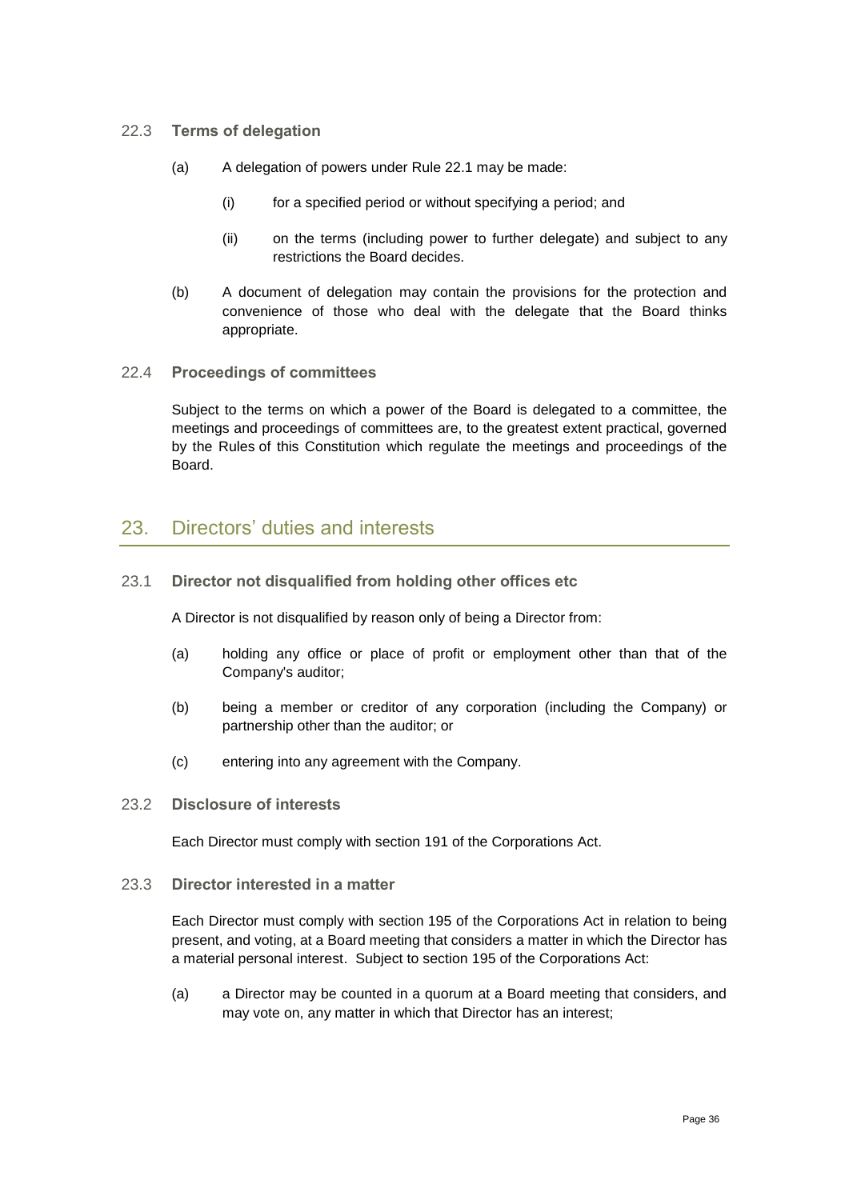### 22.3 Terms of delegation

(a) A delegation of powers under Rule 22.1 may be made:

  (i) for a specified period or without specifying a period; and

  (ii) on the terms (including power to further delegate) and subject to any restrictions the Board decides.

(b) A document of delegation may contain the provisions for the protection and convenience of those who deal with the delegate that the Board thinks appropriate.

### 22.4 Proceedings of committees

Subject to the terms on which a power of the Board is delegated to a committee, the meetings and proceedings of committees are, to the greatest extent practical, governed by the Rules of this Constitution which regulate the meetings and proceedings of the Board.

## 23. Directors' duties and interests

### 23.1 Director not disqualified from holding other offices etc

A Director is not disqualified by reason only of being a Director from:

(a) holding any office or place of profit or employment other than that of the Company's auditor;

(b) being a member or creditor of any corporation (including the Company) or partnership other than the auditor; or

(c) entering into any agreement with the Company.

### 23.2 Disclosure of interests

Each Director must comply with section 191 of the Corporations Act.

### 23.3 Director interested in a matter

Each Director must comply with section 195 of the Corporations Act in relation to being present, and voting, at a Board meeting that considers a matter in which the Director has a material personal interest. Subject to section 195 of the Corporations Act:

(a) a Director may be counted in a quorum at a Board meeting that considers, and may vote on, any matter in which that Director has an interest;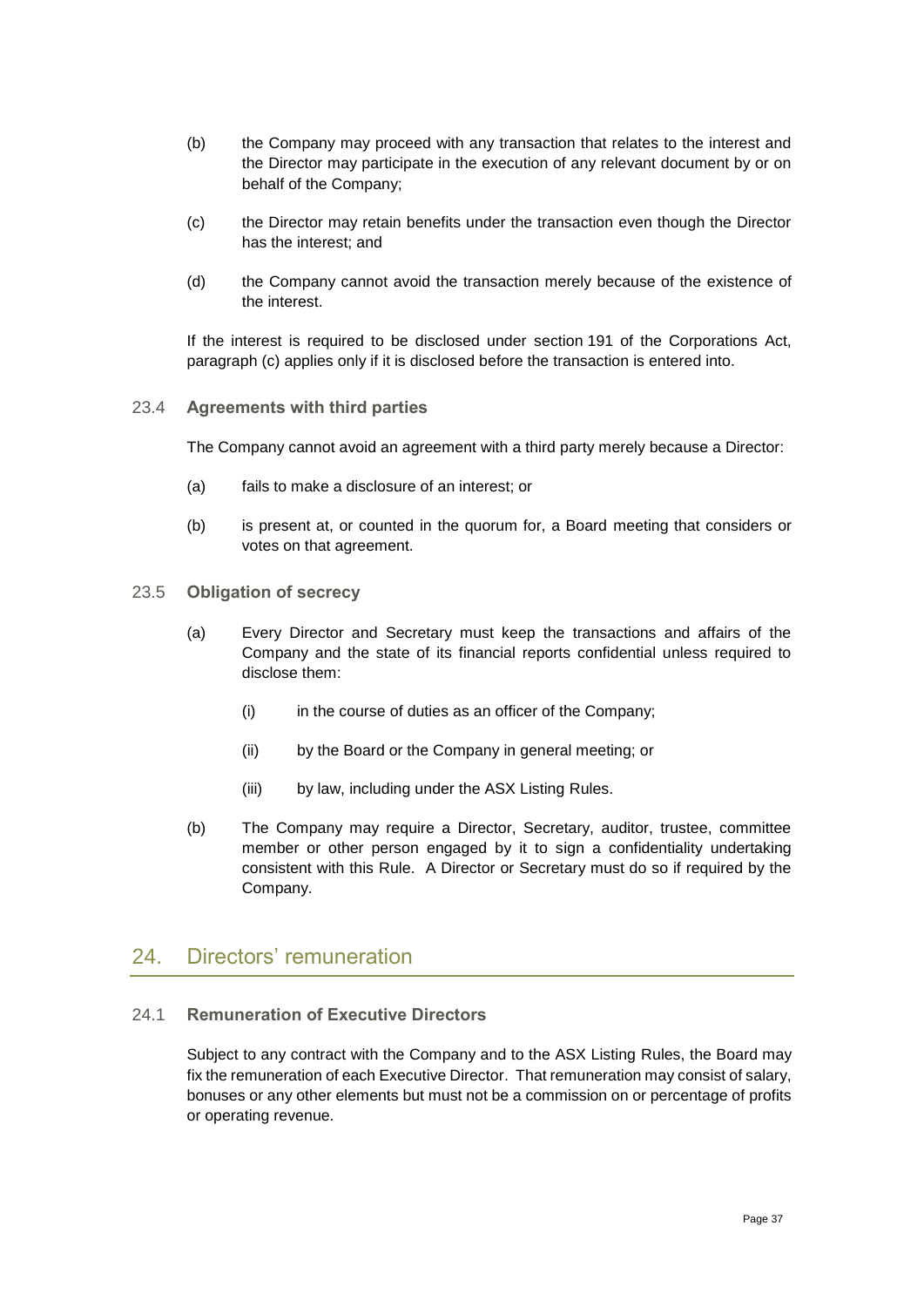(b) the Company may proceed with any transaction that relates to the interest and the Director may participate in the execution of any relevant document by or on behalf of the Company;

(c) the Director may retain benefits under the transaction even though the Director has the interest; and

(d) the Company cannot avoid the transaction merely because of the existence of the interest.

If the interest is required to be disclosed under section 191 of the Corporations Act, paragraph (c) applies only if it is disclosed before the transaction is entered into.

### 23.4 Agreements with third parties

The Company cannot avoid an agreement with a third party merely because a Director:

(a) fails to make a disclosure of an interest; or

(b) is present at, or counted in the quorum for, a Board meeting that considers or votes on that agreement.

### 23.5 Obligation of secrecy

(a) Every Director and Secretary must keep the transactions and affairs of the Company and the state of its financial reports confidential unless required to disclose them:

  (i) in the course of duties as an officer of the Company;

  (ii) by the Board or the Company in general meeting; or

  (iii) by law, including under the ASX Listing Rules.

(b) The Company may require a Director, Secretary, auditor, trustee, committee member or other person engaged by it to sign a confidentiality undertaking consistent with this Rule. A Director or Secretary must do so if required by the Company.

## 24. Directors' remuneration

### 24.1 Remuneration of Executive Directors

Subject to any contract with the Company and to the ASX Listing Rules, the Board may fix the remuneration of each Executive Director. That remuneration may consist of salary, bonuses or any other elements but must not be a commission on or percentage of profits or operating revenue.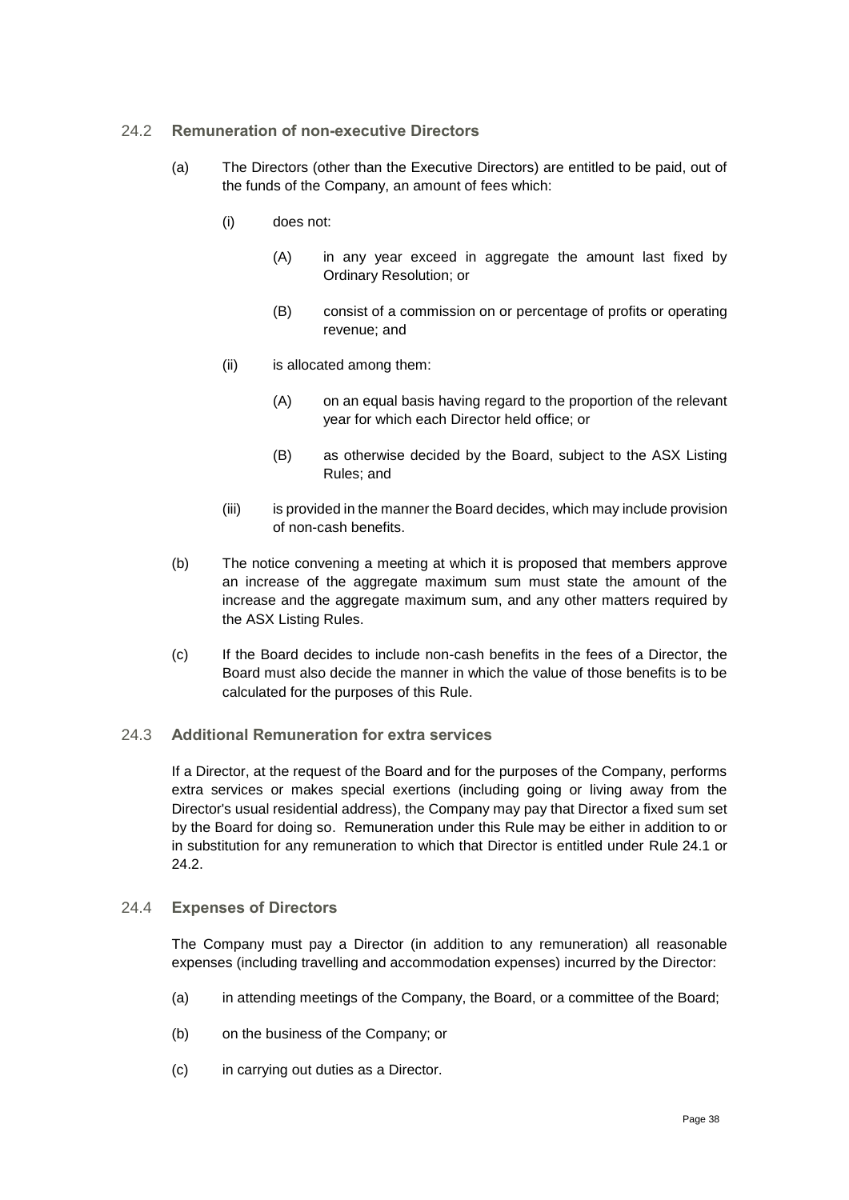### 24.2 Remuneration of non-executive Directors

(a) The Directors (other than the Executive Directors) are entitled to be paid, out of the funds of the Company, an amount of fees which:

  (i) does not:

    (A) in any year exceed in aggregate the amount last fixed by Ordinary Resolution; or

    (B) consist of a commission on or percentage of profits or operating revenue; and

  (ii) is allocated among them:

    (A) on an equal basis having regard to the proportion of the relevant year for which each Director held office; or

    (B) as otherwise decided by the Board, subject to the ASX Listing Rules; and

  (iii) is provided in the manner the Board decides, which may include provision of non-cash benefits.

(b) The notice convening a meeting at which it is proposed that members approve an increase of the aggregate maximum sum must state the amount of the increase and the aggregate maximum sum, and any other matters required by the ASX Listing Rules.

(c) If the Board decides to include non-cash benefits in the fees of a Director, the Board must also decide the manner in which the value of those benefits is to be calculated for the purposes of this Rule.

### 24.3 Additional Remuneration for extra services

If a Director, at the request of the Board and for the purposes of the Company, performs extra services or makes special exertions (including going or living away from the Director's usual residential address), the Company may pay that Director a fixed sum set by the Board for doing so. Remuneration under this Rule may be either in addition to or in substitution for any remuneration to which that Director is entitled under Rule 24.1 or 24.2.

### 24.4 Expenses of Directors

The Company must pay a Director (in addition to any remuneration) all reasonable expenses (including travelling and accommodation expenses) incurred by the Director:

(a) in attending meetings of the Company, the Board, or a committee of the Board;

(b) on the business of the Company; or

(c) in carrying out duties as a Director.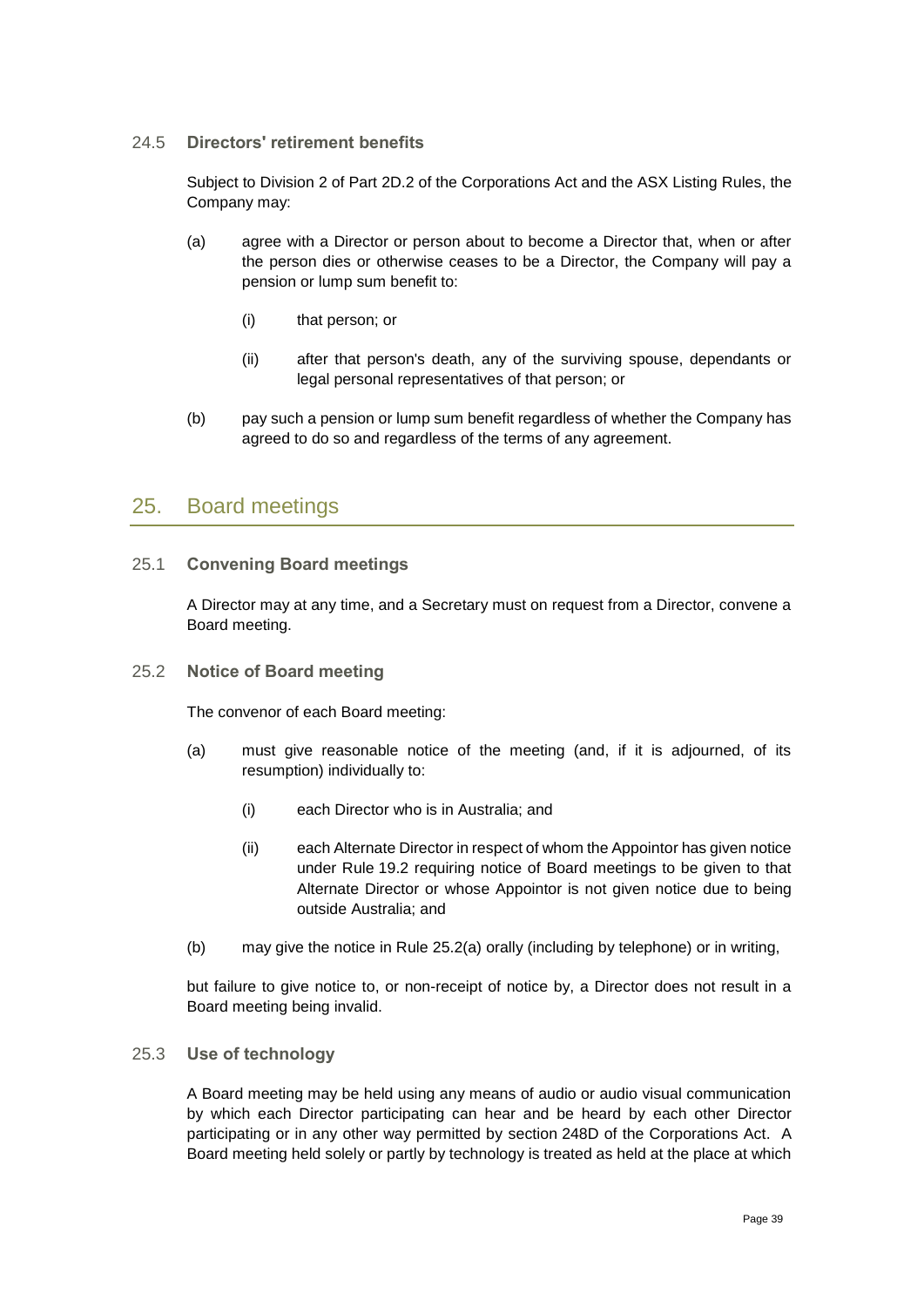### 24.5 Directors' retirement benefits

Subject to Division 2 of Part 2D.2 of the Corporations Act and the ASX Listing Rules, the Company may:

(a) agree with a Director or person about to become a Director that, when or after the person dies or otherwise ceases to be a Director, the Company will pay a pension or lump sum benefit to:

  (i) that person; or

  (ii) after that person's death, any of the surviving spouse, dependants or legal personal representatives of that person; or

(b) pay such a pension or lump sum benefit regardless of whether the Company has agreed to do so and regardless of the terms of any agreement.

## 25. Board meetings

### 25.1 Convening Board meetings

A Director may at any time, and a Secretary must on request from a Director, convene a Board meeting.

### 25.2 Notice of Board meeting

The convenor of each Board meeting:

(a) must give reasonable notice of the meeting (and, if it is adjourned, of its resumption) individually to:

  (i) each Director who is in Australia; and

  (ii) each Alternate Director in respect of whom the Appointor has given notice under Rule 19.2 requiring notice of Board meetings to be given to that Alternate Director or whose Appointor is not given notice due to being outside Australia; and

(b) may give the notice in Rule 25.2(a) orally (including by telephone) or in writing,

but failure to give notice to, or non-receipt of notice by, a Director does not result in a Board meeting being invalid.

### 25.3 Use of technology

A Board meeting may be held using any means of audio or audio visual communication by which each Director participating can hear and be heard by each other Director participating or in any other way permitted by section 248D of the Corporations Act. A Board meeting held solely or partly by technology is treated as held at the place at which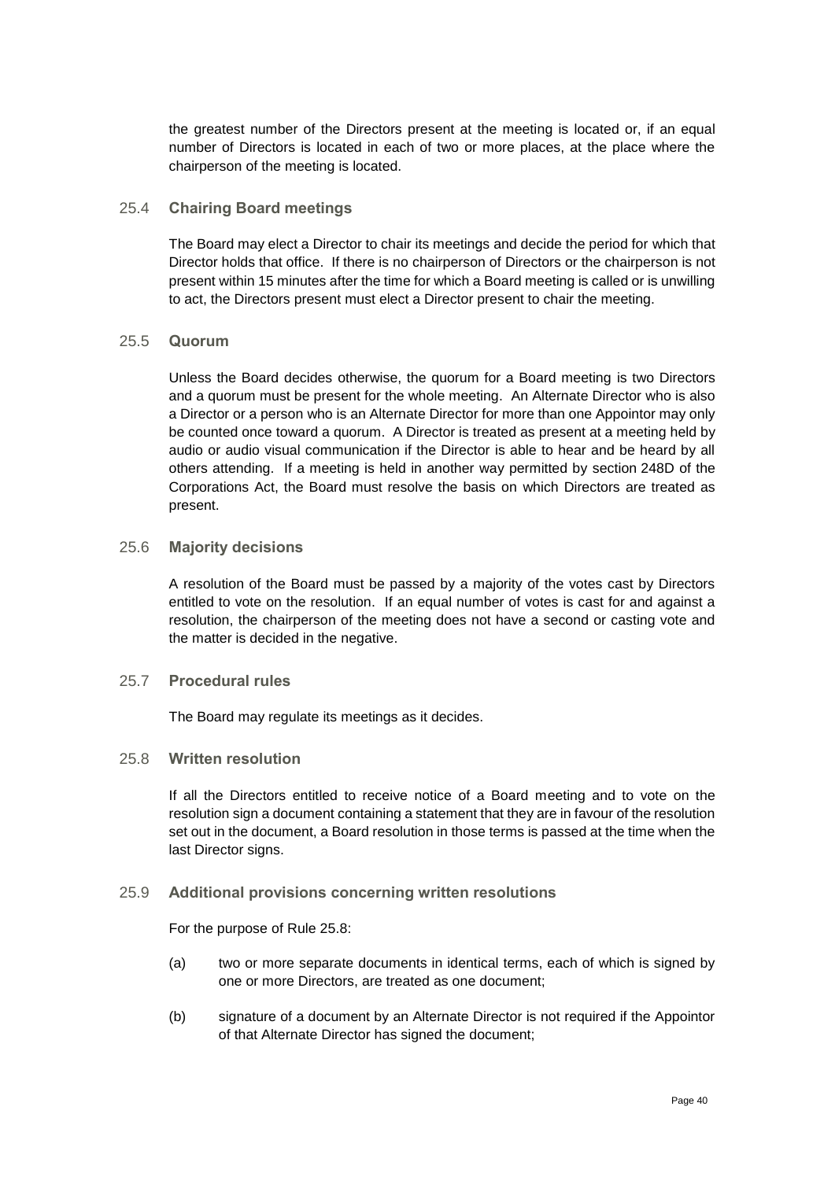the greatest number of the Directors present at the meeting is located or, if an equal number of Directors is located in each of two or more places, at the place where the chairperson of the meeting is located.

### 25.4 Chairing Board meetings

The Board may elect a Director to chair its meetings and decide the period for which that Director holds that office. If there is no chairperson of Directors or the chairperson is not present within 15 minutes after the time for which a Board meeting is called or is unwilling to act, the Directors present must elect a Director present to chair the meeting.

### 25.5 Quorum

Unless the Board decides otherwise, the quorum for a Board meeting is two Directors and a quorum must be present for the whole meeting. An Alternate Director who is also a Director or a person who is an Alternate Director for more than one Appointor may only be counted once toward a quorum. A Director is treated as present at a meeting held by audio or audio visual communication if the Director is able to hear and be heard by all others attending. If a meeting is held in another way permitted by section 248D of the Corporations Act, the Board must resolve the basis on which Directors are treated as present.

### 25.6 Majority decisions

A resolution of the Board must be passed by a majority of the votes cast by Directors entitled to vote on the resolution. If an equal number of votes is cast for and against a resolution, the chairperson of the meeting does not have a second or casting vote and the matter is decided in the negative.

### 25.7 Procedural rules

The Board may regulate its meetings as it decides.

### 25.8 Written resolution

If all the Directors entitled to receive notice of a Board meeting and to vote on the resolution sign a document containing a statement that they are in favour of the resolution set out in the document, a Board resolution in those terms is passed at the time when the last Director signs.

### 25.9 Additional provisions concerning written resolutions

For the purpose of Rule 25.8:

(a) two or more separate documents in identical terms, each of which is signed by one or more Directors, are treated as one document;

(b) signature of a document by an Alternate Director is not required if the Appointor of that Alternate Director has signed the document;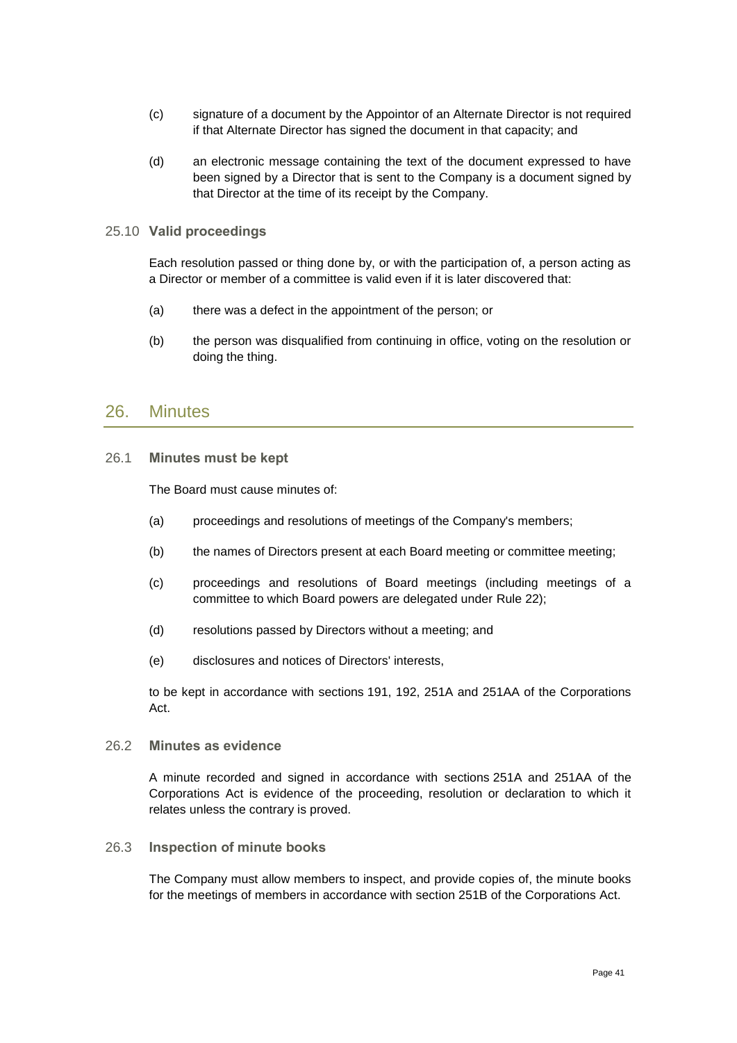(c) signature of a document by the Appointor of an Alternate Director is not required if that Alternate Director has signed the document in that capacity; and

(d) an electronic message containing the text of the document expressed to have been signed by a Director that is sent to the Company is a document signed by that Director at the time of its receipt by the Company.

### 25.10 Valid proceedings

Each resolution passed or thing done by, or with the participation of, a person acting as a Director or member of a committee is valid even if it is later discovered that:

(a) there was a defect in the appointment of the person; or

(b) the person was disqualified from continuing in office, voting on the resolution or doing the thing.

## 26. Minutes

### 26.1 Minutes must be kept

The Board must cause minutes of:

(a) proceedings and resolutions of meetings of the Company's members;

(b) the names of Directors present at each Board meeting or committee meeting;

(c) proceedings and resolutions of Board meetings (including meetings of a committee to which Board powers are delegated under Rule 22);

(d) resolutions passed by Directors without a meeting; and

(e) disclosures and notices of Directors' interests,

to be kept in accordance with sections 191, 192, 251A and 251AA of the Corporations Act.

### 26.2 Minutes as evidence

A minute recorded and signed in accordance with sections 251A and 251AA of the Corporations Act is evidence of the proceeding, resolution or declaration to which it relates unless the contrary is proved.

### 26.3 Inspection of minute books

The Company must allow members to inspect, and provide copies of, the minute books for the meetings of members in accordance with section 251B of the Corporations Act.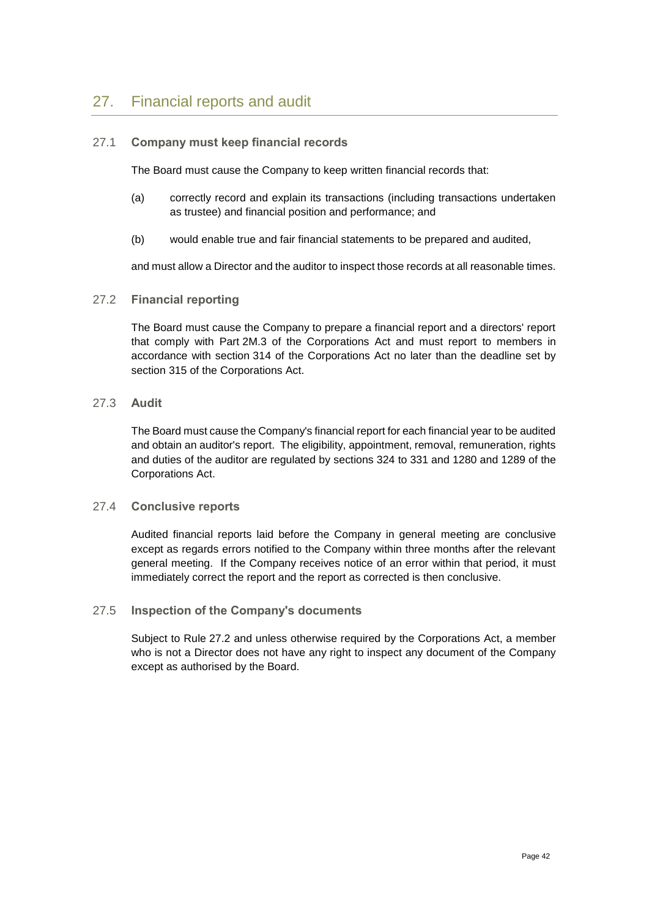## 27. Financial reports and audit

### 27.1 Company must keep financial records

The Board must cause the Company to keep written financial records that:

(a) correctly record and explain its transactions (including transactions undertaken as trustee) and financial position and performance; and

(b) would enable true and fair financial statements to be prepared and audited,

and must allow a Director and the auditor to inspect those records at all reasonable times.

### 27.2 Financial reporting

The Board must cause the Company to prepare a financial report and a directors' report that comply with Part 2M.3 of the Corporations Act and must report to members in accordance with section 314 of the Corporations Act no later than the deadline set by section 315 of the Corporations Act.

### 27.3 Audit

The Board must cause the Company's financial report for each financial year to be audited and obtain an auditor's report. The eligibility, appointment, removal, remuneration, rights and duties of the auditor are regulated by sections 324 to 331 and 1280 and 1289 of the Corporations Act.

### 27.4 Conclusive reports

Audited financial reports laid before the Company in general meeting are conclusive except as regards errors notified to the Company within three months after the relevant general meeting. If the Company receives notice of an error within that period, it must immediately correct the report and the report as corrected is then conclusive.

### 27.5 Inspection of the Company's documents

Subject to Rule 27.2 and unless otherwise required by the Corporations Act, a member who is not a Director does not have any right to inspect any document of the Company except as authorised by the Board.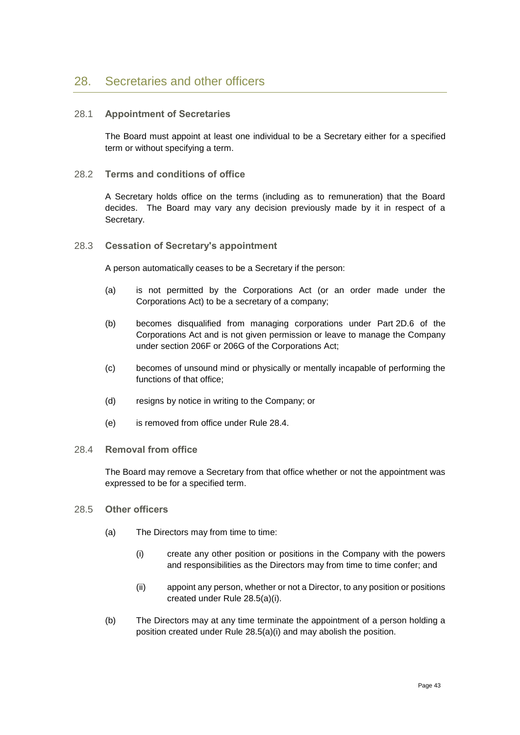## 28. Secretaries and other officers

### 28.1 Appointment of Secretaries

The Board must appoint at least one individual to be a Secretary either for a specified term or without specifying a term.

### 28.2 Terms and conditions of office

A Secretary holds office on the terms (including as to remuneration) that the Board decides. The Board may vary any decision previously made by it in respect of a Secretary.

### 28.3 Cessation of Secretary's appointment

A person automatically ceases to be a Secretary if the person:

(a) is not permitted by the Corporations Act (or an order made under the Corporations Act) to be a secretary of a company;

(b) becomes disqualified from managing corporations under Part 2D.6 of the Corporations Act and is not given permission or leave to manage the Company under section 206F or 206G of the Corporations Act;

(c) becomes of unsound mind or physically or mentally incapable of performing the functions of that office;

(d) resigns by notice in writing to the Company; or

(e) is removed from office under Rule 28.4.

### 28.4 Removal from office

The Board may remove a Secretary from that office whether or not the appointment was expressed to be for a specified term.

### 28.5 Other officers

(a) The Directors may from time to time:

(i) create any other position or positions in the Company with the powers and responsibilities as the Directors may from time to time confer; and

(ii) appoint any person, whether or not a Director, to any position or positions created under Rule 28.5(a)(i).

(b) The Directors may at any time terminate the appointment of a person holding a position created under Rule 28.5(a)(i) and may abolish the position.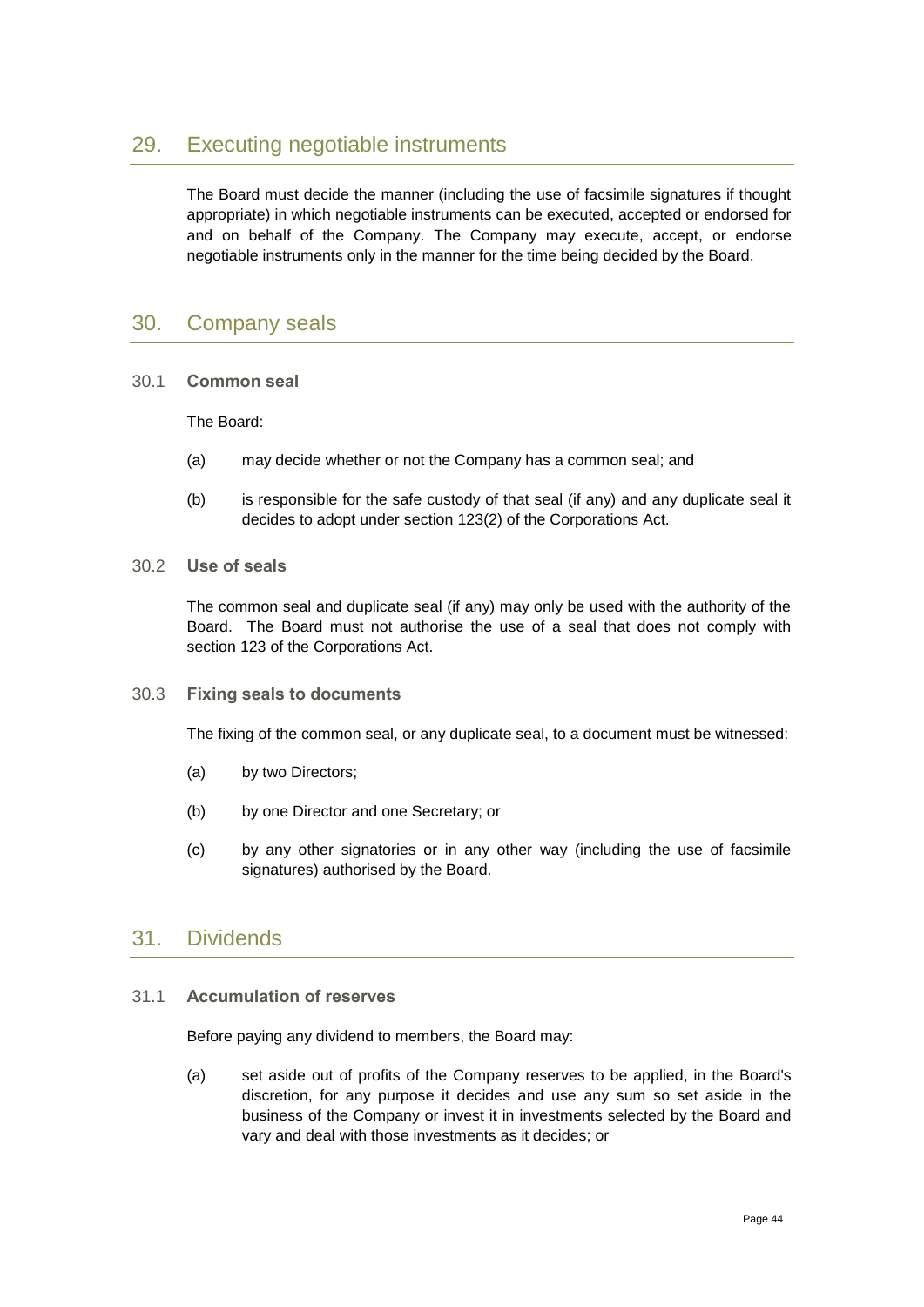## 29. Executing negotiable instruments

The Board must decide the manner (including the use of facsimile signatures if thought appropriate) in which negotiable instruments can be executed, accepted or endorsed for and on behalf of the Company. The Company may execute, accept, or endorse negotiable instruments only in the manner for the time being decided by the Board.

## 30. Company seals

### 30.1 Common seal

The Board:

(a) may decide whether or not the Company has a common seal; and

(b) is responsible for the safe custody of that seal (if any) and any duplicate seal it decides to adopt under section 123(2) of the Corporations Act.

### 30.2 Use of seals

The common seal and duplicate seal (if any) may only be used with the authority of the Board. The Board must not authorise the use of a seal that does not comply with section 123 of the Corporations Act.

### 30.3 Fixing seals to documents

The fixing of the common seal, or any duplicate seal, to a document must be witnessed:

(a) by two Directors;

(b) by one Director and one Secretary; or

(c) by any other signatories or in any other way (including the use of facsimile signatures) authorised by the Board.

## 31. Dividends

### 31.1 Accumulation of reserves

Before paying any dividend to members, the Board may:

(a) set aside out of profits of the Company reserves to be applied, in the Board's discretion, for any purpose it decides and use any sum so set aside in the business of the Company or invest it in investments selected by the Board and vary and deal with those investments as it decides; or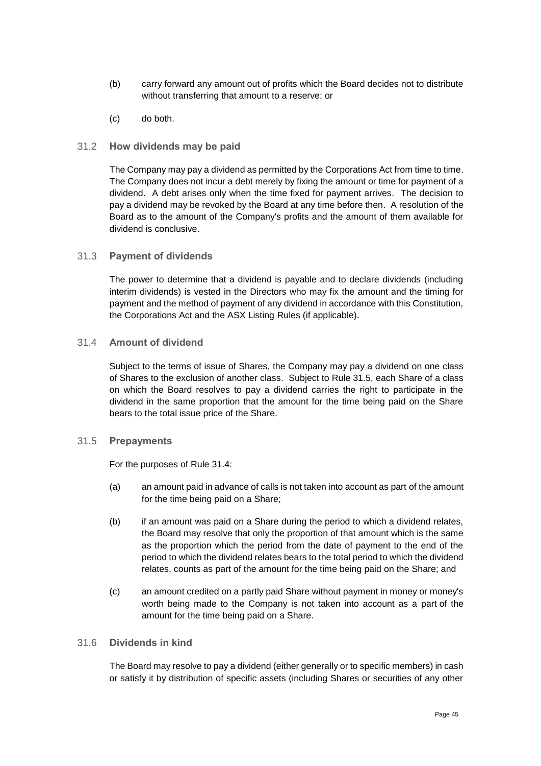(b) carry forward any amount out of profits which the Board decides not to distribute without transferring that amount to a reserve; or

(c) do both.

### 31.2 How dividends may be paid

The Company may pay a dividend as permitted by the Corporations Act from time to time. The Company does not incur a debt merely by fixing the amount or time for payment of a dividend. A debt arises only when the time fixed for payment arrives. The decision to pay a dividend may be revoked by the Board at any time before then. A resolution of the Board as to the amount of the Company's profits and the amount of them available for dividend is conclusive.

### 31.3 Payment of dividends

The power to determine that a dividend is payable and to declare dividends (including interim dividends) is vested in the Directors who may fix the amount and the timing for payment and the method of payment of any dividend in accordance with this Constitution, the Corporations Act and the ASX Listing Rules (if applicable).

### 31.4 Amount of dividend

Subject to the terms of issue of Shares, the Company may pay a dividend on one class of Shares to the exclusion of another class. Subject to Rule 31.5, each Share of a class on which the Board resolves to pay a dividend carries the right to participate in the dividend in the same proportion that the amount for the time being paid on the Share bears to the total issue price of the Share.

### 31.5 Prepayments

For the purposes of Rule 31.4:

(a) an amount paid in advance of calls is not taken into account as part of the amount for the time being paid on a Share;

(b) if an amount was paid on a Share during the period to which a dividend relates, the Board may resolve that only the proportion of that amount which is the same as the proportion which the period from the date of payment to the end of the period to which the dividend relates bears to the total period to which the dividend relates, counts as part of the amount for the time being paid on the Share; and

(c) an amount credited on a partly paid Share without payment in money or money's worth being made to the Company is not taken into account as a part of the amount for the time being paid on a Share.

### 31.6 Dividends in kind

The Board may resolve to pay a dividend (either generally or to specific members) in cash or satisfy it by distribution of specific assets (including Shares or securities of any other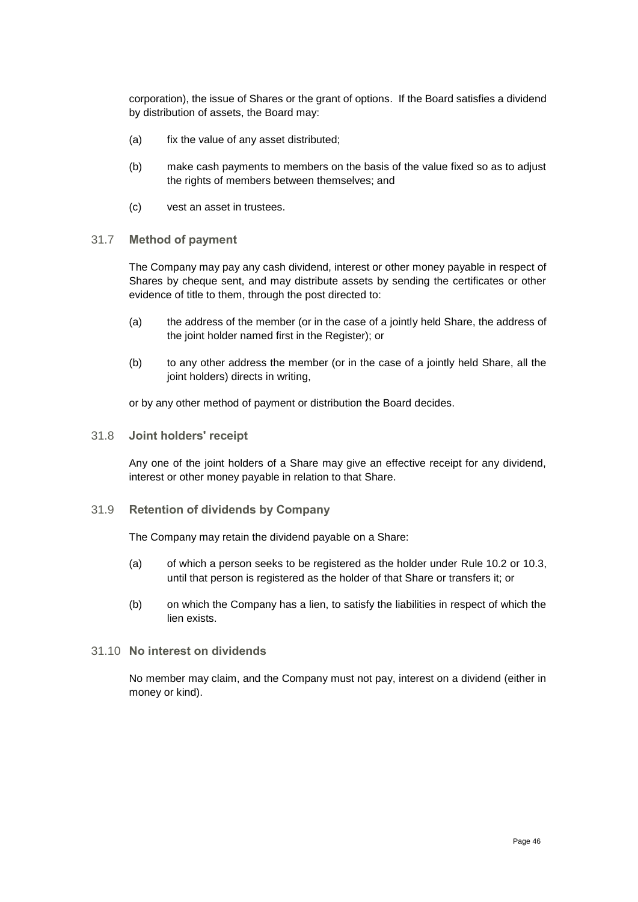corporation), the issue of Shares or the grant of options. If the Board satisfies a dividend by distribution of assets, the Board may:

(a) fix the value of any asset distributed;

(b) make cash payments to members on the basis of the value fixed so as to adjust the rights of members between themselves; and

(c) vest an asset in trustees.

### 31.7 Method of payment

The Company may pay any cash dividend, interest or other money payable in respect of Shares by cheque sent, and may distribute assets by sending the certificates or other evidence of title to them, through the post directed to:

(a) the address of the member (or in the case of a jointly held Share, the address of the joint holder named first in the Register); or

(b) to any other address the member (or in the case of a jointly held Share, all the joint holders) directs in writing,

or by any other method of payment or distribution the Board decides.

### 31.8 Joint holders' receipt

Any one of the joint holders of a Share may give an effective receipt for any dividend, interest or other money payable in relation to that Share.

### 31.9 Retention of dividends by Company

The Company may retain the dividend payable on a Share:

(a) of which a person seeks to be registered as the holder under Rule 10.2 or 10.3, until that person is registered as the holder of that Share or transfers it; or

(b) on which the Company has a lien, to satisfy the liabilities in respect of which the lien exists.

### 31.10 No interest on dividends

No member may claim, and the Company must not pay, interest on a dividend (either in money or kind).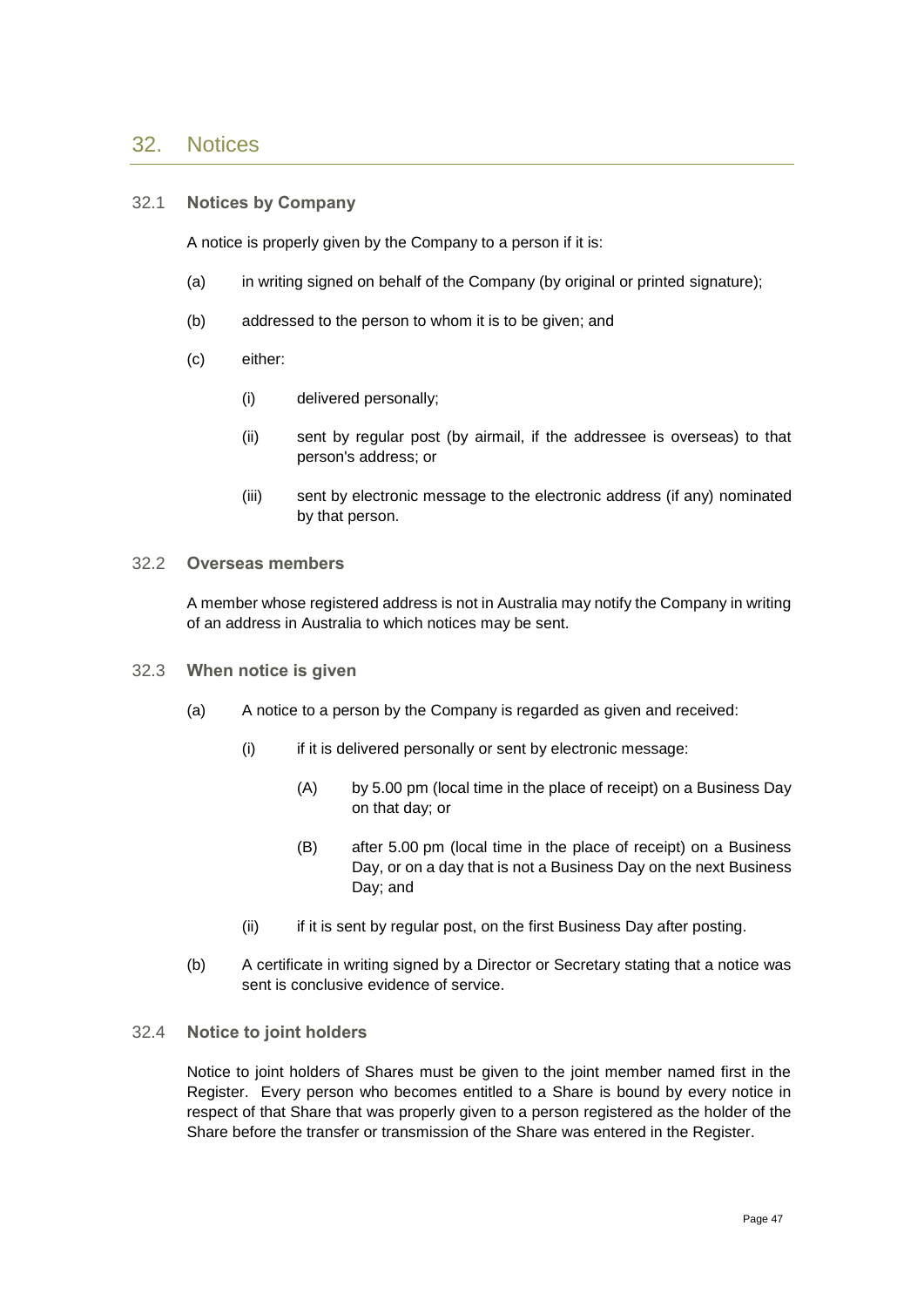## 32. Notices

### 32.1 **Notices by Company**

A notice is properly given by the Company to a person if it is:

(a) in writing signed on behalf of the Company (by original or printed signature);

(b) addressed to the person to whom it is to be given; and

(c) either:

  (i) delivered personally;

  (ii) sent by regular post (by airmail, if the addressee is overseas) to that person's address; or

  (iii) sent by electronic message to the electronic address (if any) nominated by that person.

### 32.2 **Overseas members**

A member whose registered address is not in Australia may notify the Company in writing of an address in Australia to which notices may be sent.

### 32.3 **When notice is given**

(a) A notice to a person by the Company is regarded as given and received:

  (i) if it is delivered personally or sent by electronic message:

    (A) by 5.00 pm (local time in the place of receipt) on a Business Day on that day; or

    (B) after 5.00 pm (local time in the place of receipt) on a Business Day, or on a day that is not a Business Day on the next Business Day; and

  (ii) if it is sent by regular post, on the first Business Day after posting.

(b) A certificate in writing signed by a Director or Secretary stating that a notice was sent is conclusive evidence of service.

### 32.4 **Notice to joint holders**

Notice to joint holders of Shares must be given to the joint member named first in the Register. Every person who becomes entitled to a Share is bound by every notice in respect of that Share that was properly given to a person registered as the holder of the Share before the transfer or transmission of the Share was entered in the Register.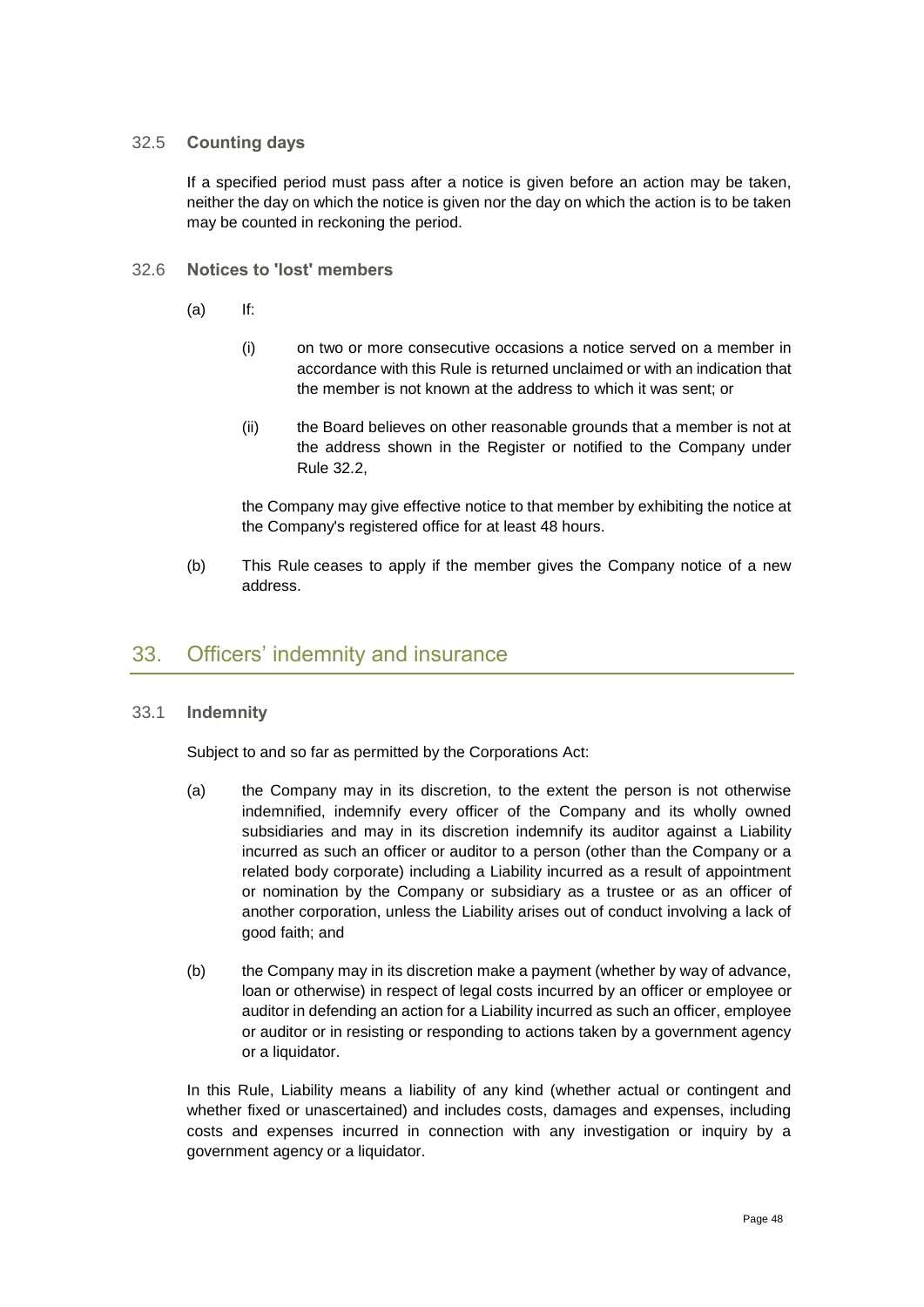### 32.5 **Counting days**

If a specified period must pass after a notice is given before an action may be taken, neither the day on which the notice is given nor the day on which the action is to be taken may be counted in reckoning the period.

### 32.6 **Notices to 'lost' members**

(a) If:

(i) on two or more consecutive occasions a notice served on a member in accordance with this Rule is returned unclaimed or with an indication that the member is not known at the address to which it was sent; or

(ii) the Board believes on other reasonable grounds that a member is not at the address shown in the Register or notified to the Company under Rule 32.2,

the Company may give effective notice to that member by exhibiting the notice at the Company's registered office for at least 48 hours.

(b) This Rule ceases to apply if the member gives the Company notice of a new address.

## 33. Officers' indemnity and insurance

### 33.1 **Indemnity**

Subject to and so far as permitted by the Corporations Act:

(a) the Company may in its discretion, to the extent the person is not otherwise indemnified, indemnify every officer of the Company and its wholly owned subsidiaries and may in its discretion indemnify its auditor against a Liability incurred as such an officer or auditor to a person (other than the Company or a related body corporate) including a Liability incurred as a result of appointment or nomination by the Company or subsidiary as a trustee or as an officer of another corporation, unless the Liability arises out of conduct involving a lack of good faith; and

(b) the Company may in its discretion make a payment (whether by way of advance, loan or otherwise) in respect of legal costs incurred by an officer or employee or auditor in defending an action for a Liability incurred as such an officer, employee or auditor or in resisting or responding to actions taken by a government agency or a liquidator.

In this Rule, Liability means a liability of any kind (whether actual or contingent and whether fixed or unascertained) and includes costs, damages and expenses, including costs and expenses incurred in connection with any investigation or inquiry by a government agency or a liquidator.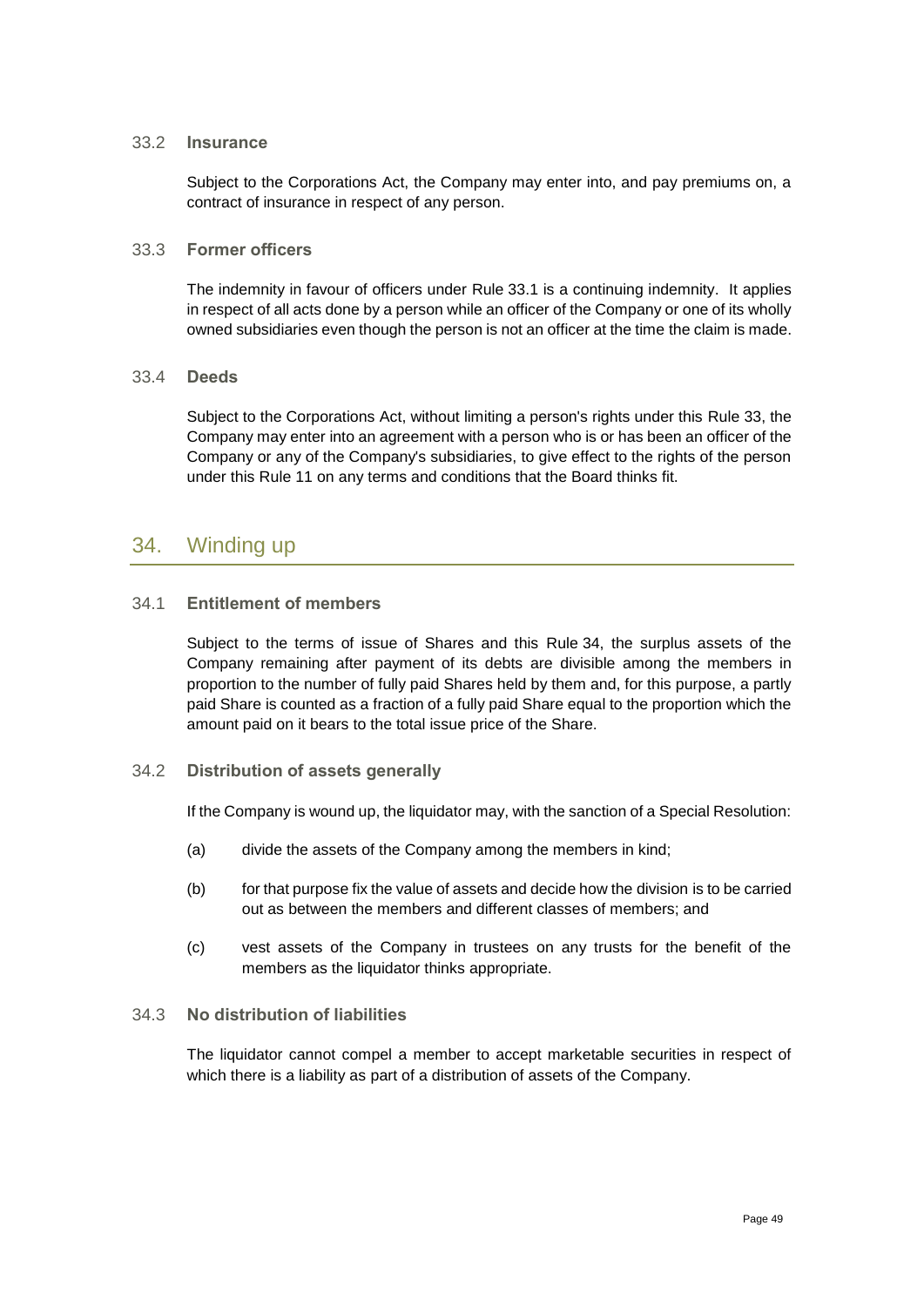### 33.2 **Insurance**

Subject to the Corporations Act, the Company may enter into, and pay premiums on, a contract of insurance in respect of any person.

### 33.3 **Former officers**

The indemnity in favour of officers under Rule 33.1 is a continuing indemnity. It applies in respect of all acts done by a person while an officer of the Company or one of its wholly owned subsidiaries even though the person is not an officer at the time the claim is made.

### 33.4 **Deeds**

Subject to the Corporations Act, without limiting a person's rights under this Rule 33, the Company may enter into an agreement with a person who is or has been an officer of the Company or any of the Company's subsidiaries, to give effect to the rights of the person under this Rule 11 on any terms and conditions that the Board thinks fit.

## 34. Winding up

### 34.1 **Entitlement of members**

Subject to the terms of issue of Shares and this Rule 34, the surplus assets of the Company remaining after payment of its debts are divisible among the members in proportion to the number of fully paid Shares held by them and, for this purpose, a partly paid Share is counted as a fraction of a fully paid Share equal to the proportion which the amount paid on it bears to the total issue price of the Share.

### 34.2 **Distribution of assets generally**

If the Company is wound up, the liquidator may, with the sanction of a Special Resolution:

(a) divide the assets of the Company among the members in kind;

(b) for that purpose fix the value of assets and decide how the division is to be carried out as between the members and different classes of members; and

(c) vest assets of the Company in trustees on any trusts for the benefit of the members as the liquidator thinks appropriate.

### 34.3 **No distribution of liabilities**

The liquidator cannot compel a member to accept marketable securities in respect of which there is a liability as part of a distribution of assets of the Company.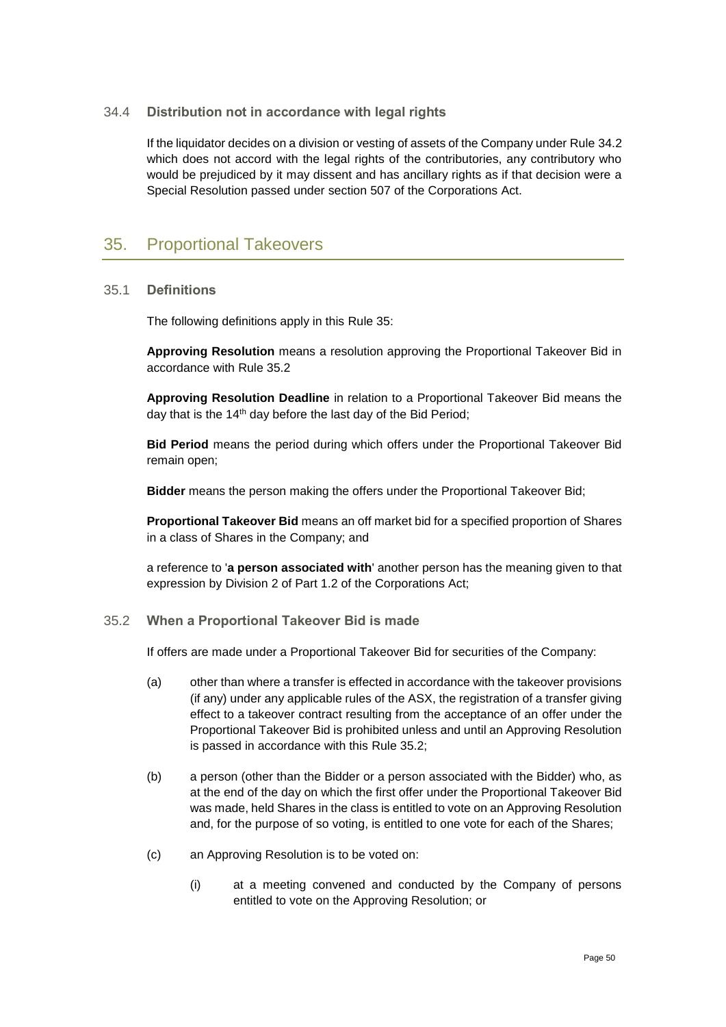### 34.4 Distribution not in accordance with legal rights

If the liquidator decides on a division or vesting of assets of the Company under Rule 34.2 which does not accord with the legal rights of the contributories, any contributory who would be prejudiced by it may dissent and has ancillary rights as if that decision were a Special Resolution passed under section 507 of the Corporations Act.

## 35. Proportional Takeovers

### 35.1 Definitions

The following definitions apply in this Rule 35:

**Approving Resolution** means a resolution approving the Proportional Takeover Bid in accordance with Rule 35.2

**Approving Resolution Deadline** in relation to a Proportional Takeover Bid means the day that is the 14th day before the last day of the Bid Period;

**Bid Period** means the period during which offers under the Proportional Takeover Bid remain open;

**Bidder** means the person making the offers under the Proportional Takeover Bid;

**Proportional Takeover Bid** means an off market bid for a specified proportion of Shares in a class of Shares in the Company; and

a reference to '**a person associated with**' another person has the meaning given to that expression by Division 2 of Part 1.2 of the Corporations Act;

### 35.2 When a Proportional Takeover Bid is made

If offers are made under a Proportional Takeover Bid for securities of the Company:

(a) other than where a transfer is effected in accordance with the takeover provisions (if any) under any applicable rules of the ASX, the registration of a transfer giving effect to a takeover contract resulting from the acceptance of an offer under the Proportional Takeover Bid is prohibited unless and until an Approving Resolution is passed in accordance with this Rule 35.2;

(b) a person (other than the Bidder or a person associated with the Bidder) who, as at the end of the day on which the first offer under the Proportional Takeover Bid was made, held Shares in the class is entitled to vote on an Approving Resolution and, for the purpose of so voting, is entitled to one vote for each of the Shares;

(c) an Approving Resolution is to be voted on:

 (i) at a meeting convened and conducted by the Company of persons entitled to vote on the Approving Resolution; or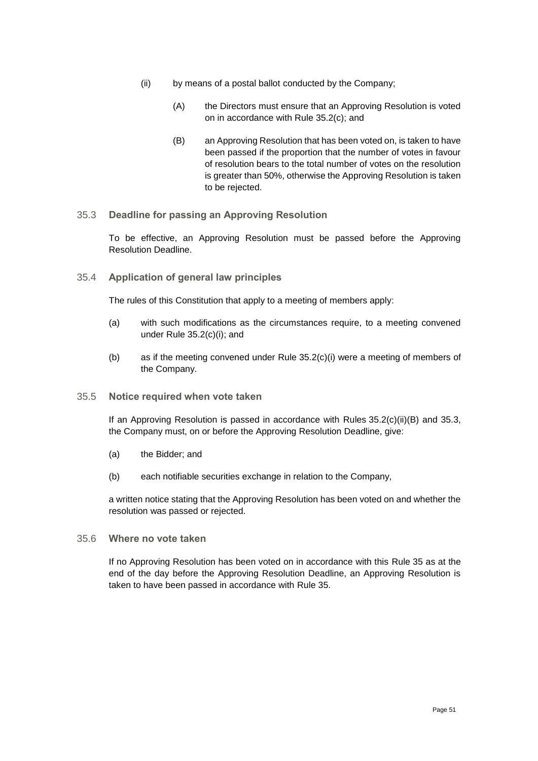(ii) by means of a postal ballot conducted by the Company;

(A) the Directors must ensure that an Approving Resolution is voted on in accordance with Rule 35.2(c); and

(B) an Approving Resolution that has been voted on, is taken to have been passed if the proportion that the number of votes in favour of resolution bears to the total number of votes on the resolution is greater than 50%, otherwise the Approving Resolution is taken to be rejected.

### 35.3 Deadline for passing an Approving Resolution

To be effective, an Approving Resolution must be passed before the Approving Resolution Deadline.

### 35.4 Application of general law principles

The rules of this Constitution that apply to a meeting of members apply:

(a) with such modifications as the circumstances require, to a meeting convened under Rule 35.2(c)(i); and

(b) as if the meeting convened under Rule 35.2(c)(i) were a meeting of members of the Company.

### 35.5 Notice required when vote taken

If an Approving Resolution is passed in accordance with Rules 35.2(c)(ii)(B) and 35.3, the Company must, on or before the Approving Resolution Deadline, give:

(a) the Bidder; and

(b) each notifiable securities exchange in relation to the Company,

a written notice stating that the Approving Resolution has been voted on and whether the resolution was passed or rejected.

### 35.6 Where no vote taken

If no Approving Resolution has been voted on in accordance with this Rule 35 as at the end of the day before the Approving Resolution Deadline, an Approving Resolution is taken to have been passed in accordance with Rule 35.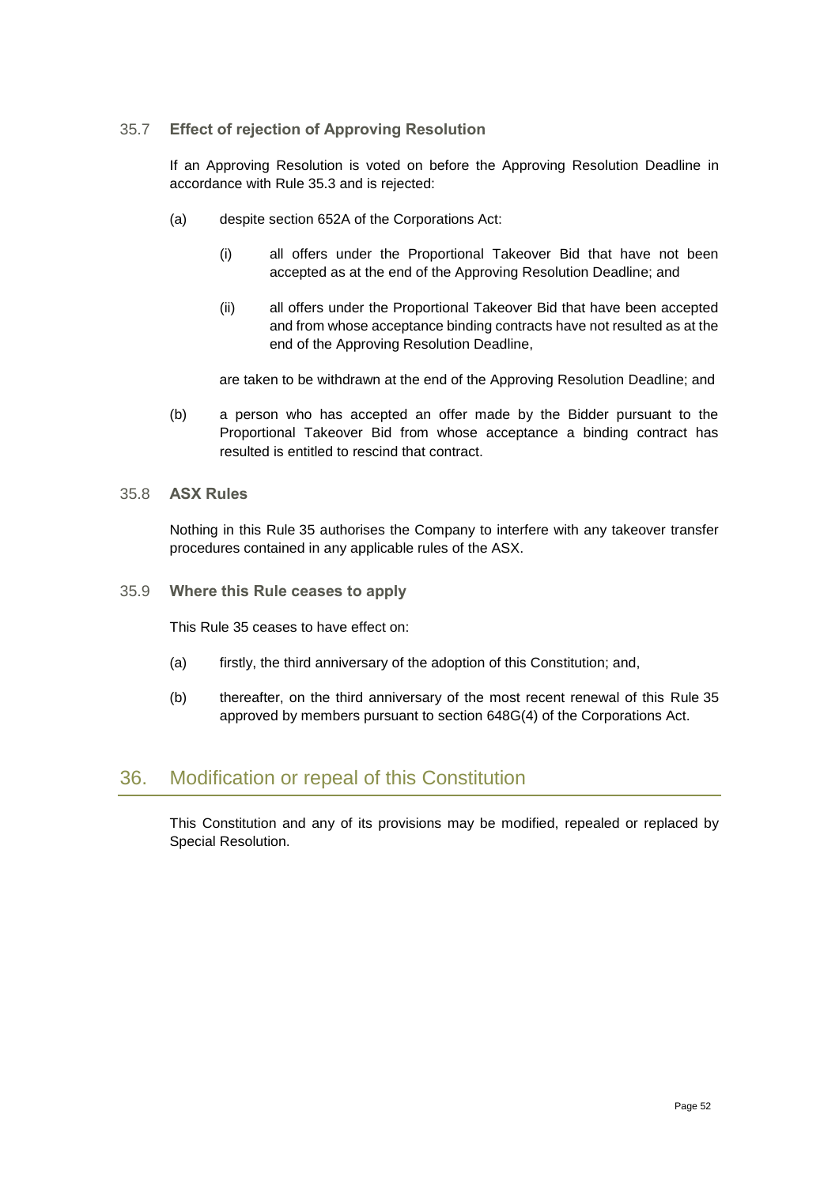### 35.7 Effect of rejection of Approving Resolution

If an Approving Resolution is voted on before the Approving Resolution Deadline in accordance with Rule 35.3 and is rejected:

(a) despite section 652A of the Corporations Act:

(i) all offers under the Proportional Takeover Bid that have not been accepted as at the end of the Approving Resolution Deadline; and

(ii) all offers under the Proportional Takeover Bid that have been accepted and from whose acceptance binding contracts have not resulted as at the end of the Approving Resolution Deadline,

are taken to be withdrawn at the end of the Approving Resolution Deadline; and

(b) a person who has accepted an offer made by the Bidder pursuant to the Proportional Takeover Bid from whose acceptance a binding contract has resulted is entitled to rescind that contract.

### 35.8 ASX Rules

Nothing in this Rule 35 authorises the Company to interfere with any takeover transfer procedures contained in any applicable rules of the ASX.

### 35.9 Where this Rule ceases to apply

This Rule 35 ceases to have effect on:

(a) firstly, the third anniversary of the adoption of this Constitution; and,

(b) thereafter, on the third anniversary of the most recent renewal of this Rule 35 approved by members pursuant to section 648G(4) of the Corporations Act.

## 36. Modification or repeal of this Constitution

This Constitution and any of its provisions may be modified, repealed or replaced by Special Resolution.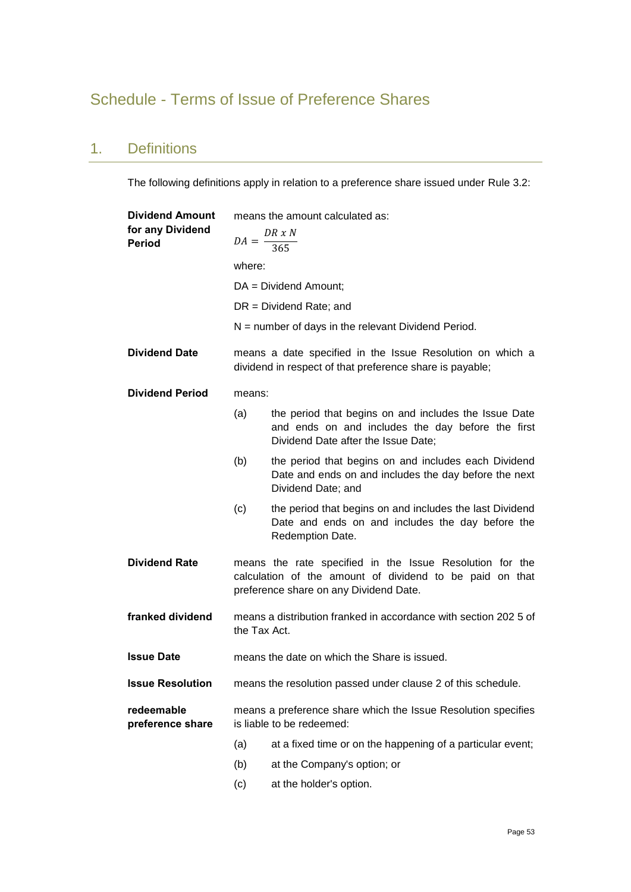# Schedule - Terms of Issue of Preference Shares

## 1. Definitions

The following definitions apply in relation to a preference share issued under Rule 3.2:

**Dividend Amount for any Dividend Period** means the amount calculated as:

$$DA = \frac{DR \times N}{365}$$

where:

DA = Dividend Amount;

DR = Dividend Rate; and

N = number of days in the relevant Dividend Period.

**Dividend Date** means a date specified in the Issue Resolution on which a dividend in respect of that preference share is payable;

**Dividend Period** means:

(a) the period that begins on and includes the Issue Date and ends on and includes the day before the first Dividend Date after the Issue Date;

(b) the period that begins on and includes each Dividend Date and ends on and includes the day before the next Dividend Date; and

(c) the period that begins on and includes the last Dividend Date and ends on and includes the day before the Redemption Date.

**Dividend Rate** means the rate specified in the Issue Resolution for the calculation of the amount of dividend to be paid on that preference share on any Dividend Date.

**franked dividend** means a distribution franked in accordance with section 202 5 of the Tax Act.

**Issue Date** means the date on which the Share is issued.

**Issue Resolution** means the resolution passed under clause 2 of this schedule.

**redeemable preference share** means a preference share which the Issue Resolution specifies is liable to be redeemed:

(a) at a fixed time or on the happening of a particular event;

(b) at the Company's option; or

(c) at the holder's option.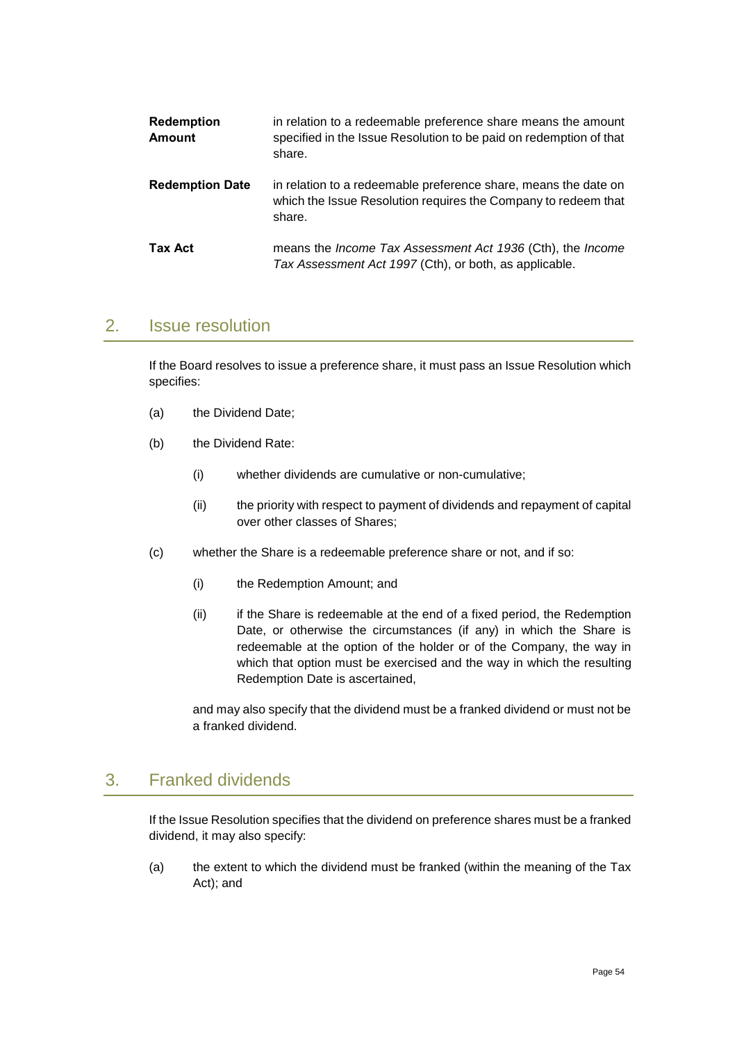| | |
|---|---|
| **Redemption Amount** | in relation to a redeemable preference share means the amount specified in the Issue Resolution to be paid on redemption of that share. |
| **Redemption Date** | in relation to a redeemable preference share, means the date on which the Issue Resolution requires the Company to redeem that share. |
| **Tax Act** | means the *Income Tax Assessment Act 1936* (Cth), the *Income Tax Assessment Act 1997* (Cth), or both, as applicable. |

## 2. Issue resolution

If the Board resolves to issue a preference share, it must pass an Issue Resolution which specifies:

(a) the Dividend Date;

(b) the Dividend Rate:

  (i) whether dividends are cumulative or non-cumulative;

  (ii) the priority with respect to payment of dividends and repayment of capital over other classes of Shares;

(c) whether the Share is a redeemable preference share or not, and if so:

  (i) the Redemption Amount; and

  (ii) if the Share is redeemable at the end of a fixed period, the Redemption Date, or otherwise the circumstances (if any) in which the Share is redeemable at the option of the holder or of the Company, the way in which that option must be exercised and the way in which the resulting Redemption Date is ascertained,

and may also specify that the dividend must be a franked dividend or must not be a franked dividend.

## 3. Franked dividends

If the Issue Resolution specifies that the dividend on preference shares must be a franked dividend, it may also specify:

(a) the extent to which the dividend must be franked (within the meaning of the Tax Act); and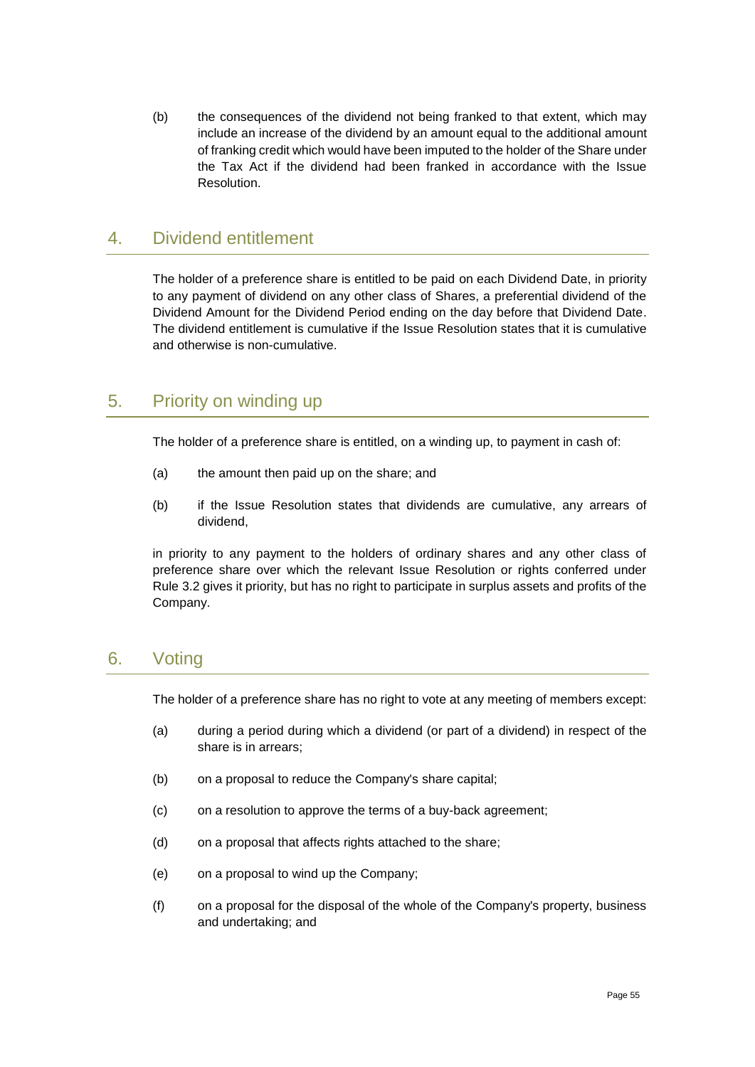(b) the consequences of the dividend not being franked to that extent, which may include an increase of the dividend by an amount equal to the additional amount of franking credit which would have been imputed to the holder of the Share under the Tax Act if the dividend had been franked in accordance with the Issue Resolution.

## 4. Dividend entitlement

The holder of a preference share is entitled to be paid on each Dividend Date, in priority to any payment of dividend on any other class of Shares, a preferential dividend of the Dividend Amount for the Dividend Period ending on the day before that Dividend Date. The dividend entitlement is cumulative if the Issue Resolution states that it is cumulative and otherwise is non-cumulative.

## 5. Priority on winding up

The holder of a preference share is entitled, on a winding up, to payment in cash of:

(a) the amount then paid up on the share; and

(b) if the Issue Resolution states that dividends are cumulative, any arrears of dividend,

in priority to any payment to the holders of ordinary shares and any other class of preference share over which the relevant Issue Resolution or rights conferred under Rule 3.2 gives it priority, but has no right to participate in surplus assets and profits of the Company.

## 6. Voting

The holder of a preference share has no right to vote at any meeting of members except:

(a) during a period during which a dividend (or part of a dividend) in respect of the share is in arrears;

(b) on a proposal to reduce the Company's share capital;

(c) on a resolution to approve the terms of a buy-back agreement;

(d) on a proposal that affects rights attached to the share;

(e) on a proposal to wind up the Company;

(f) on a proposal for the disposal of the whole of the Company's property, business and undertaking; and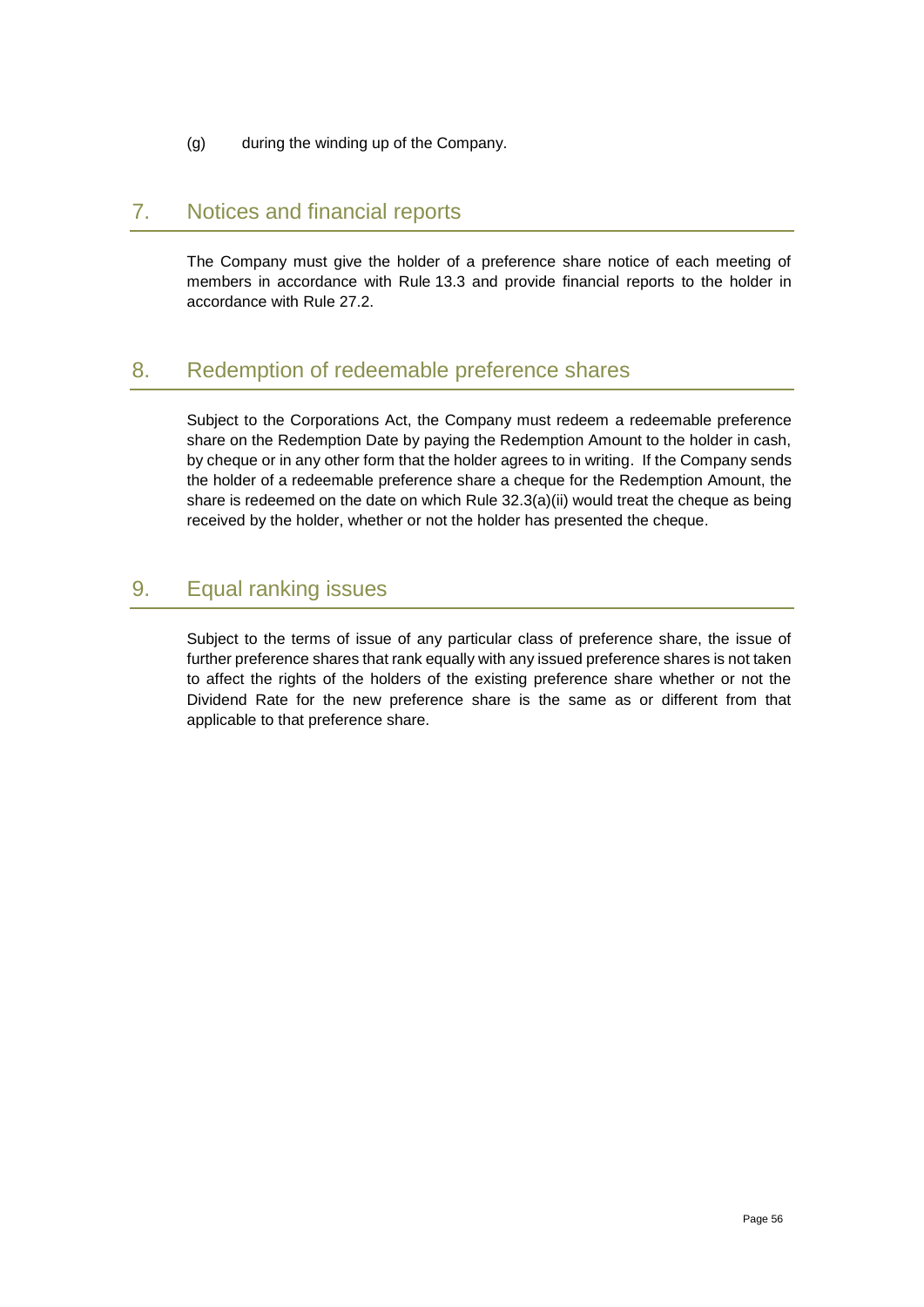(g) during the winding up of the Company.

## 7. Notices and financial reports

The Company must give the holder of a preference share notice of each meeting of members in accordance with Rule 13.3 and provide financial reports to the holder in accordance with Rule 27.2.

## 8. Redemption of redeemable preference shares

Subject to the Corporations Act, the Company must redeem a redeemable preference share on the Redemption Date by paying the Redemption Amount to the holder in cash, by cheque or in any other form that the holder agrees to in writing. If the Company sends the holder of a redeemable preference share a cheque for the Redemption Amount, the share is redeemed on the date on which Rule 32.3(a)(ii) would treat the cheque as being received by the holder, whether or not the holder has presented the cheque.

## 9. Equal ranking issues

Subject to the terms of issue of any particular class of preference share, the issue of further preference shares that rank equally with any issued preference shares is not taken to affect the rights of the holders of the existing preference share whether or not the Dividend Rate for the new preference share is the same as or different from that applicable to that preference share.